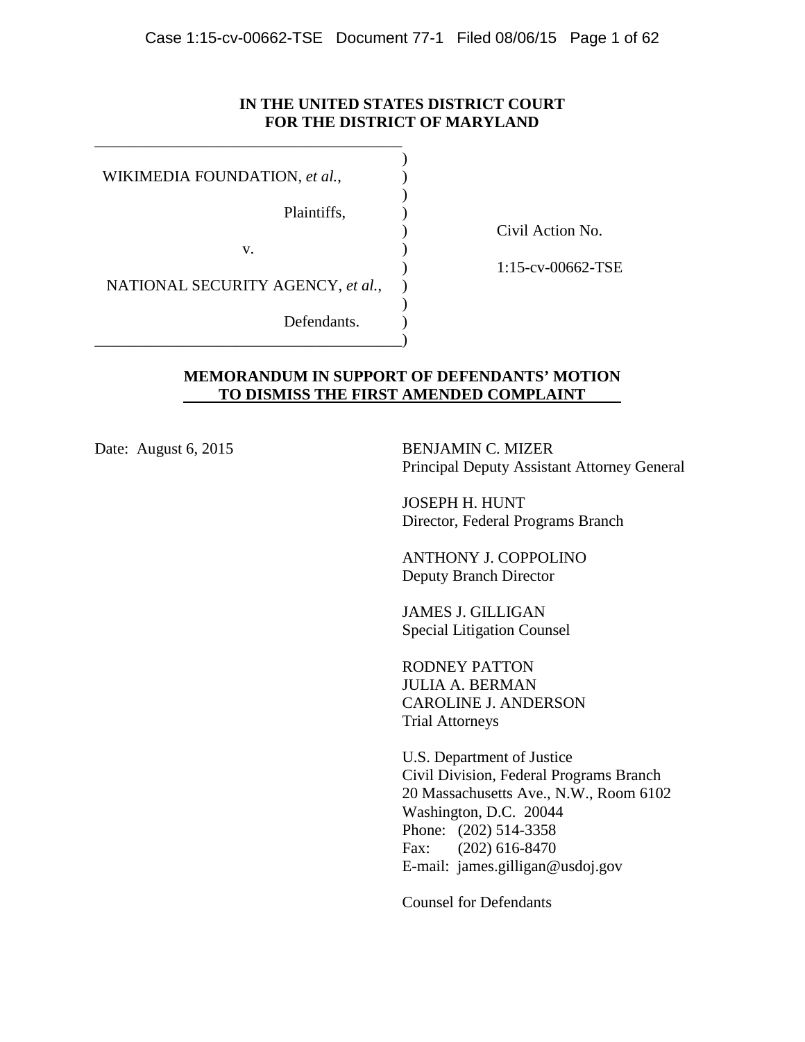**IN THE UNITED STATES DISTRICT COURT**
**FOR THE DISTRICT OF MARYLAND**

| | |
|---|---|
| WIKIMEDIA FOUNDATION, *et al.*, | |
| Plaintiffs, | Civil Action No. |
| v. | 1:15-cv-00662-TSE |
| NATIONAL SECURITY AGENCY, *et al.*, | |
| Defendants. | |

**MEMORANDUM IN SUPPORT OF DEFENDANTS' MOTION TO DISMISS THE FIRST AMENDED COMPLAINT**

Date: August 6, 2015

BENJAMIN C. MIZER
Principal Deputy Assistant Attorney General

JOSEPH H. HUNT
Director, Federal Programs Branch

ANTHONY J. COPPOLINO
Deputy Branch Director

JAMES J. GILLIGAN
Special Litigation Counsel

RODNEY PATTON
JULIA A. BERMAN
CAROLINE J. ANDERSON
Trial Attorneys

U.S. Department of Justice
Civil Division, Federal Programs Branch
20 Massachusetts Ave., N.W., Room 6102
Washington, D.C. 20044
Phone: (202) 514-3358
Fax: (202) 616-8470
E-mail: james.gilligan@usdoj.gov

Counsel for Defendants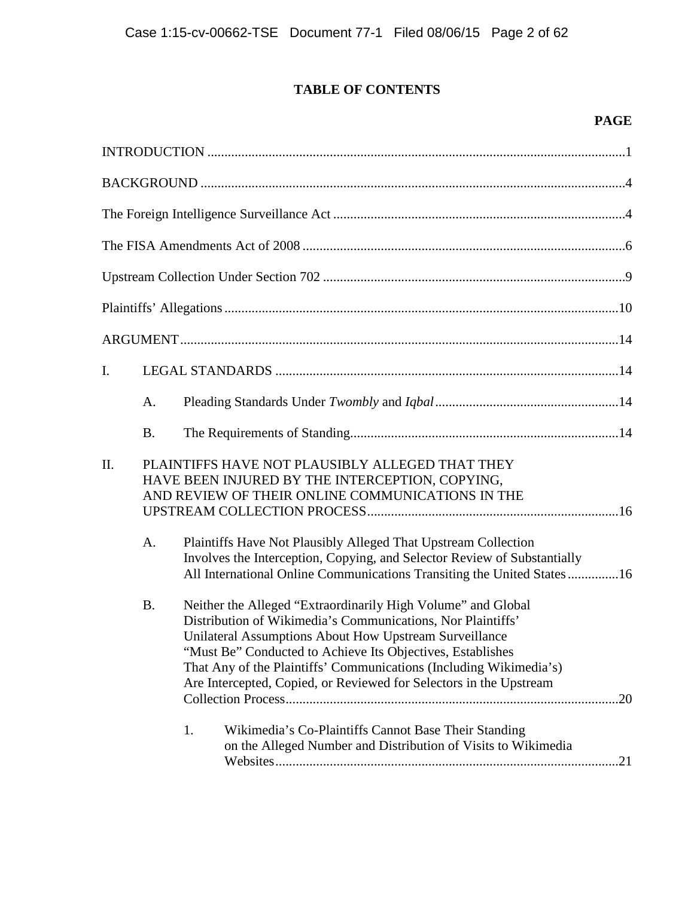## TABLE OF CONTENTS

**PAGE**

INTRODUCTION ..........1

BACKGROUND ..........4

The Foreign Intelligence Surveillance Act ..........4

The FISA Amendments Act of 2008 ..........6

Upstream Collection Under Section 702 ..........9

Plaintiffs' Allegations ..........10

ARGUMENT ..........14

I. LEGAL STANDARDS ..........14

  A. Pleading Standards Under *Twombly* and *Iqbal* ..........14

  B. The Requirements of Standing ..........14

II. PLAINTIFFS HAVE NOT PLAUSIBLY ALLEGED THAT THEY HAVE BEEN INJURED BY THE INTERCEPTION, COPYING, AND REVIEW OF THEIR ONLINE COMMUNICATIONS IN THE UPSTREAM COLLECTION PROCESS ..........16

  A. Plaintiffs Have Not Plausibly Alleged That Upstream Collection Involves the Interception, Copying, and Selector Review of Substantially All International Online Communications Transiting the United States ..........16

  B. Neither the Alleged "Extraordinarily High Volume" and Global Distribution of Wikimedia's Communications, Nor Plaintiffs' Unilateral Assumptions About How Upstream Surveillance "Must Be" Conducted to Achieve Its Objectives, Establishes That Any of the Plaintiffs' Communications (Including Wikimedia's) Are Intercepted, Copied, or Reviewed for Selectors in the Upstream Collection Process ..........20

    1. Wikimedia's Co-Plaintiffs Cannot Base Their Standing on the Alleged Number and Distribution of Visits to Wikimedia Websites ..........21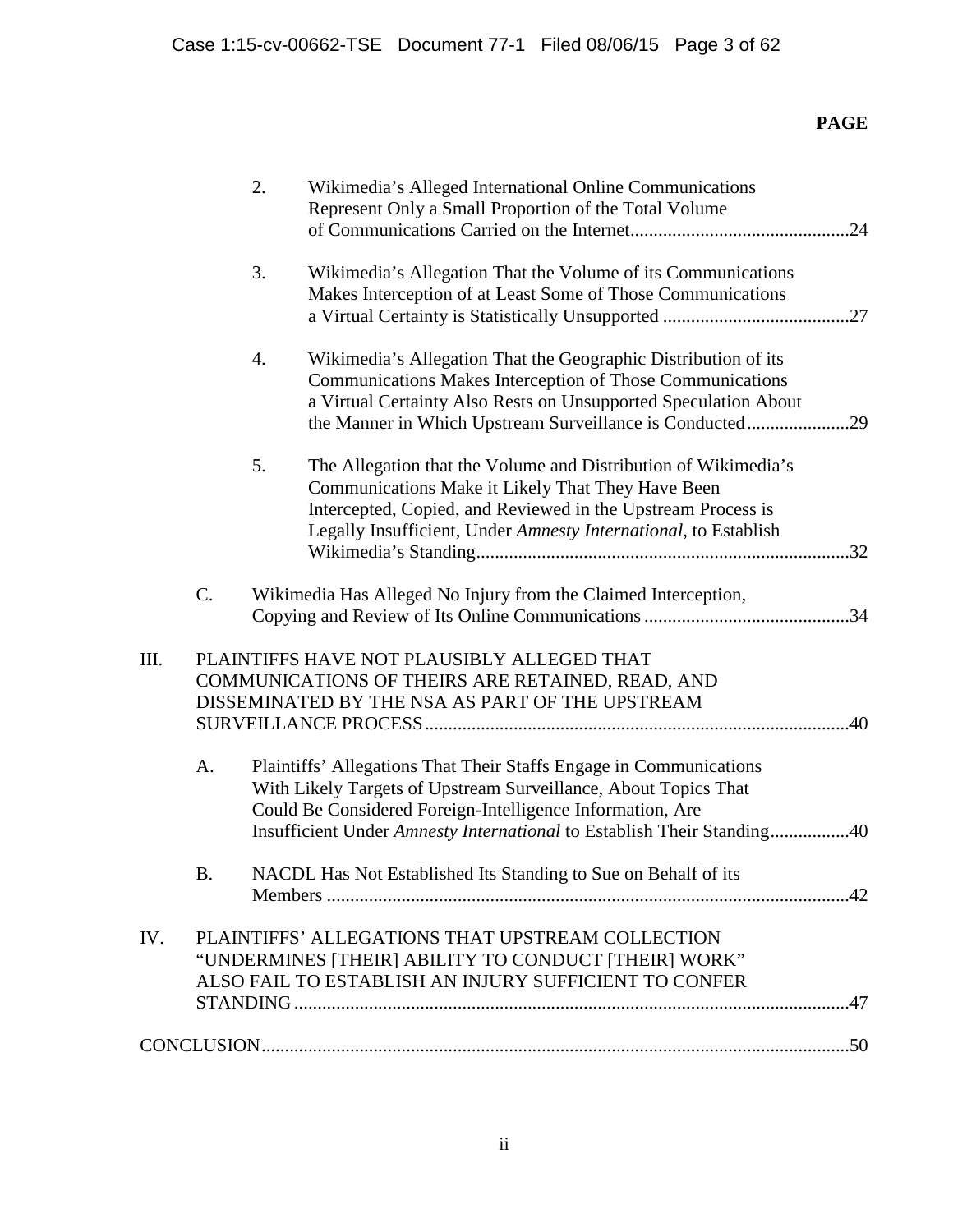**PAGE**

2. Wikimedia's Alleged International Online Communications Represent Only a Small Proportion of the Total Volume of Communications Carried on the Internet ........ 24

3. Wikimedia's Allegation That the Volume of its Communications Makes Interception of at Least Some of Those Communications a Virtual Certainty is Statistically Unsupported ........ 27

4. Wikimedia's Allegation That the Geographic Distribution of its Communications Makes Interception of Those Communications a Virtual Certainty Also Rests on Unsupported Speculation About the Manner in Which Upstream Surveillance is Conducted ........ 29

5. The Allegation that the Volume and Distribution of Wikimedia's Communications Make it Likely That They Have Been Intercepted, Copied, and Reviewed in the Upstream Process is Legally Insufficient, Under *Amnesty International*, to Establish Wikimedia's Standing ........ 32

C. Wikimedia Has Alleged No Injury from the Claimed Interception, Copying and Review of Its Online Communications ........ 34

III. PLAINTIFFS HAVE NOT PLAUSIBLY ALLEGED THAT COMMUNICATIONS OF THEIRS ARE RETAINED, READ, AND DISSEMINATED BY THE NSA AS PART OF THE UPSTREAM SURVEILLANCE PROCESS ........ 40

A. Plaintiffs' Allegations That Their Staffs Engage in Communications With Likely Targets of Upstream Surveillance, About Topics That Could Be Considered Foreign-Intelligence Information, Are Insufficient Under *Amnesty International* to Establish Their Standing ........ 40

B. NACDL Has Not Established Its Standing to Sue on Behalf of its Members ........ 42

IV. PLAINTIFFS' ALLEGATIONS THAT UPSTREAM COLLECTION "UNDERMINES [THEIR] ABILITY TO CONDUCT [THEIR] WORK" ALSO FAIL TO ESTABLISH AN INJURY SUFFICIENT TO CONFER STANDING ........ 47

CONCLUSION ........ 50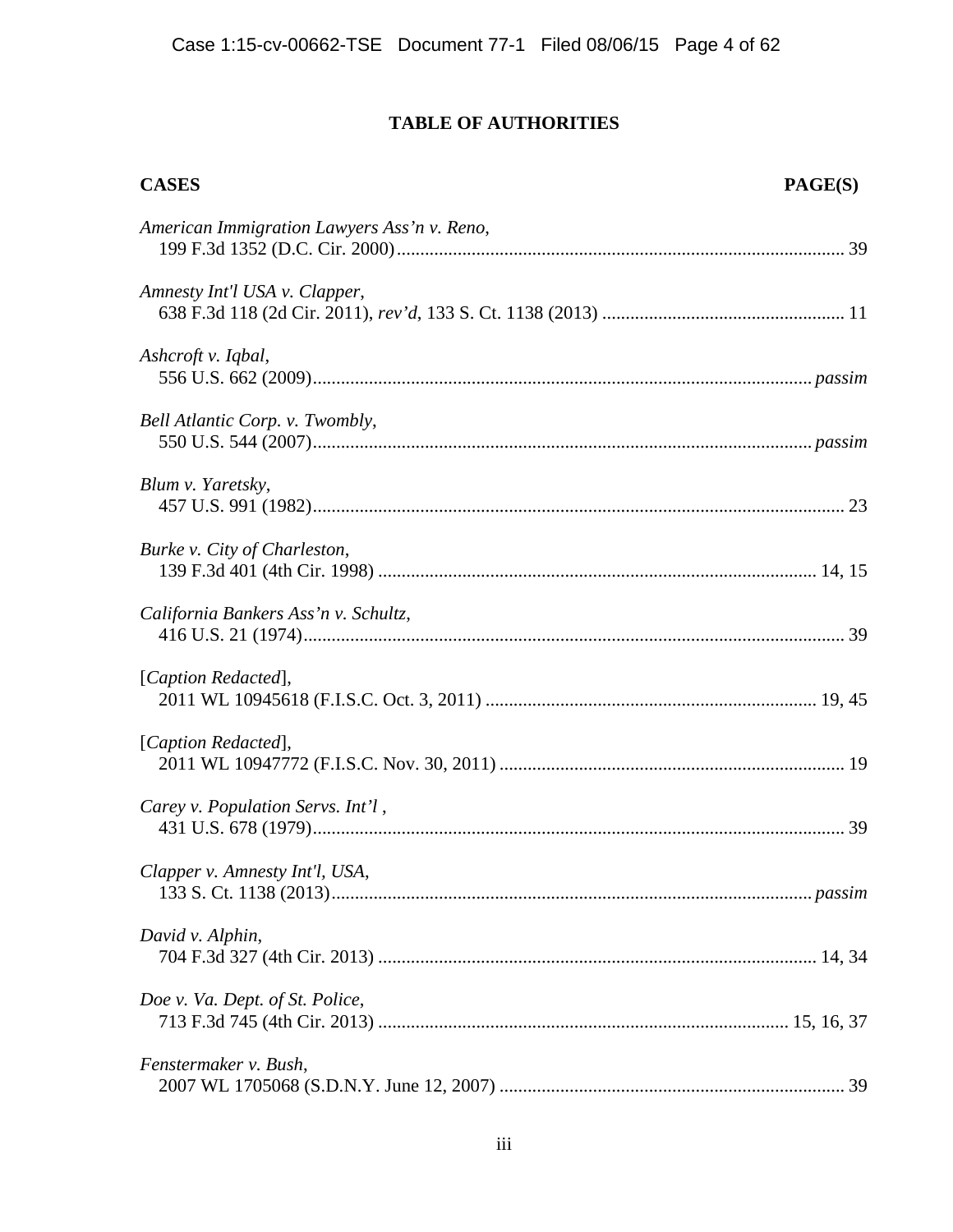## TABLE OF AUTHORITIES

**CASES** **PAGE(S)**

*American Immigration Lawyers Ass'n v. Reno*,
199 F.3d 1352 (D.C. Cir. 2000)................................................................................................ 39

*Amnesty Int'l USA v. Clapper*,
638 F.3d 118 (2d Cir. 2011), *rev'd*, 133 S. Ct. 1138 (2013) .................................................... 11

*Ashcroft v. Iqbal*,
556 U.S. 662 (2009)..........................................................................................................*passim*

*Bell Atlantic Corp. v. Twombly*,
550 U.S. 544 (2007)..........................................................................................................*passim*

*Blum v. Yaretsky*,
457 U.S. 991 (1982)................................................................................................................ 23

*Burke v. City of Charleston*,
139 F.3d 401 (4th Cir. 1998) ............................................................................................. 14, 15

*California Bankers Ass'n v. Schultz*,
416 U.S. 21 (1974)................................................................................................................... 39

[*Caption Redacted*],
2011 WL 10945618 (F.I.S.C. Oct. 3, 2011) ...................................................................... 19, 45

[*Caption Redacted*],
2011 WL 10947772 (F.I.S.C. Nov. 30, 2011) ......................................................................... 19

*Carey v. Population Servs. Int'l* ,
431 U.S. 678 (1979)................................................................................................................. 39

*Clapper v. Amnesty Int'l, USA*,
133 S. Ct. 1138 (2013).......................................................................................................*passim*

*David v. Alphin*,
704 F.3d 327 (4th Cir. 2013) ............................................................................................. 14, 34

*Doe v. Va. Dept. of St. Police*,
713 F.3d 745 (4th Cir. 2013) ....................................................................................... 15, 16, 37

*Fenstermaker v. Bush*,
2007 WL 1705068 (S.D.N.Y. June 12, 2007) .......................................................................... 39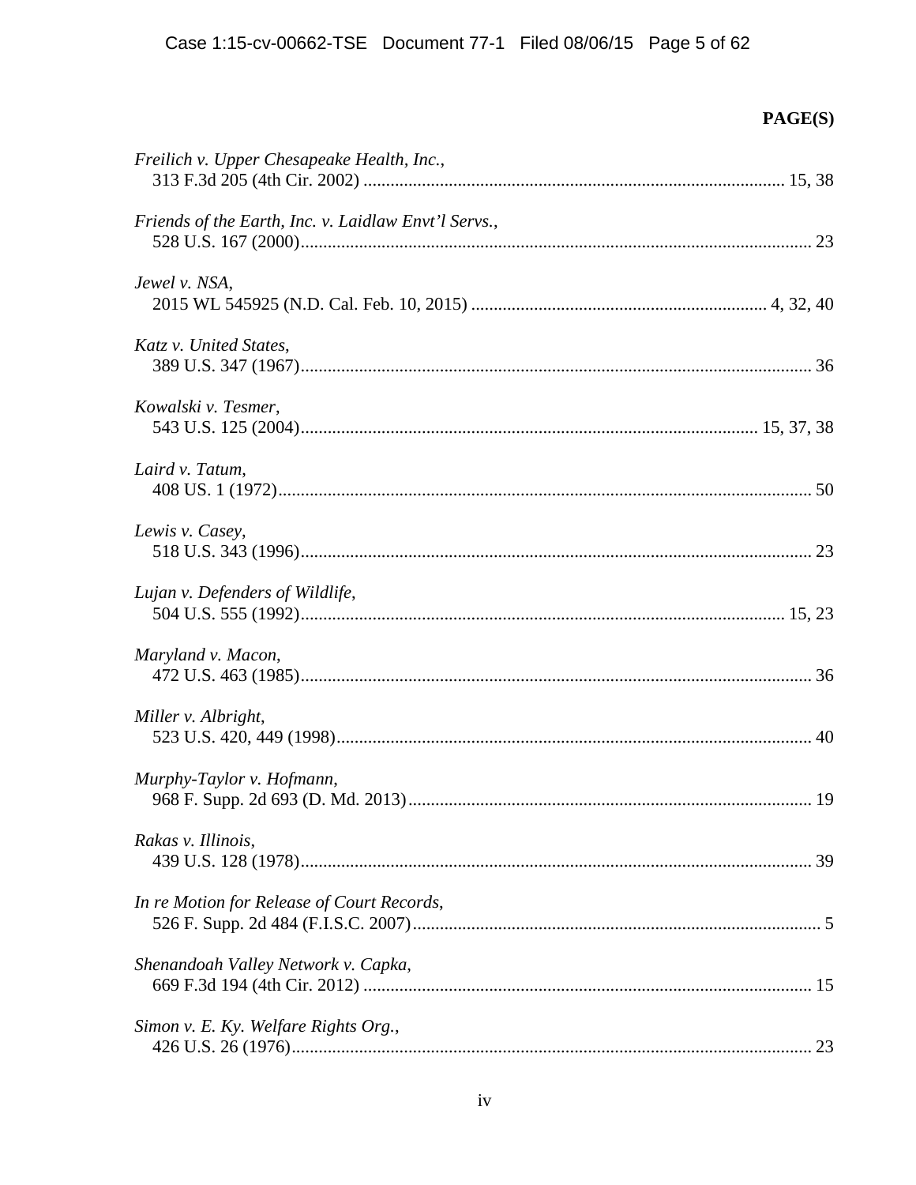**PAGE(S)**

*Freilich v. Upper Chesapeake Health, Inc.*,
313 F.3d 205 (4th Cir. 2002) ............................................................................................ 15, 38

*Friends of the Earth, Inc. v. Laidlaw Envt'l Servs.*,
528 U.S. 167 (2000)................................................................................................................ 23

*Jewel v. NSA*,
2015 WL 545925 (N.D. Cal. Feb. 10, 2015) ................................................................. 4, 32, 40

*Katz v. United States*,
389 U.S. 347 (1967)................................................................................................................ 36

*Kowalski v. Tesmer*,
543 U.S. 125 (2004)................................................................................................... 15, 37, 38

*Laird v. Tatum*,
408 US. 1 (1972)...................................................................................................................... 50

*Lewis v. Casey*,
518 U.S. 343 (1996)................................................................................................................ 23

*Lujan v. Defenders of Wildlife*,
504 U.S. 555 (1992).......................................................................................................... 15, 23

*Maryland v. Macon*,
472 U.S. 463 (1985)................................................................................................................ 36

*Miller v. Albright*,
523 U.S. 420, 449 (1998)........................................................................................................ 40

*Murphy-Taylor v. Hofmann*,
968 F. Supp. 2d 693 (D. Md. 2013)......................................................................................... 19

*Rakas v. Illinois*,
439 U.S. 128 (1978)................................................................................................................ 39

*In re Motion for Release of Court Records*,
526 F. Supp. 2d 484 (F.I.S.C. 2007).......................................................................................... 5

*Shenandoah Valley Network v. Capka*,
669 F.3d 194 (4th Cir. 2012) ................................................................................................... 15

*Simon v. E. Ky. Welfare Rights Org.*,
426 U.S. 26 (1976)................................................................................................................... 23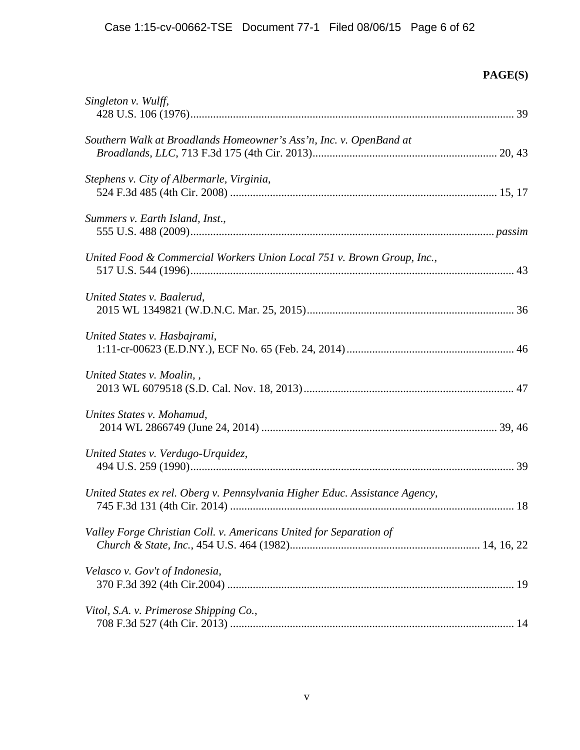**PAGE(S)**

*Singleton v. Wulff*,
428 U.S. 106 (1976)................................................................................................................. 39

*Southern Walk at Broadlands Homeowner's Ass'n, Inc. v. OpenBand at Broadlands, LLC*, 713 F.3d 175 (4th Cir. 2013)................................................................ 20, 43

*Stephens v. City of Albermarle, Virginia*,
524 F.3d 485 (4th Cir. 2008) ............................................................................................ 15, 17

*Summers v. Earth Island, Inst*.,
555 U.S. 488 (2009)......................................................................................................... *passim*

*United Food & Commercial Workers Union Local 751 v. Brown Group, Inc.*,
517 U.S. 544 (1996)................................................................................................................. 43

*United States v. Baalerud*,
2015 WL 1349821 (W.D.N.C. Mar. 25, 2015)........................................................................ 36

*United States v. Hasbajrami*,
1:11-cr-00623 (E.D.NY.), ECF No. 65 (Feb. 24, 2014).......................................................... 46

*United States v. Moalin, ,*
2013 WL 6079518 (S.D. Cal. Nov. 18, 2013)......................................................................... 47

*Unites States v. Mohamud*,
2014 WL 2866749 (June 24, 2014) ................................................................................. 39, 46

*United States v. Verdugo-Urquidez*,
494 U.S. 259 (1990)................................................................................................................. 39

*United States ex rel. Oberg v. Pennsylvania Higher Educ. Assistance Agency*,
745 F.3d 131 (4th Cir. 2014) ................................................................................................... 18

*Valley Forge Christian Coll. v. Americans United for Separation of Church & State, Inc.*, 454 U.S. 464 (1982)................................................................. 14, 16, 22

*Velasco v. Gov't of Indonesia*,
370 F.3d 392 (4th Cir.2004) .................................................................................................... 19

*Vitol, S.A. v. Primerose Shipping Co.*,
708 F.3d 527 (4th Cir. 2013) ................................................................................................... 14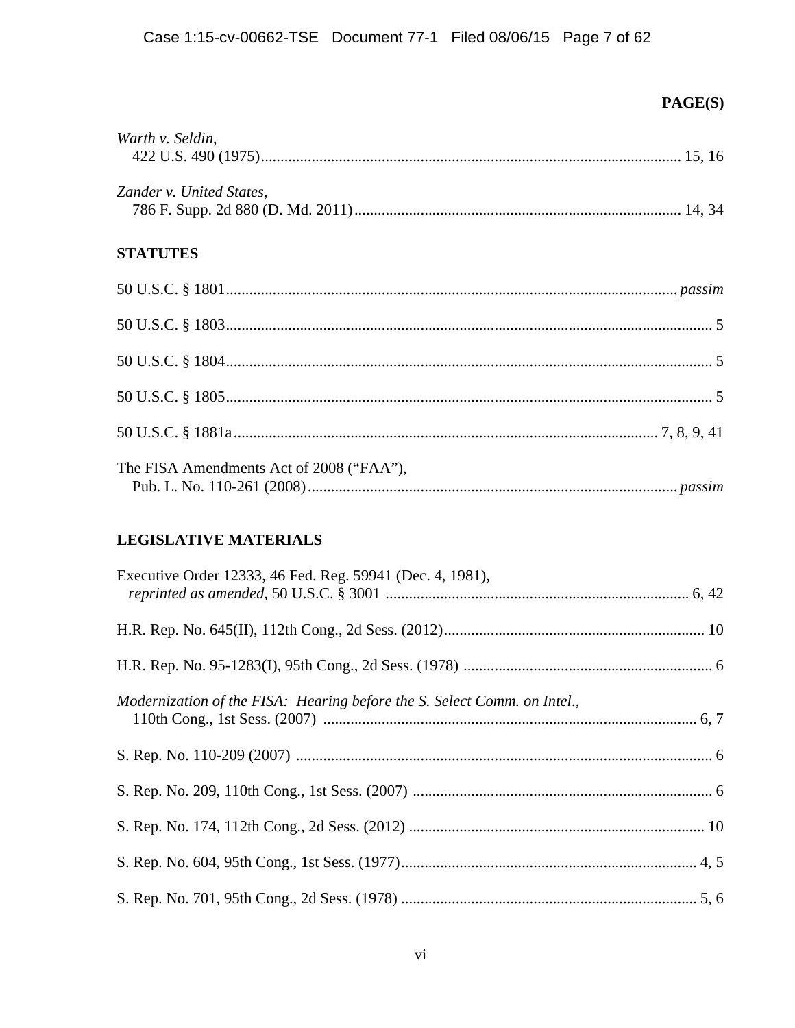**PAGE(S)**

*Warth v. Seldin*,
422 U.S. 490 (1975) ........................................................................................................ 15, 16

*Zander v. United States*,
786 F. Supp. 2d 880 (D. Md. 2011) .................................................................................. 14, 34

**STATUTES**

50 U.S.C. § 1801 ................................................................................................................ *passim*

50 U.S.C. § 1803 ......................................................................................................................... 5

50 U.S.C. § 1804 ......................................................................................................................... 5

50 U.S.C. § 1805 ......................................................................................................................... 5

50 U.S.C. § 1881a ........................................................................................................ 7, 8, 9, 41

The FISA Amendments Act of 2008 ("FAA"),
Pub. L. No. 110-261 (2008) ............................................................................................. *passim*

**LEGISLATIVE MATERIALS**

Executive Order 12333, 46 Fed. Reg. 59941 (Dec. 4, 1981),
*reprinted as amended,* 50 U.S.C. § 3001 ............................................................................. 6, 42

H.R. Rep. No. 645(II), 112th Cong., 2d Sess. (2012) .................................................................. 10

H.R. Rep. No. 95-1283(I), 95th Cong., 2d Sess. (1978) ................................................................ 6

*Modernization of the FISA: Hearing before the S. Select Comm. on Intel*.,
110th Cong., 1st Sess. (2007) ............................................................................................... 6, 7

S. Rep. No. 110-209 (2007) .......................................................................................................... 6

S. Rep. No. 209, 110th Cong., 1st Sess. (2007) ............................................................................ 6

S. Rep. No. 174, 112th Cong., 2d Sess. (2012) ........................................................................... 10

S. Rep. No. 604, 95th Cong., 1st Sess. (1977) ........................................................................... 4, 5

S. Rep. No. 701, 95th Cong., 2d Sess. (1978) ........................................................................... 5, 6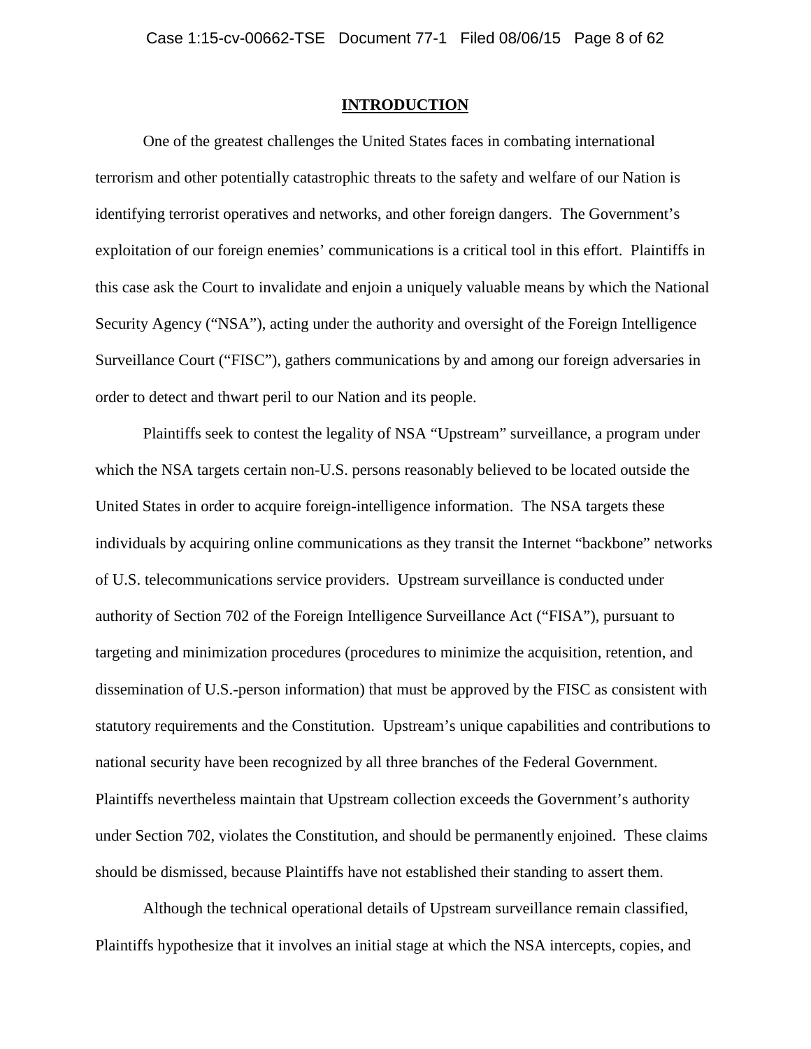## INTRODUCTION

One of the greatest challenges the United States faces in combating international terrorism and other potentially catastrophic threats to the safety and welfare of our Nation is identifying terrorist operatives and networks, and other foreign dangers. The Government's exploitation of our foreign enemies' communications is a critical tool in this effort. Plaintiffs in this case ask the Court to invalidate and enjoin a uniquely valuable means by which the National Security Agency ("NSA"), acting under the authority and oversight of the Foreign Intelligence Surveillance Court ("FISC"), gathers communications by and among our foreign adversaries in order to detect and thwart peril to our Nation and its people.

Plaintiffs seek to contest the legality of NSA "Upstream" surveillance, a program under which the NSA targets certain non-U.S. persons reasonably believed to be located outside the United States in order to acquire foreign-intelligence information. The NSA targets these individuals by acquiring online communications as they transit the Internet "backbone" networks of U.S. telecommunications service providers. Upstream surveillance is conducted under authority of Section 702 of the Foreign Intelligence Surveillance Act ("FISA"), pursuant to targeting and minimization procedures (procedures to minimize the acquisition, retention, and dissemination of U.S.-person information) that must be approved by the FISC as consistent with statutory requirements and the Constitution. Upstream's unique capabilities and contributions to national security have been recognized by all three branches of the Federal Government. Plaintiffs nevertheless maintain that Upstream collection exceeds the Government's authority under Section 702, violates the Constitution, and should be permanently enjoined. These claims should be dismissed, because Plaintiffs have not established their standing to assert them.

Although the technical operational details of Upstream surveillance remain classified, Plaintiffs hypothesize that it involves an initial stage at which the NSA intercepts, copies, and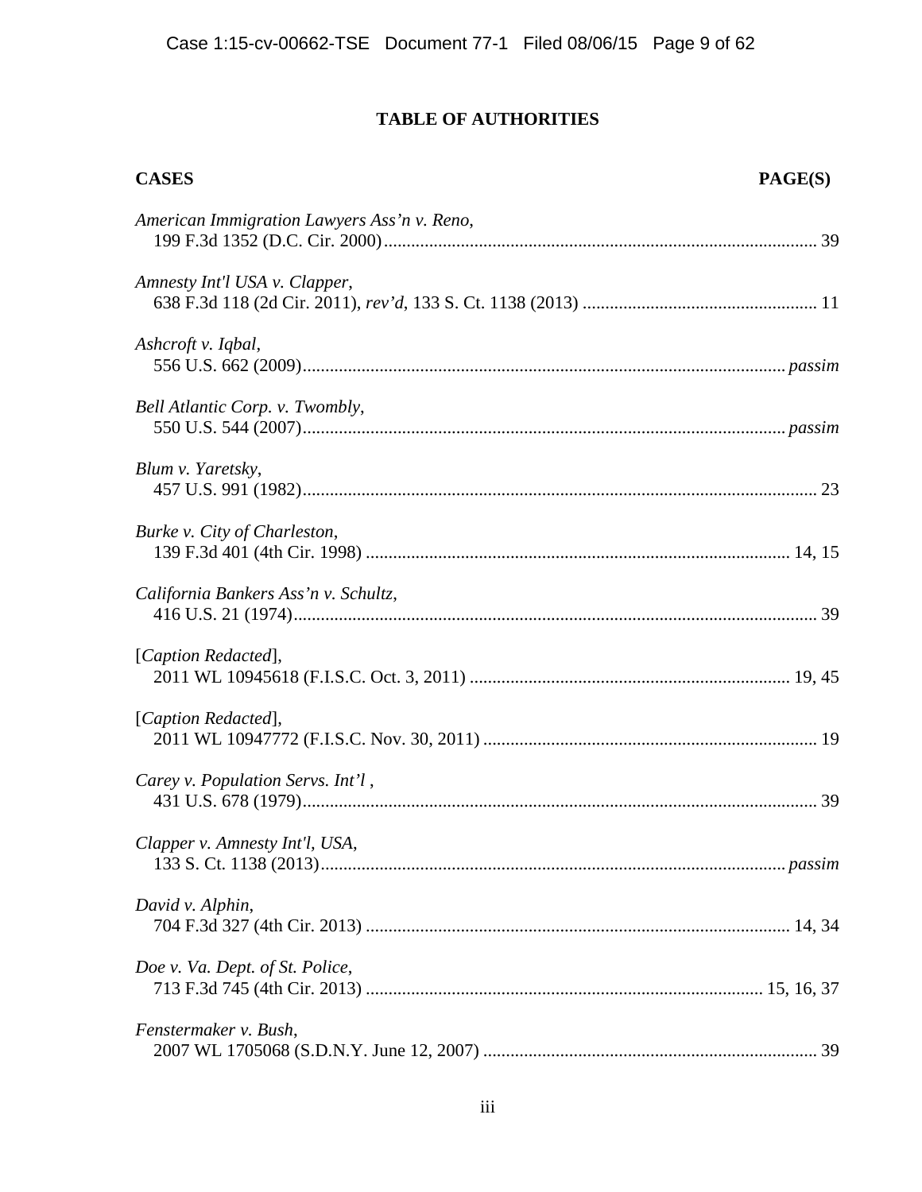# TABLE OF AUTHORITIES

**CASES** **PAGE(S)**

*American Immigration Lawyers Ass'n v. Reno*,
199 F.3d 1352 (D.C. Cir. 2000) ........................................................................................ 39

*Amnesty Int'l USA v. Clapper*,
638 F.3d 118 (2d Cir. 2011), *rev'd*, 133 S. Ct. 1138 (2013) ................................................... 11

*Ashcroft v. Iqbal*,
556 U.S. 662 (2009) .......................................................................................................... *passim*

*Bell Atlantic Corp. v. Twombly*,
550 U.S. 544 (2007) .......................................................................................................... *passim*

*Blum v. Yaretsky*,
457 U.S. 991 (1982) .......................................................................................................... 23

*Burke v. City of Charleston*,
139 F.3d 401 (4th Cir. 1998) ............................................................................................. 14, 15

*California Bankers Ass'n v. Schultz*,
416 U.S. 21 (1974) ............................................................................................................ 39

[*Caption Redacted*],
2011 WL 10945618 (F.I.S.C. Oct. 3, 2011) ...................................................................... 19, 45

[*Caption Redacted*],
2011 WL 10947772 (F.I.S.C. Nov. 30, 2011) ......................................................................... 19

*Carey v. Population Servs. Int'l* ,
431 U.S. 678 (1979) .......................................................................................................... 39

*Clapper v. Amnesty Int'l, USA*,
133 S. Ct. 1138 (2013) ...................................................................................................... *passim*

*David v. Alphin*,
704 F.3d 327 (4th Cir. 2013) ............................................................................................. 14, 34

*Doe v. Va. Dept. of St. Police*,
713 F.3d 745 (4th Cir. 2013) ....................................................................................... 15, 16, 37

*Fenstermaker v. Bush*,
2007 WL 1705068 (S.D.N.Y. June 12, 2007) ......................................................................... 39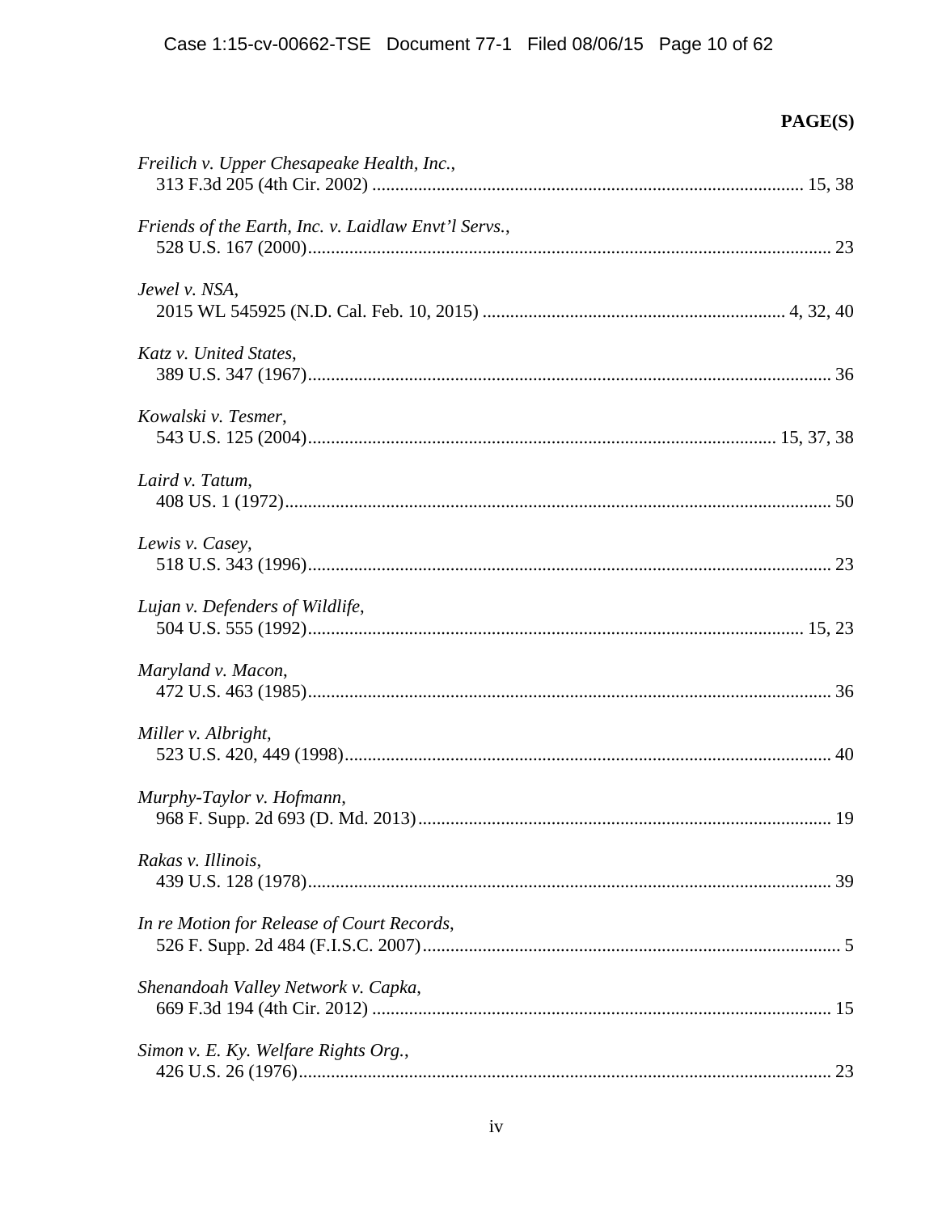**PAGE(S)**

*Freilich v. Upper Chesapeake Health, Inc.*,
313 F.3d 205 (4th Cir. 2002) ............................................................................................ 15, 38

*Friends of the Earth, Inc. v. Laidlaw Envt'l Servs.*,
528 U.S. 167 (2000)................................................................................................................ 23

*Jewel v. NSA*,
2015 WL 545925 (N.D. Cal. Feb. 10, 2015) ................................................................. 4, 32, 40

*Katz v. United States*,
389 U.S. 347 (1967)................................................................................................................ 36

*Kowalski v. Tesmer*,
543 U.S. 125 (2004)................................................................................................... 15, 37, 38

*Laird v. Tatum*,
408 US. 1 (1972)...................................................................................................................... 50

*Lewis v. Casey*,
518 U.S. 343 (1996)................................................................................................................ 23

*Lujan v. Defenders of Wildlife*,
504 U.S. 555 (1992)........................................................................................................ 15, 23

*Maryland v. Macon*,
472 U.S. 463 (1985)................................................................................................................ 36

*Miller v. Albright*,
523 U.S. 420, 449 (1998)........................................................................................................ 40

*Murphy-Taylor v. Hofmann*,
968 F. Supp. 2d 693 (D. Md. 2013)........................................................................................ 19

*Rakas v. Illinois*,
439 U.S. 128 (1978)................................................................................................................ 39

*In re Motion for Release of Court Records*,
526 F. Supp. 2d 484 (F.I.S.C. 2007).......................................................................................... 5

*Shenandoah Valley Network v. Capka*,
669 F.3d 194 (4th Cir. 2012) .................................................................................................. 15

*Simon v. E. Ky. Welfare Rights Org.*,
426 U.S. 26 (1976).................................................................................................................. 23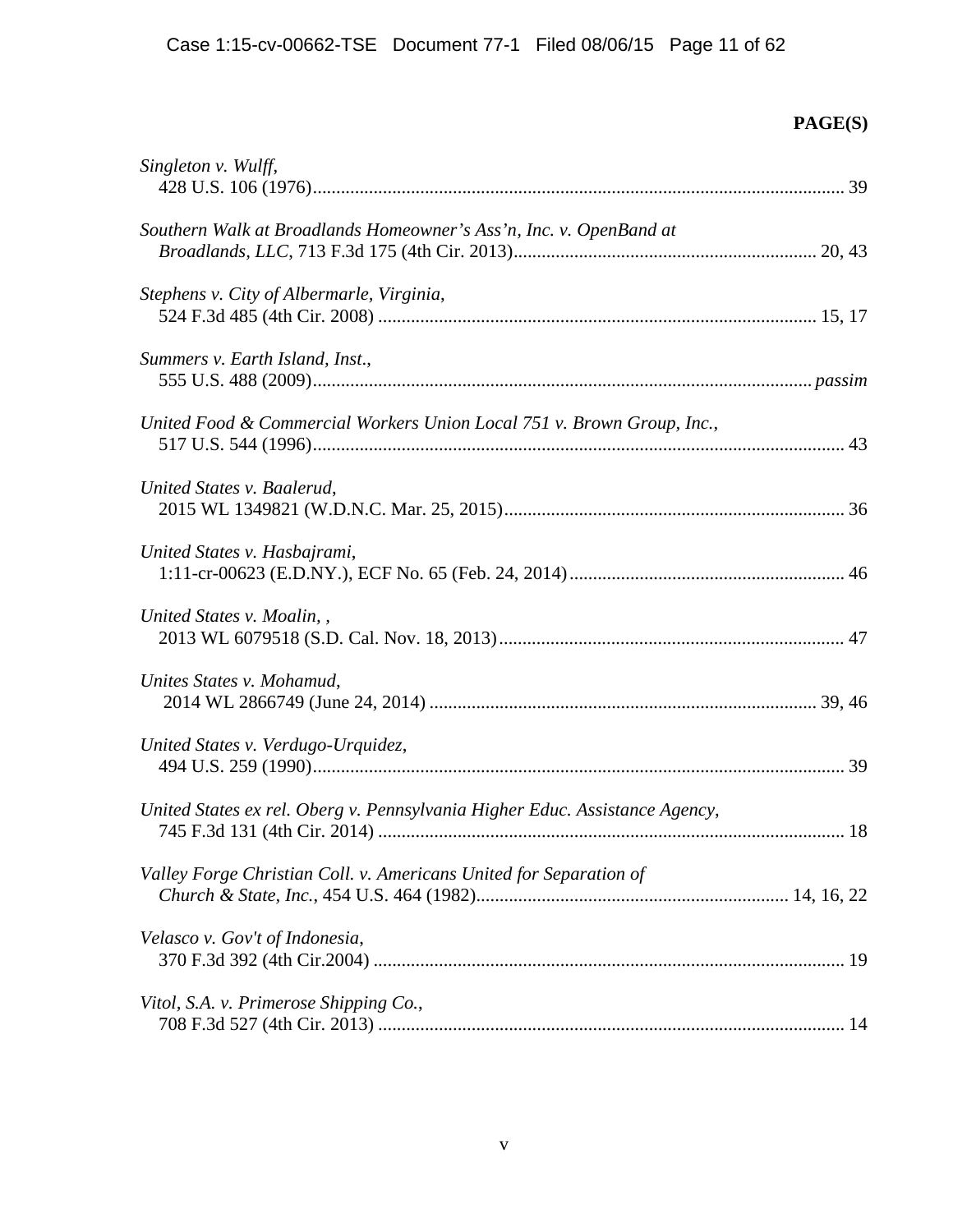**PAGE(S)**

*Singleton v. Wulff*,
428 U.S. 106 (1976)....................................................................................................... 39

*Southern Walk at Broadlands Homeowner's Ass'n, Inc. v. OpenBand at Broadlands, LLC*, 713 F.3d 175 (4th Cir. 2013)................................................................ 20, 43

*Stephens v. City of Albermarle, Virginia*,
524 F.3d 485 (4th Cir. 2008) ............................................................................................ 15, 17

*Summers v. Earth Island, Inst*.,
555 U.S. 488 (2009).......................................................................................................... *passim*

*United Food & Commercial Workers Union Local 751 v. Brown Group, Inc.*,
517 U.S. 544 (1996)........................................................................................................... 43

*United States v. Baalerud*,
2015 WL 1349821 (W.D.N.C. Mar. 25, 2015)........................................................................ 36

*United States v. Hasbajrami*,
1:11-cr-00623 (E.D.NY.), ECF No. 65 (Feb. 24, 2014)........................................................... 46

*United States v. Moalin*, ,
2013 WL 6079518 (S.D. Cal. Nov. 18, 2013)........................................................................ 47

*Unites States v. Mohamud*,
2014 WL 2866749 (June 24, 2014) .................................................................................. 39, 46

*United States v. Verdugo-Urquidez*,
494 U.S. 259 (1990)........................................................................................................... 39

*United States ex rel. Oberg v. Pennsylvania Higher Educ. Assistance Agency*,
745 F.3d 131 (4th Cir. 2014) ................................................................................................ 18

*Valley Forge Christian Coll. v. Americans United for Separation of Church & State, Inc.*, 454 U.S. 464 (1982)................................................................. 14, 16, 22

*Velasco v. Gov't of Indonesia*,
370 F.3d 392 (4th Cir.2004) ................................................................................................ 19

*Vitol, S.A. v. Primerose Shipping Co.*,
708 F.3d 527 (4th Cir. 2013) ................................................................................................ 14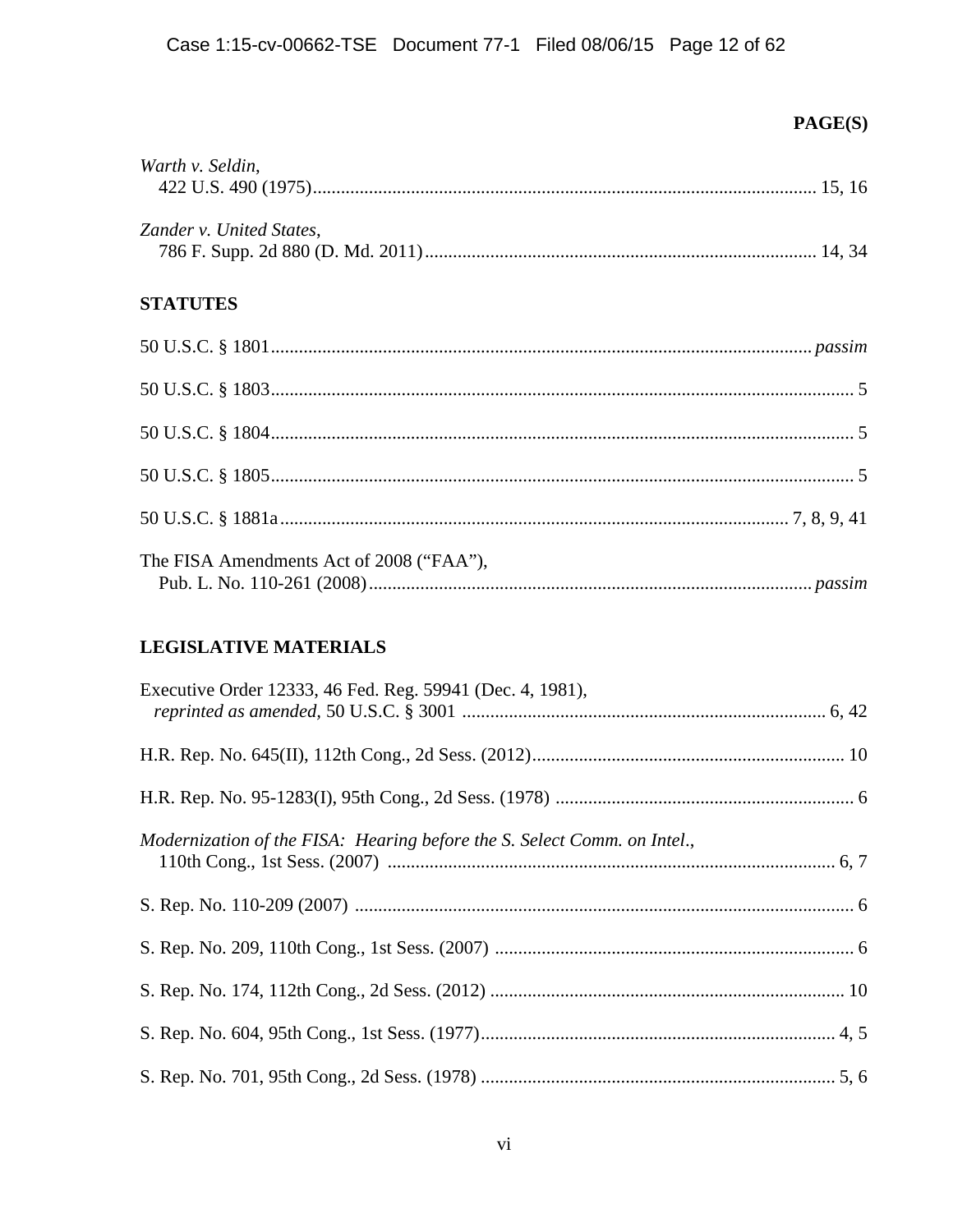**PAGE(S)**

*Warth v. Seldin*,
422 U.S. 490 (1975) ........................................................................................................ 15, 16

*Zander v. United States*,
786 F. Supp. 2d 880 (D. Md. 2011) ................................................................................ 14, 34

**STATUTES**

50 U.S.C. § 1801 ................................................................................................................ *passim*

50 U.S.C. § 1803 ........................................................................................................................ 5

50 U.S.C. § 1804 ........................................................................................................................ 5

50 U.S.C. § 1805 ........................................................................................................................ 5

50 U.S.C. § 1881a ........................................................................................................ 7, 8, 9, 41

The FISA Amendments Act of 2008 ("FAA"),
Pub. L. No. 110-261 (2008) ............................................................................................ *passim*

**LEGISLATIVE MATERIALS**

Executive Order 12333, 46 Fed. Reg. 59941 (Dec. 4, 1981),
*reprinted as amended,* 50 U.S.C. § 3001 ........................................................................ 6, 42

H.R. Rep. No. 645(II), 112th Cong., 2d Sess. (2012) .............................................................. 10

H.R. Rep. No. 95-1283(I), 95th Cong., 2d Sess. (1978) ............................................................ 6

*Modernization of the FISA: Hearing before the S. Select Comm. on Intel*.,
110th Cong., 1st Sess. (2007) ............................................................................................. 6, 7

S. Rep. No. 110-209 (2007) ........................................................................................................ 6

S. Rep. No. 209, 110th Cong., 1st Sess. (2007) .......................................................................... 6

S. Rep. No. 174, 112th Cong., 2d Sess. (2012) ......................................................................... 10

S. Rep. No. 604, 95th Cong., 1st Sess. (1977) ......................................................................... 4, 5

S. Rep. No. 701, 95th Cong., 2d Sess. (1978) ......................................................................... 5, 6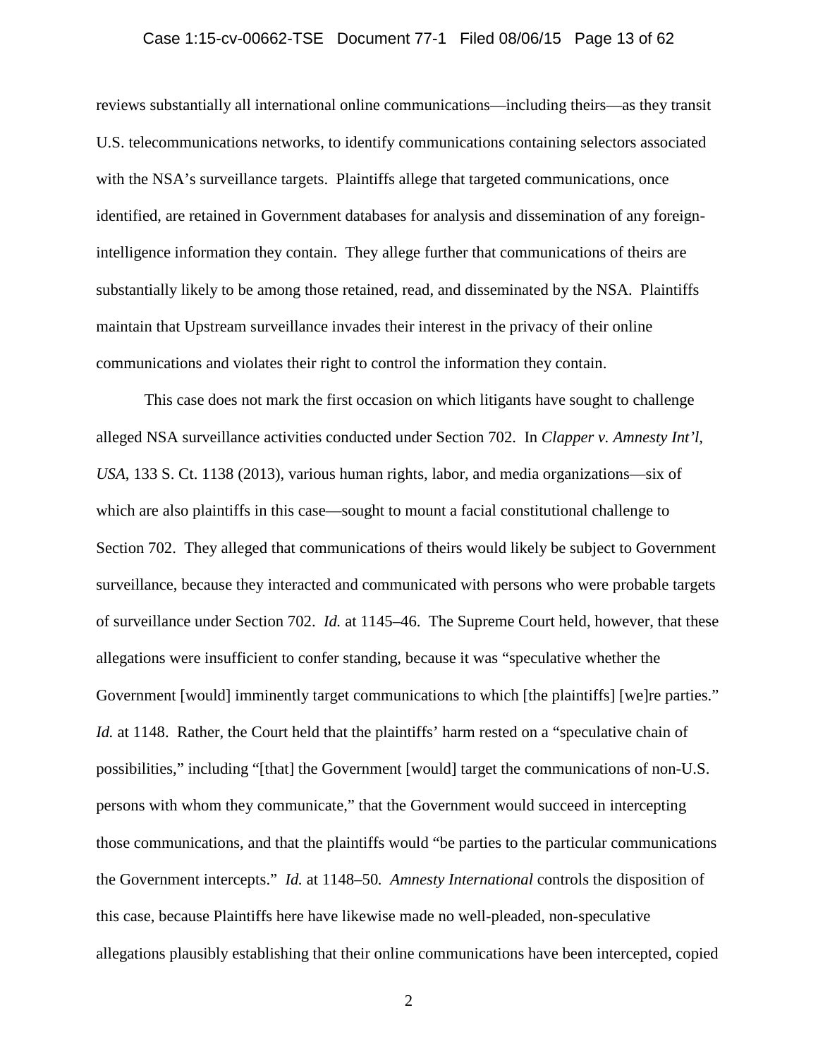reviews substantially all international online communications—including theirs—as they transit U.S. telecommunications networks, to identify communications containing selectors associated with the NSA's surveillance targets. Plaintiffs allege that targeted communications, once identified, are retained in Government databases for analysis and dissemination of any foreign-intelligence information they contain. They allege further that communications of theirs are substantially likely to be among those retained, read, and disseminated by the NSA. Plaintiffs maintain that Upstream surveillance invades their interest in the privacy of their online communications and violates their right to control the information they contain.

This case does not mark the first occasion on which litigants have sought to challenge alleged NSA surveillance activities conducted under Section 702. In *Clapper v. Amnesty Int'l, USA*, 133 S. Ct. 1138 (2013), various human rights, labor, and media organizations—six of which are also plaintiffs in this case—sought to mount a facial constitutional challenge to Section 702. They alleged that communications of theirs would likely be subject to Government surveillance, because they interacted and communicated with persons who were probable targets of surveillance under Section 702. *Id.* at 1145–46. The Supreme Court held, however, that these allegations were insufficient to confer standing, because it was "speculative whether the Government [would] imminently target communications to which [the plaintiffs] [we]re parties." *Id.* at 1148. Rather, the Court held that the plaintiffs' harm rested on a "speculative chain of possibilities," including "[that] the Government [would] target the communications of non-U.S. persons with whom they communicate," that the Government would succeed in intercepting those communications, and that the plaintiffs would "be parties to the particular communications the Government intercepts." *Id.* at 1148–50. *Amnesty International* controls the disposition of this case, because Plaintiffs here have likewise made no well-pleaded, non-speculative allegations plausibly establishing that their online communications have been intercepted, copied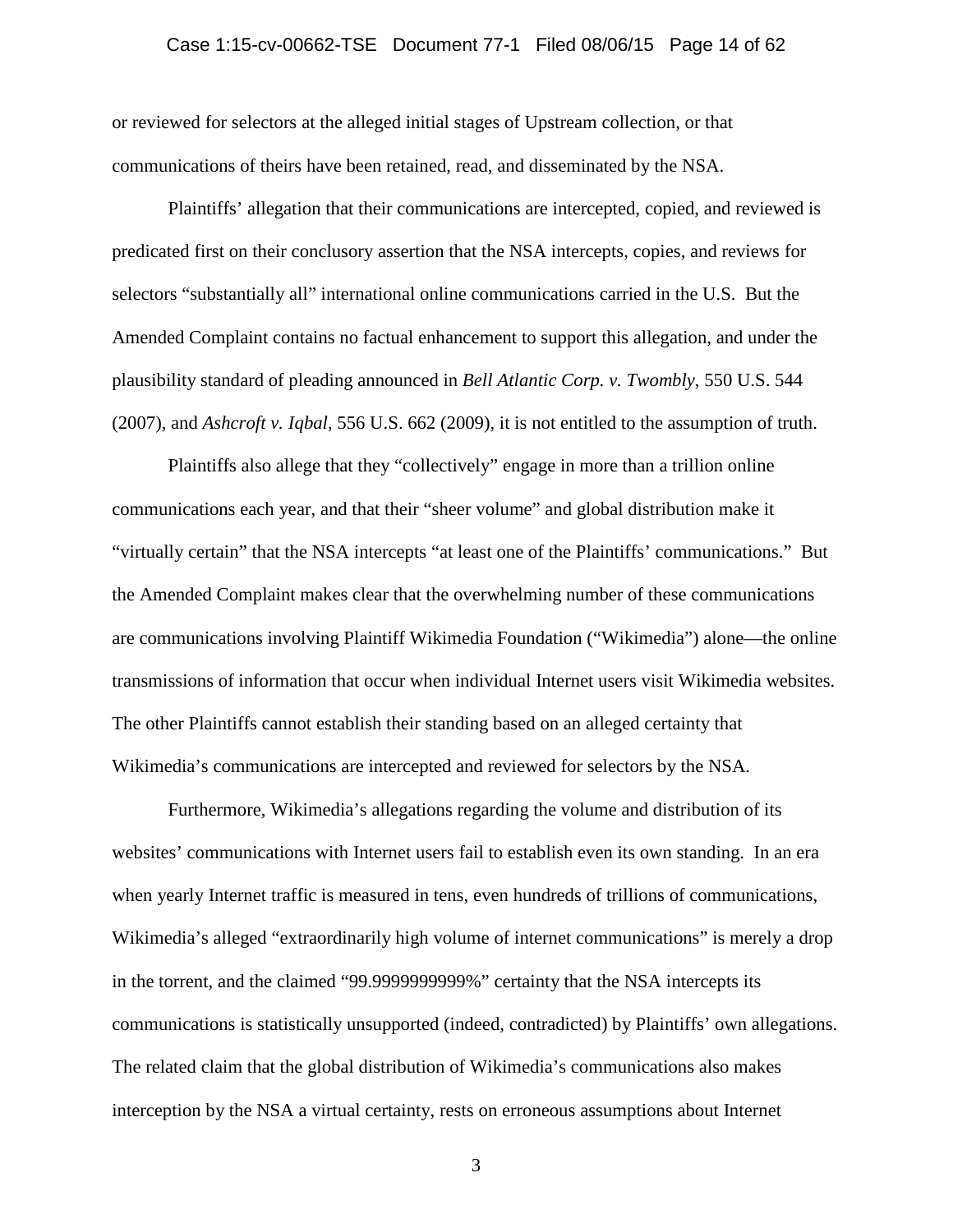or reviewed for selectors at the alleged initial stages of Upstream collection, or that communications of theirs have been retained, read, and disseminated by the NSA.

Plaintiffs' allegation that their communications are intercepted, copied, and reviewed is predicated first on their conclusory assertion that the NSA intercepts, copies, and reviews for selectors "substantially all" international online communications carried in the U.S. But the Amended Complaint contains no factual enhancement to support this allegation, and under the plausibility standard of pleading announced in *Bell Atlantic Corp. v. Twombly*, 550 U.S. 544 (2007), and *Ashcroft v. Iqbal*, 556 U.S. 662 (2009), it is not entitled to the assumption of truth.

Plaintiffs also allege that they "collectively" engage in more than a trillion online communications each year, and that their "sheer volume" and global distribution make it "virtually certain" that the NSA intercepts "at least one of the Plaintiffs' communications." But the Amended Complaint makes clear that the overwhelming number of these communications are communications involving Plaintiff Wikimedia Foundation ("Wikimedia") alone—the online transmissions of information that occur when individual Internet users visit Wikimedia websites. The other Plaintiffs cannot establish their standing based on an alleged certainty that Wikimedia's communications are intercepted and reviewed for selectors by the NSA.

Furthermore, Wikimedia's allegations regarding the volume and distribution of its websites' communications with Internet users fail to establish even its own standing. In an era when yearly Internet traffic is measured in tens, even hundreds of trillions of communications, Wikimedia's alleged "extraordinarily high volume of internet communications" is merely a drop in the torrent, and the claimed "99.9999999999%" certainty that the NSA intercepts its communications is statistically unsupported (indeed, contradicted) by Plaintiffs' own allegations. The related claim that the global distribution of Wikimedia's communications also makes interception by the NSA a virtual certainty, rests on erroneous assumptions about Internet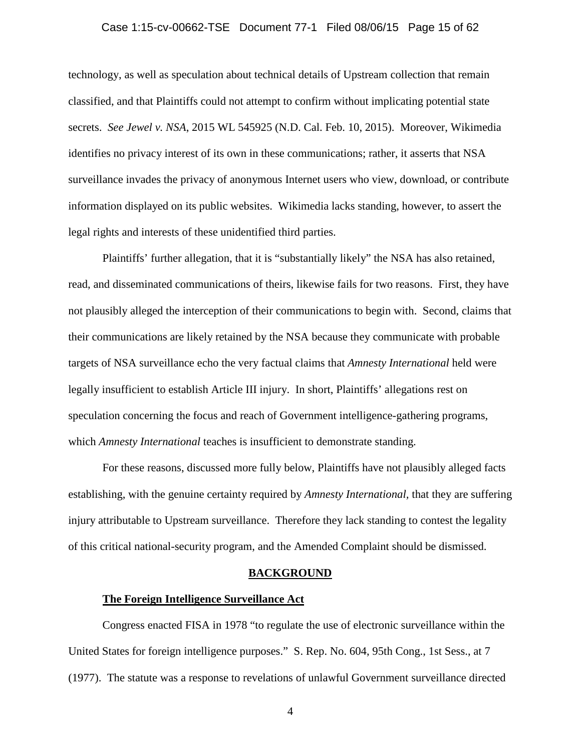technology, as well as speculation about technical details of Upstream collection that remain classified, and that Plaintiffs could not attempt to confirm without implicating potential state secrets. *See Jewel v. NSA*, 2015 WL 545925 (N.D. Cal. Feb. 10, 2015). Moreover, Wikimedia identifies no privacy interest of its own in these communications; rather, it asserts that NSA surveillance invades the privacy of anonymous Internet users who view, download, or contribute information displayed on its public websites. Wikimedia lacks standing, however, to assert the legal rights and interests of these unidentified third parties.

Plaintiffs' further allegation, that it is "substantially likely" the NSA has also retained, read, and disseminated communications of theirs, likewise fails for two reasons. First, they have not plausibly alleged the interception of their communications to begin with. Second, claims that their communications are likely retained by the NSA because they communicate with probable targets of NSA surveillance echo the very factual claims that *Amnesty International* held were legally insufficient to establish Article III injury. In short, Plaintiffs' allegations rest on speculation concerning the focus and reach of Government intelligence-gathering programs, which *Amnesty International* teaches is insufficient to demonstrate standing.

For these reasons, discussed more fully below, Plaintiffs have not plausibly alleged facts establishing, with the genuine certainty required by *Amnesty International*, that they are suffering injury attributable to Upstream surveillance. Therefore they lack standing to contest the legality of this critical national-security program, and the Amended Complaint should be dismissed.

## BACKGROUND

### The Foreign Intelligence Surveillance Act

Congress enacted FISA in 1978 "to regulate the use of electronic surveillance within the United States for foreign intelligence purposes." S. Rep. No. 604, 95th Cong., 1st Sess., at 7 (1977). The statute was a response to revelations of unlawful Government surveillance directed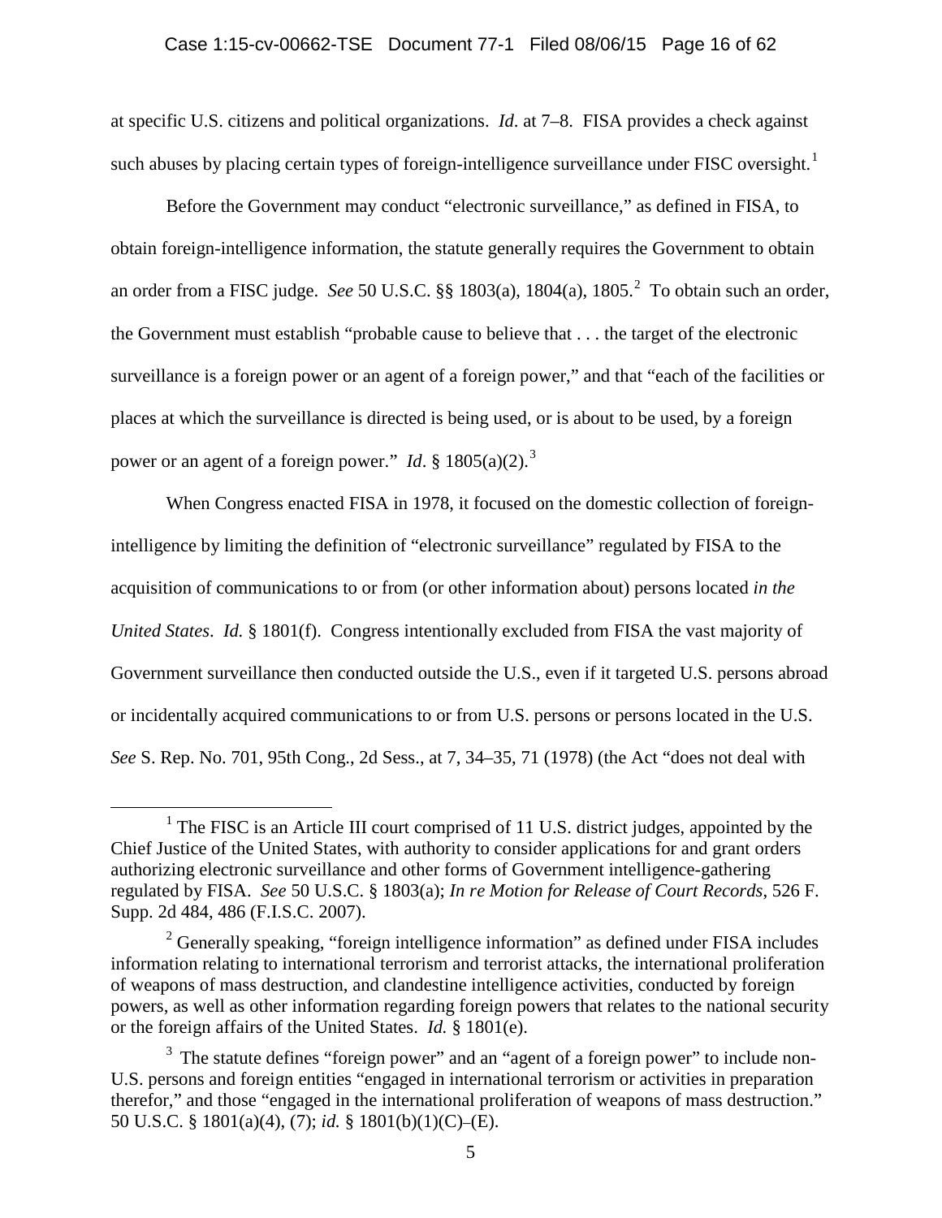at specific U.S. citizens and political organizations. *Id.* at 7–8. FISA provides a check against such abuses by placing certain types of foreign-intelligence surveillance under FISC oversight.[1]

Before the Government may conduct "electronic surveillance," as defined in FISA, to obtain foreign-intelligence information, the statute generally requires the Government to obtain an order from a FISC judge. *See* 50 U.S.C. §§ 1803(a), 1804(a), 1805.[2] To obtain such an order, the Government must establish "probable cause to believe that . . . the target of the electronic surveillance is a foreign power or an agent of a foreign power," and that "each of the facilities or places at which the surveillance is directed is being used, or is about to be used, by a foreign power or an agent of a foreign power." *Id.* § 1805(a)(2).[3]

When Congress enacted FISA in 1978, it focused on the domestic collection of foreign-intelligence by limiting the definition of "electronic surveillance" regulated by FISA to the acquisition of communications to or from (or other information about) persons located *in the United States*. *Id.* § 1801(f). Congress intentionally excluded from FISA the vast majority of Government surveillance then conducted outside the U.S., even if it targeted U.S. persons abroad or incidentally acquired communications to or from U.S. persons or persons located in the U.S. *See* S. Rep. No. 701, 95th Cong., 2d Sess., at 7, 34–35, 71 (1978) (the Act "does not deal with

---

[1] The FISC is an Article III court comprised of 11 U.S. district judges, appointed by the Chief Justice of the United States, with authority to consider applications for and grant orders authorizing electronic surveillance and other forms of Government intelligence-gathering regulated by FISA. *See* 50 U.S.C. § 1803(a); *In re Motion for Release of Court Records*, 526 F. Supp. 2d 484, 486 (F.I.S.C. 2007).

[2] Generally speaking, "foreign intelligence information" as defined under FISA includes information relating to international terrorism and terrorist attacks, the international proliferation of weapons of mass destruction, and clandestine intelligence activities, conducted by foreign powers, as well as other information regarding foreign powers that relates to the national security or the foreign affairs of the United States. *Id.* § 1801(e).

[3] The statute defines "foreign power" and an "agent of a foreign power" to include non-U.S. persons and foreign entities "engaged in international terrorism or activities in preparation therefor," and those "engaged in the international proliferation of weapons of mass destruction." 50 U.S.C. § 1801(a)(4), (7); *id.* § 1801(b)(1)(C)–(E).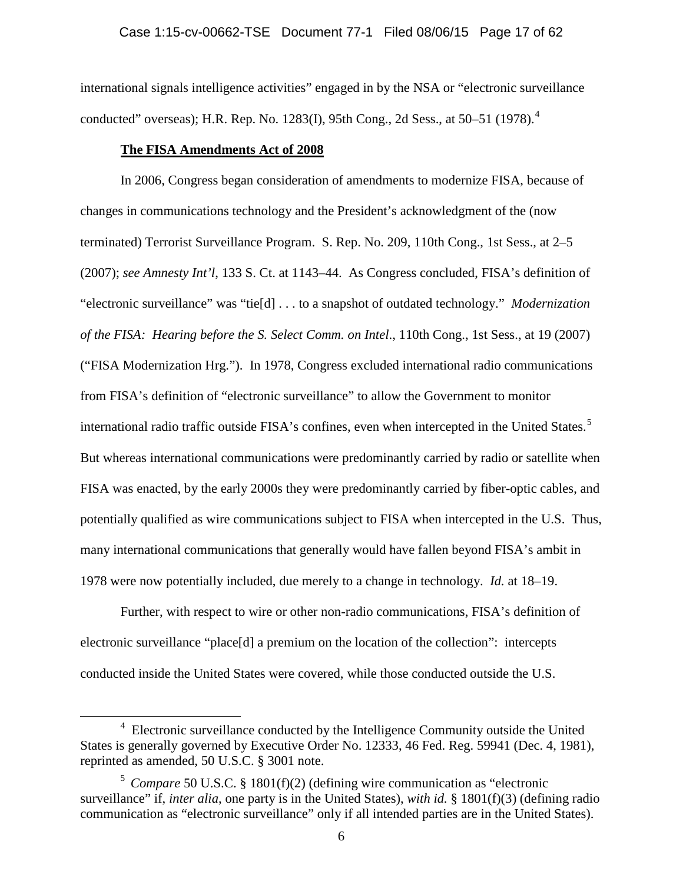international signals intelligence activities" engaged in by the NSA or "electronic surveillance conducted" overseas); H.R. Rep. No. 1283(I), 95th Cong., 2d Sess., at 50–51 (1978).[4]

**The FISA Amendments Act of 2008**

In 2006, Congress began consideration of amendments to modernize FISA, because of changes in communications technology and the President's acknowledgment of the (now terminated) Terrorist Surveillance Program. S. Rep. No. 209, 110th Cong., 1st Sess., at 2–5 (2007); *see Amnesty Int'l*, 133 S. Ct. at 1143–44. As Congress concluded, FISA's definition of "electronic surveillance" was "tie[d] . . . to a snapshot of outdated technology." *Modernization of the FISA: Hearing before the S. Select Comm. on Intel.*, 110th Cong., 1st Sess., at 19 (2007) ("FISA Modernization Hrg."). In 1978, Congress excluded international radio communications from FISA's definition of "electronic surveillance" to allow the Government to monitor international radio traffic outside FISA's confines, even when intercepted in the United States.[5] But whereas international communications were predominantly carried by radio or satellite when FISA was enacted, by the early 2000s they were predominantly carried by fiber-optic cables, and potentially qualified as wire communications subject to FISA when intercepted in the U.S. Thus, many international communications that generally would have fallen beyond FISA's ambit in 1978 were now potentially included, due merely to a change in technology. *Id.* at 18–19.

Further, with respect to wire or other non-radio communications, FISA's definition of electronic surveillance "place[d] a premium on the location of the collection": intercepts conducted inside the United States were covered, while those conducted outside the U.S.

---

[4] Electronic surveillance conducted by the Intelligence Community outside the United States is generally governed by Executive Order No. 12333, 46 Fed. Reg. 59941 (Dec. 4, 1981), reprinted as amended, 50 U.S.C. § 3001 note.

[5] *Compare* 50 U.S.C. § 1801(f)(2) (defining wire communication as "electronic surveillance" if, *inter alia*, one party is in the United States), *with id.* § 1801(f)(3) (defining radio communication as "electronic surveillance" only if all intended parties are in the United States).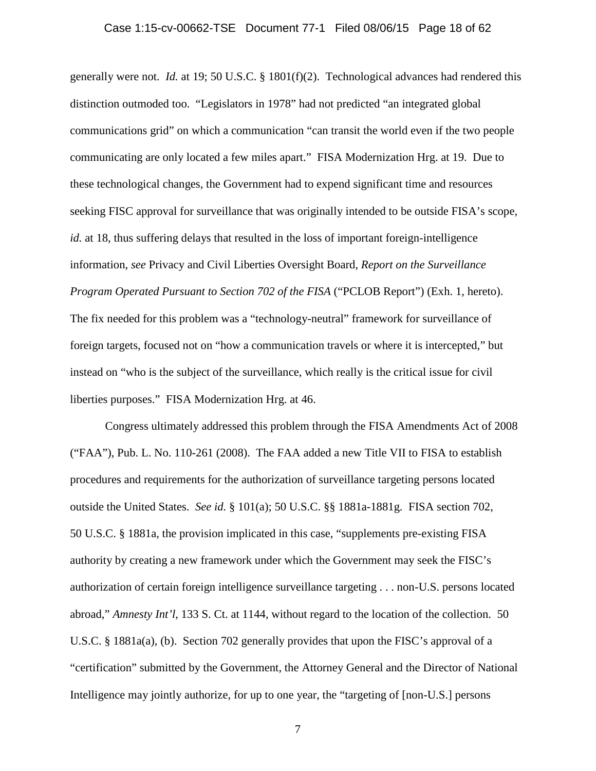generally were not. *Id.* at 19; 50 U.S.C. § 1801(f)(2). Technological advances had rendered this distinction outmoded too. "Legislators in 1978" had not predicted "an integrated global communications grid" on which a communication "can transit the world even if the two people communicating are only located a few miles apart." FISA Modernization Hrg. at 19. Due to these technological changes, the Government had to expend significant time and resources seeking FISC approval for surveillance that was originally intended to be outside FISA's scope, *id.* at 18, thus suffering delays that resulted in the loss of important foreign-intelligence information, *see* Privacy and Civil Liberties Oversight Board, *Report on the Surveillance Program Operated Pursuant to Section 702 of the FISA* ("PCLOB Report") (Exh. 1, hereto). The fix needed for this problem was a "technology-neutral" framework for surveillance of foreign targets, focused not on "how a communication travels or where it is intercepted," but instead on "who is the subject of the surveillance, which really is the critical issue for civil liberties purposes." FISA Modernization Hrg. at 46.

Congress ultimately addressed this problem through the FISA Amendments Act of 2008 ("FAA"), Pub. L. No. 110-261 (2008). The FAA added a new Title VII to FISA to establish procedures and requirements for the authorization of surveillance targeting persons located outside the United States. *See id.* § 101(a); 50 U.S.C. §§ 1881a-1881g. FISA section 702, 50 U.S.C. § 1881a, the provision implicated in this case, "supplements pre-existing FISA authority by creating a new framework under which the Government may seek the FISC's authorization of certain foreign intelligence surveillance targeting . . . non-U.S. persons located abroad," *Amnesty Int'l*, 133 S. Ct. at 1144, without regard to the location of the collection. 50 U.S.C. § 1881a(a), (b). Section 702 generally provides that upon the FISC's approval of a "certification" submitted by the Government, the Attorney General and the Director of National Intelligence may jointly authorize, for up to one year, the "targeting of [non-U.S.] persons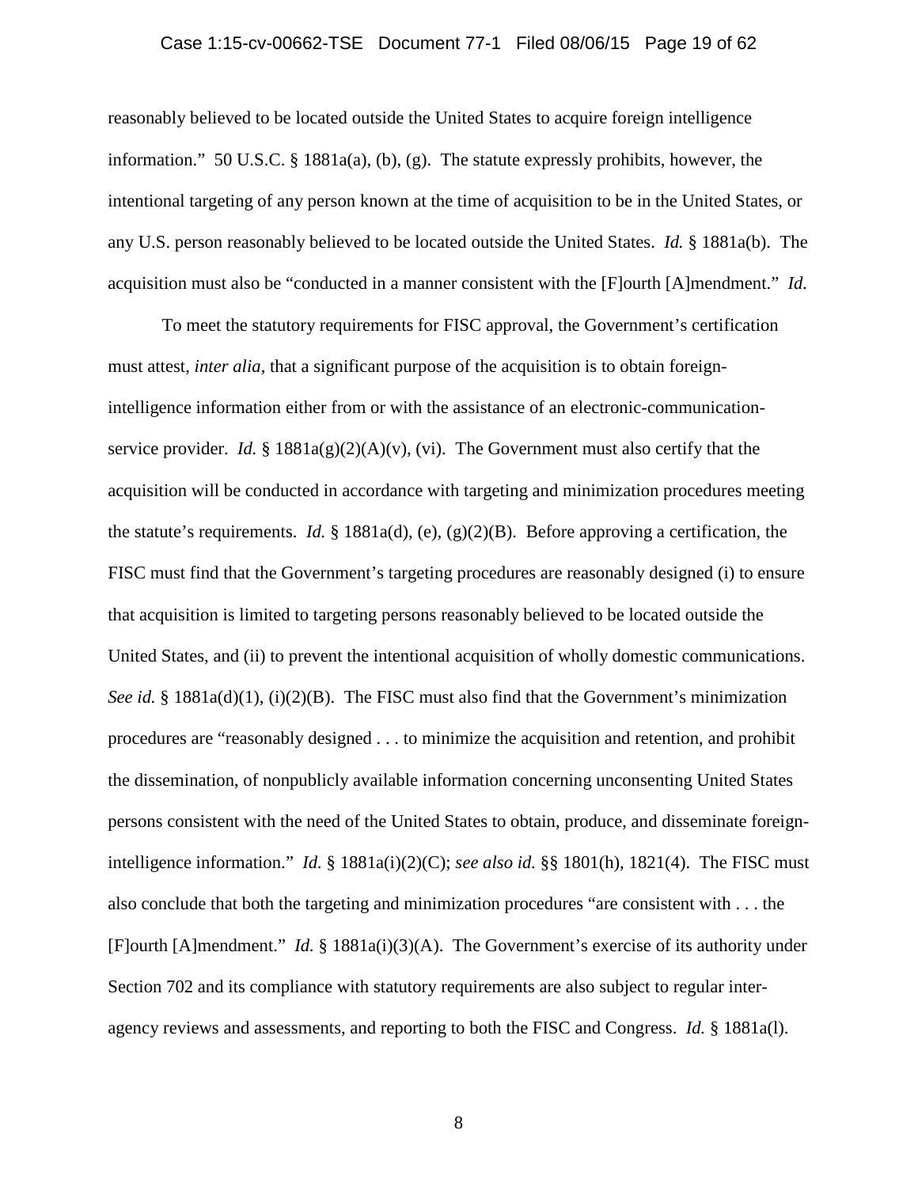reasonably believed to be located outside the United States to acquire foreign intelligence information." 50 U.S.C. § 1881a(a), (b), (g). The statute expressly prohibits, however, the intentional targeting of any person known at the time of acquisition to be in the United States, or any U.S. person reasonably believed to be located outside the United States. *Id.* § 1881a(b). The acquisition must also be "conducted in a manner consistent with the [F]ourth [A]mendment." *Id.*

To meet the statutory requirements for FISC approval, the Government's certification must attest, *inter alia*, that a significant purpose of the acquisition is to obtain foreign-intelligence information either from or with the assistance of an electronic-communication-service provider. *Id.* § 1881a(g)(2)(A)(v), (vi). The Government must also certify that the acquisition will be conducted in accordance with targeting and minimization procedures meeting the statute's requirements. *Id.* § 1881a(d), (e), (g)(2)(B). Before approving a certification, the FISC must find that the Government's targeting procedures are reasonably designed (i) to ensure that acquisition is limited to targeting persons reasonably believed to be located outside the United States, and (ii) to prevent the intentional acquisition of wholly domestic communications. *See id.* § 1881a(d)(1), (i)(2)(B). The FISC must also find that the Government's minimization procedures are "reasonably designed . . . to minimize the acquisition and retention, and prohibit the dissemination, of nonpublicly available information concerning unconsenting United States persons consistent with the need of the United States to obtain, produce, and disseminate foreign-intelligence information." *Id.* § 1881a(i)(2)(C); *see also id.* §§ 1801(h), 1821(4). The FISC must also conclude that both the targeting and minimization procedures "are consistent with . . . the [F]ourth [A]mendment." *Id.* § 1881a(i)(3)(A). The Government's exercise of its authority under Section 702 and its compliance with statutory requirements are also subject to regular inter-agency reviews and assessments, and reporting to both the FISC and Congress. *Id.* § 1881a(l).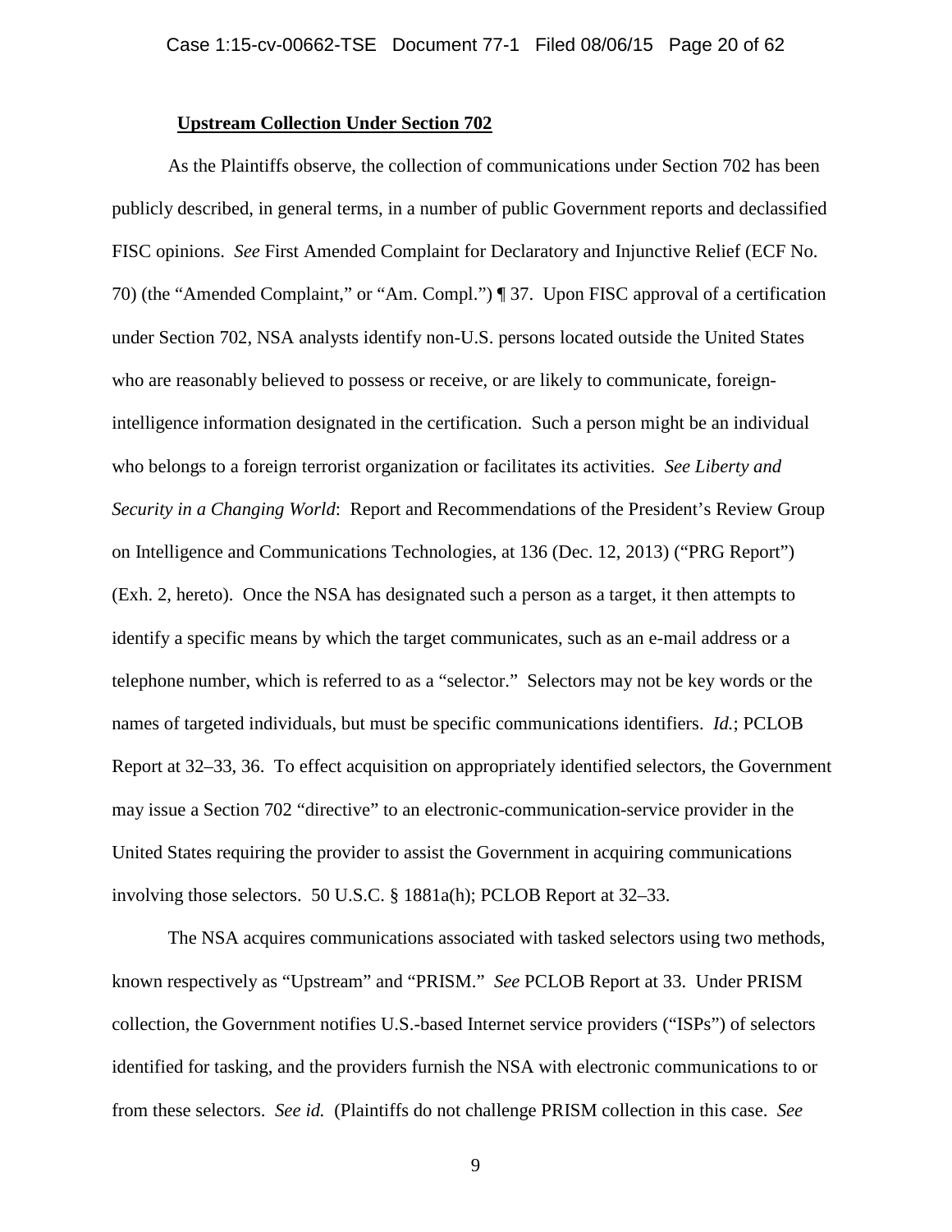**Upstream Collection Under Section 702**

As the Plaintiffs observe, the collection of communications under Section 702 has been publicly described, in general terms, in a number of public Government reports and declassified FISC opinions. *See* First Amended Complaint for Declaratory and Injunctive Relief (ECF No. 70) (the "Amended Complaint," or "Am. Compl.") ¶ 37. Upon FISC approval of a certification under Section 702, NSA analysts identify non-U.S. persons located outside the United States who are reasonably believed to possess or receive, or are likely to communicate, foreign-intelligence information designated in the certification. Such a person might be an individual who belongs to a foreign terrorist organization or facilitates its activities. *See Liberty and Security in a Changing World*: Report and Recommendations of the President's Review Group on Intelligence and Communications Technologies, at 136 (Dec. 12, 2013) ("PRG Report") (Exh. 2, hereto). Once the NSA has designated such a person as a target, it then attempts to identify a specific means by which the target communicates, such as an e-mail address or a telephone number, which is referred to as a "selector." Selectors may not be key words or the names of targeted individuals, but must be specific communications identifiers. *Id.*; PCLOB Report at 32–33, 36. To effect acquisition on appropriately identified selectors, the Government may issue a Section 702 "directive" to an electronic-communication-service provider in the United States requiring the provider to assist the Government in acquiring communications involving those selectors. 50 U.S.C. § 1881a(h); PCLOB Report at 32–33.

The NSA acquires communications associated with tasked selectors using two methods, known respectively as "Upstream" and "PRISM." *See* PCLOB Report at 33. Under PRISM collection, the Government notifies U.S.-based Internet service providers ("ISPs") of selectors identified for tasking, and the providers furnish the NSA with electronic communications to or from these selectors. *See id.* (Plaintiffs do not challenge PRISM collection in this case. *See*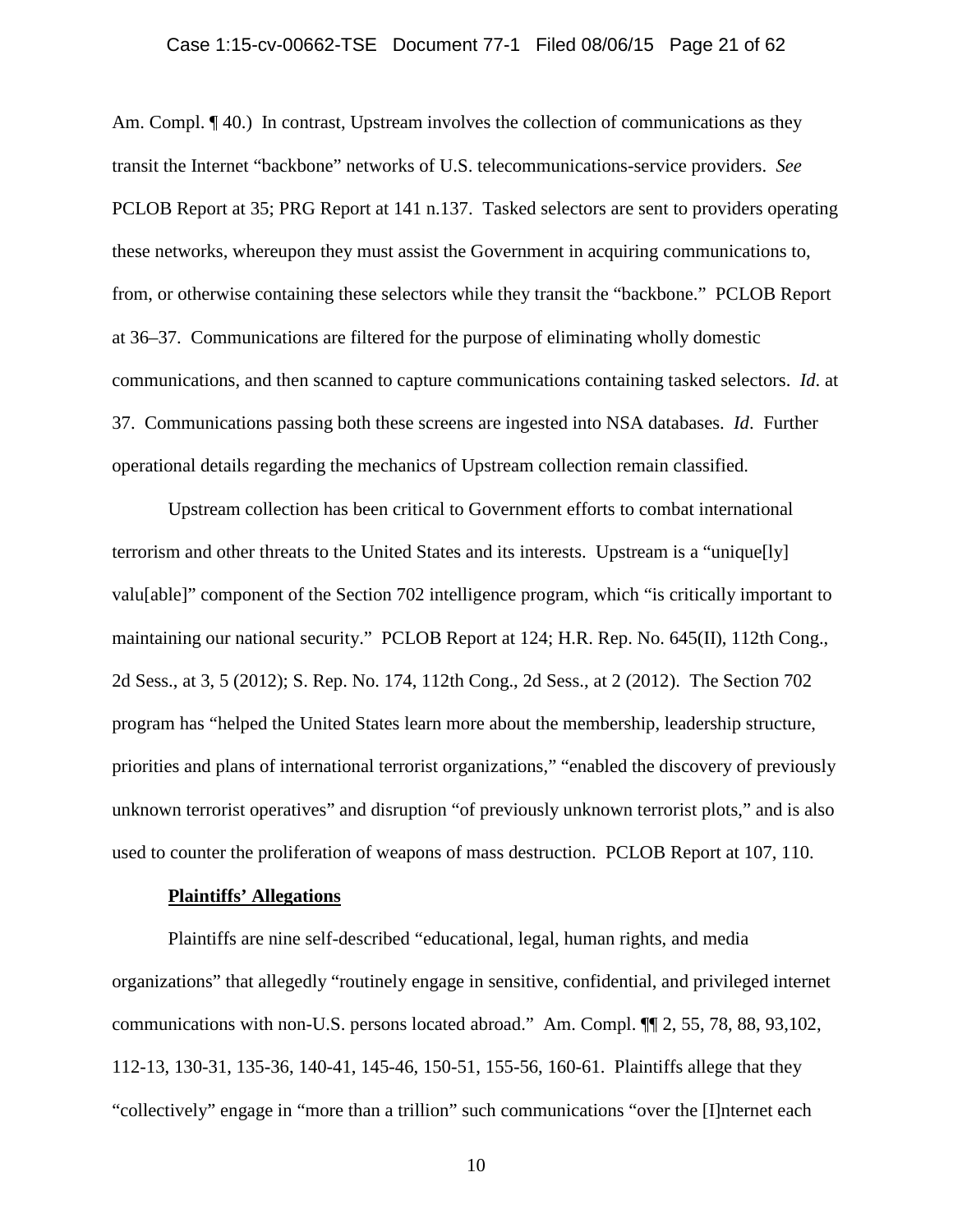Am. Compl. ¶ 40.) In contrast, Upstream involves the collection of communications as they transit the Internet "backbone" networks of U.S. telecommunications-service providers. *See* PCLOB Report at 35; PRG Report at 141 n.137. Tasked selectors are sent to providers operating these networks, whereupon they must assist the Government in acquiring communications to, from, or otherwise containing these selectors while they transit the "backbone." PCLOB Report at 36–37. Communications are filtered for the purpose of eliminating wholly domestic communications, and then scanned to capture communications containing tasked selectors. *Id*. at 37. Communications passing both these screens are ingested into NSA databases. *Id*. Further operational details regarding the mechanics of Upstream collection remain classified.

Upstream collection has been critical to Government efforts to combat international terrorism and other threats to the United States and its interests. Upstream is a "unique[ly] valu[able]" component of the Section 702 intelligence program, which "is critically important to maintaining our national security." PCLOB Report at 124; H.R. Rep. No. 645(II), 112th Cong., 2d Sess., at 3, 5 (2012); S. Rep. No. 174, 112th Cong., 2d Sess., at 2 (2012). The Section 702 program has "helped the United States learn more about the membership, leadership structure, priorities and plans of international terrorist organizations," "enabled the discovery of previously unknown terrorist operatives" and disruption "of previously unknown terrorist plots," and is also used to counter the proliferation of weapons of mass destruction. PCLOB Report at 107, 110.

**Plaintiffs' Allegations**

Plaintiffs are nine self-described "educational, legal, human rights, and media organizations" that allegedly "routinely engage in sensitive, confidential, and privileged internet communications with non-U.S. persons located abroad." Am. Compl. ¶¶ 2, 55, 78, 88, 93,102, 112-13, 130-31, 135-36, 140-41, 145-46, 150-51, 155-56, 160-61. Plaintiffs allege that they "collectively" engage in "more than a trillion" such communications "over the [I]nternet each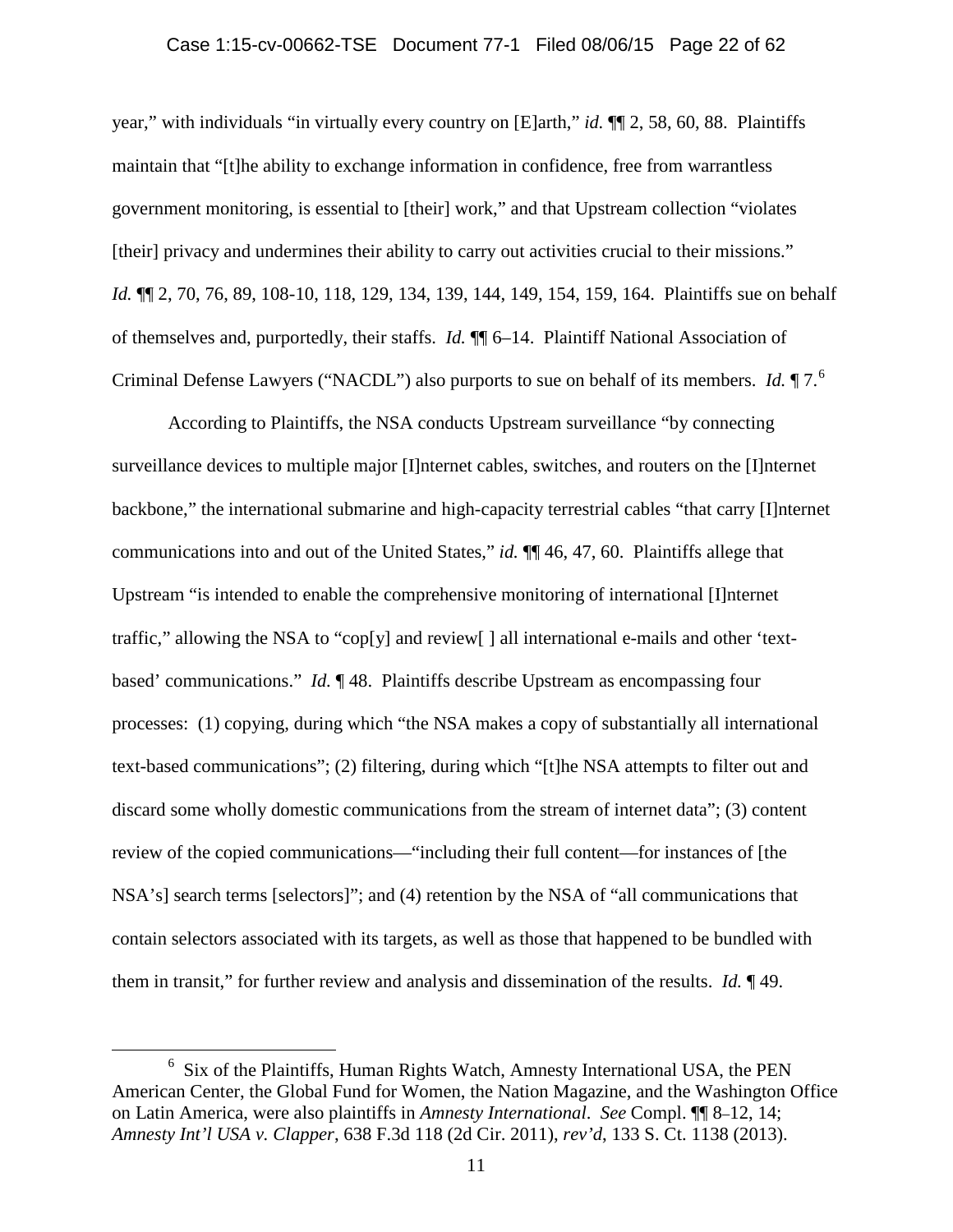year," with individuals "in virtually every country on [E]arth," *id.* ¶¶ 2, 58, 60, 88. Plaintiffs maintain that "[t]he ability to exchange information in confidence, free from warrantless government monitoring, is essential to [their] work," and that Upstream collection "violates [their] privacy and undermines their ability to carry out activities crucial to their missions." *Id.* ¶¶ 2, 70, 76, 89, 108-10, 118, 129, 134, 139, 144, 149, 154, 159, 164. Plaintiffs sue on behalf of themselves and, purportedly, their staffs. *Id.* ¶¶ 6–14. Plaintiff National Association of Criminal Defense Lawyers ("NACDL") also purports to sue on behalf of its members. *Id.* ¶ 7.[6]

According to Plaintiffs, the NSA conducts Upstream surveillance "by connecting surveillance devices to multiple major [I]nternet cables, switches, and routers on the [I]nternet backbone," the international submarine and high-capacity terrestrial cables "that carry [I]nternet communications into and out of the United States," *id.* ¶¶ 46, 47, 60. Plaintiffs allege that Upstream "is intended to enable the comprehensive monitoring of international [I]nternet traffic," allowing the NSA to "cop[y] and review[ ] all international e-mails and other 'text-based' communications." *Id.* ¶ 48. Plaintiffs describe Upstream as encompassing four processes: (1) copying, during which "the NSA makes a copy of substantially all international text-based communications"; (2) filtering, during which "[t]he NSA attempts to filter out and discard some wholly domestic communications from the stream of internet data"; (3) content review of the copied communications—"including their full content—for instances of [the NSA's] search terms [selectors]"; and (4) retention by the NSA of "all communications that contain selectors associated with its targets, as well as those that happened to be bundled with them in transit," for further review and analysis and dissemination of the results. *Id.* ¶ 49.

[6] Six of the Plaintiffs, Human Rights Watch, Amnesty International USA, the PEN American Center, the Global Fund for Women, the Nation Magazine, and the Washington Office on Latin America, were also plaintiffs in *Amnesty International*. *See* Compl. ¶¶ 8–12, 14; *Amnesty Int'l USA v. Clapper*, 638 F.3d 118 (2d Cir. 2011), *rev'd*, 133 S. Ct. 1138 (2013).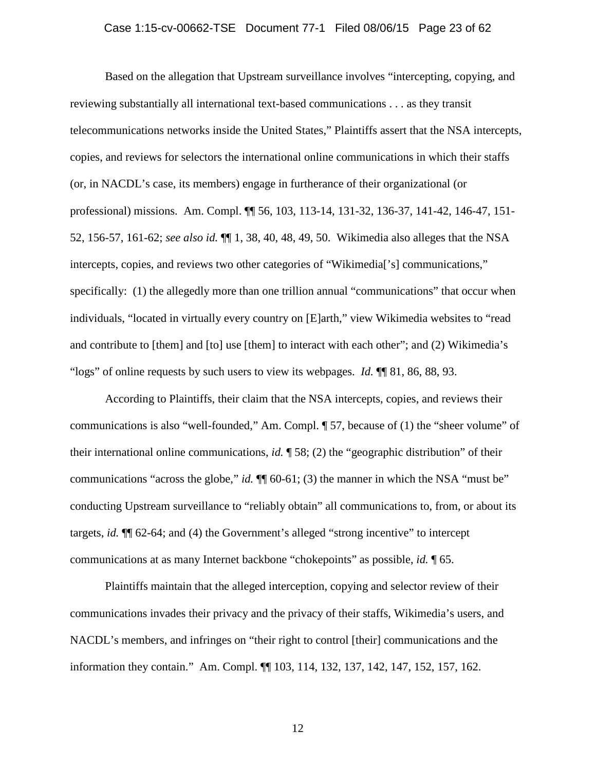Based on the allegation that Upstream surveillance involves "intercepting, copying, and reviewing substantially all international text-based communications . . . as they transit telecommunications networks inside the United States," Plaintiffs assert that the NSA intercepts, copies, and reviews for selectors the international online communications in which their staffs (or, in NACDL's case, its members) engage in furtherance of their organizational (or professional) missions. Am. Compl. ¶¶ 56, 103, 113-14, 131-32, 136-37, 141-42, 146-47, 151-52, 156-57, 161-62; *see also id.* ¶¶ 1, 38, 40, 48, 49, 50. Wikimedia also alleges that the NSA intercepts, copies, and reviews two other categories of "Wikimedia['s] communications," specifically: (1) the allegedly more than one trillion annual "communications" that occur when individuals, "located in virtually every country on [E]arth," view Wikimedia websites to "read and contribute to [them] and [to] use [them] to interact with each other"; and (2) Wikimedia's "logs" of online requests by such users to view its webpages. *Id.* ¶¶ 81, 86, 88, 93.

According to Plaintiffs, their claim that the NSA intercepts, copies, and reviews their communications is also "well-founded," Am. Compl. ¶ 57, because of (1) the "sheer volume" of their international online communications, *id.* ¶ 58; (2) the "geographic distribution" of their communications "across the globe," *id.* ¶¶ 60-61; (3) the manner in which the NSA "must be" conducting Upstream surveillance to "reliably obtain" all communications to, from, or about its targets, *id.* ¶¶ 62-64; and (4) the Government's alleged "strong incentive" to intercept communications at as many Internet backbone "chokepoints" as possible, *id.* ¶ 65.

Plaintiffs maintain that the alleged interception, copying and selector review of their communications invades their privacy and the privacy of their staffs, Wikimedia's users, and NACDL's members, and infringes on "their right to control [their] communications and the information they contain." Am. Compl. ¶¶ 103, 114, 132, 137, 142, 147, 152, 157, 162.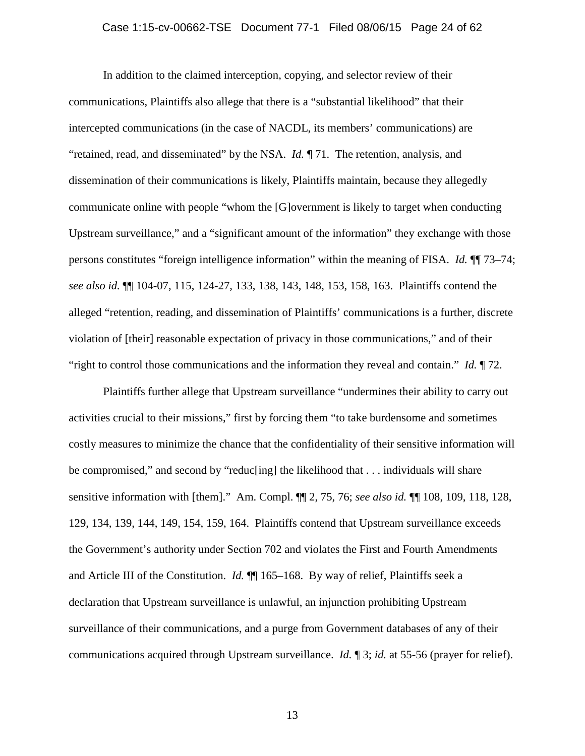In addition to the claimed interception, copying, and selector review of their communications, Plaintiffs also allege that there is a "substantial likelihood" that their intercepted communications (in the case of NACDL, its members' communications) are "retained, read, and disseminated" by the NSA. *Id.* ¶ 71. The retention, analysis, and dissemination of their communications is likely, Plaintiffs maintain, because they allegedly communicate online with people "whom the [G]overnment is likely to target when conducting Upstream surveillance," and a "significant amount of the information" they exchange with those persons constitutes "foreign intelligence information" within the meaning of FISA. *Id.* ¶¶ 73–74; *see also id.* ¶¶ 104-07, 115, 124-27, 133, 138, 143, 148, 153, 158, 163. Plaintiffs contend the alleged "retention, reading, and dissemination of Plaintiffs' communications is a further, discrete violation of [their] reasonable expectation of privacy in those communications," and of their "right to control those communications and the information they reveal and contain." *Id.* ¶ 72.

Plaintiffs further allege that Upstream surveillance "undermines their ability to carry out activities crucial to their missions," first by forcing them "to take burdensome and sometimes costly measures to minimize the chance that the confidentiality of their sensitive information will be compromised," and second by "reduc[ing] the likelihood that . . . individuals will share sensitive information with [them]." Am. Compl. ¶¶ 2, 75, 76; *see also id.* ¶¶ 108, 109, 118, 128, 129, 134, 139, 144, 149, 154, 159, 164. Plaintiffs contend that Upstream surveillance exceeds the Government's authority under Section 702 and violates the First and Fourth Amendments and Article III of the Constitution. *Id.* ¶¶ 165–168. By way of relief, Plaintiffs seek a declaration that Upstream surveillance is unlawful, an injunction prohibiting Upstream surveillance of their communications, and a purge from Government databases of any of their communications acquired through Upstream surveillance. *Id.* ¶ 3; *id.* at 55-56 (prayer for relief).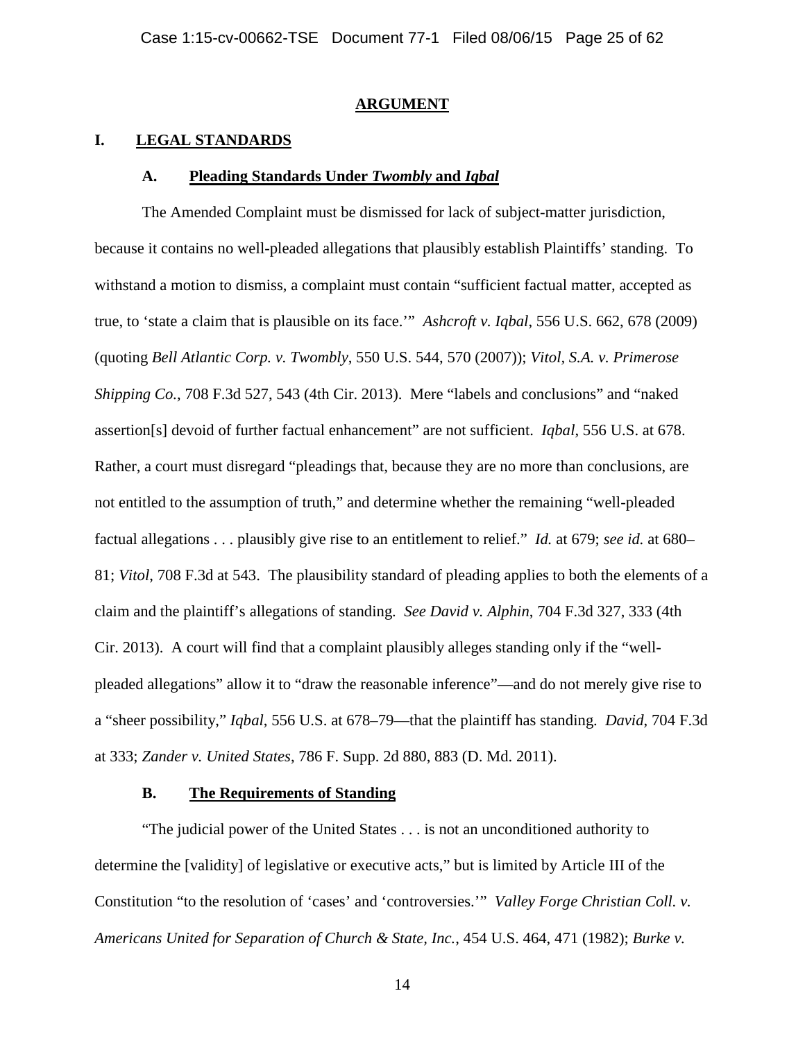## ARGUMENT

### I. LEGAL STANDARDS

#### A. Pleading Standards Under *Twombly* and *Iqbal*

The Amended Complaint must be dismissed for lack of subject-matter jurisdiction, because it contains no well-pleaded allegations that plausibly establish Plaintiffs' standing. To withstand a motion to dismiss, a complaint must contain "sufficient factual matter, accepted as true, to 'state a claim that is plausible on its face.'" *Ashcroft v. Iqbal*, 556 U.S. 662, 678 (2009) (quoting *Bell Atlantic Corp. v. Twombly*, 550 U.S. 544, 570 (2007)); *Vitol, S.A. v. Primerose Shipping Co.*, 708 F.3d 527, 543 (4th Cir. 2013). Mere "labels and conclusions" and "naked assertion[s] devoid of further factual enhancement" are not sufficient. *Iqbal*, 556 U.S. at 678. Rather, a court must disregard "pleadings that, because they are no more than conclusions, are not entitled to the assumption of truth," and determine whether the remaining "well-pleaded factual allegations . . . plausibly give rise to an entitlement to relief." *Id.* at 679; *see id.* at 680–81; *Vitol*, 708 F.3d at 543. The plausibility standard of pleading applies to both the elements of a claim and the plaintiff's allegations of standing. *See David v. Alphin*, 704 F.3d 327, 333 (4th Cir. 2013). A court will find that a complaint plausibly alleges standing only if the "well-pleaded allegations" allow it to "draw the reasonable inference"—and do not merely give rise to a "sheer possibility," *Iqbal*, 556 U.S. at 678–79—that the plaintiff has standing. *David*, 704 F.3d at 333; *Zander v. United States*, 786 F. Supp. 2d 880, 883 (D. Md. 2011).

#### B. The Requirements of Standing

"The judicial power of the United States . . . is not an unconditioned authority to determine the [validity] of legislative or executive acts," but is limited by Article III of the Constitution "to the resolution of 'cases' and 'controversies.'" *Valley Forge Christian Coll. v. Americans United for Separation of Church & State, Inc.*, 454 U.S. 464, 471 (1982); *Burke v.*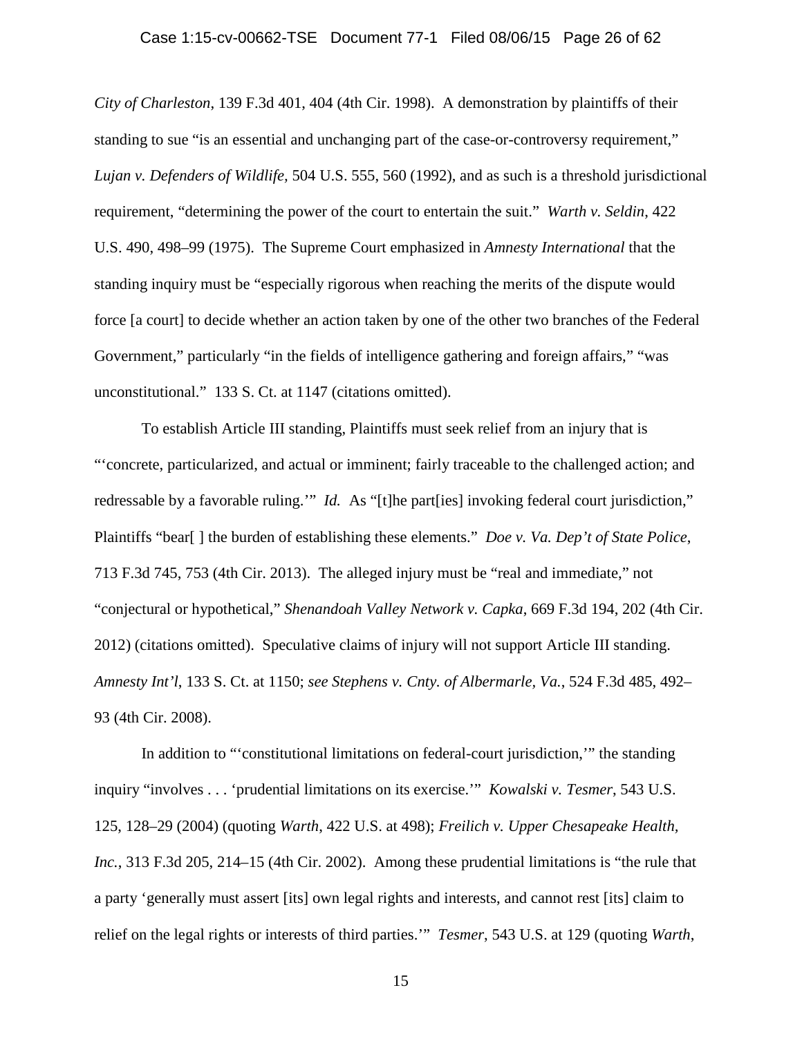*City of Charleston*, 139 F.3d 401, 404 (4th Cir. 1998). A demonstration by plaintiffs of their standing to sue "is an essential and unchanging part of the case-or-controversy requirement," *Lujan v. Defenders of Wildlife*, 504 U.S. 555, 560 (1992), and as such is a threshold jurisdictional requirement, "determining the power of the court to entertain the suit." *Warth v. Seldin*, 422 U.S. 490, 498–99 (1975). The Supreme Court emphasized in *Amnesty International* that the standing inquiry must be "especially rigorous when reaching the merits of the dispute would force [a court] to decide whether an action taken by one of the other two branches of the Federal Government," particularly "in the fields of intelligence gathering and foreign affairs," "was unconstitutional." 133 S. Ct. at 1147 (citations omitted).

To establish Article III standing, Plaintiffs must seek relief from an injury that is "'concrete, particularized, and actual or imminent; fairly traceable to the challenged action; and redressable by a favorable ruling.'" *Id.* As "[t]he part[ies] invoking federal court jurisdiction," Plaintiffs "bear[ ] the burden of establishing these elements." *Doe v. Va. Dep't of State Police*, 713 F.3d 745, 753 (4th Cir. 2013). The alleged injury must be "real and immediate," not "conjectural or hypothetical," *Shenandoah Valley Network v. Capka*, 669 F.3d 194, 202 (4th Cir. 2012) (citations omitted). Speculative claims of injury will not support Article III standing. *Amnesty Int'l*, 133 S. Ct. at 1150; *see Stephens v. Cnty. of Albermarle, Va.*, 524 F.3d 485, 492–93 (4th Cir. 2008).

In addition to "'constitutional limitations on federal-court jurisdiction,'" the standing inquiry "involves . . . 'prudential limitations on its exercise.'" *Kowalski v. Tesmer*, 543 U.S. 125, 128–29 (2004) (quoting *Warth*, 422 U.S. at 498); *Freilich v. Upper Chesapeake Health, Inc.*, 313 F.3d 205, 214–15 (4th Cir. 2002). Among these prudential limitations is "the rule that a party 'generally must assert [its] own legal rights and interests, and cannot rest [its] claim to relief on the legal rights or interests of third parties.'" *Tesmer*, 543 U.S. at 129 (quoting *Warth*,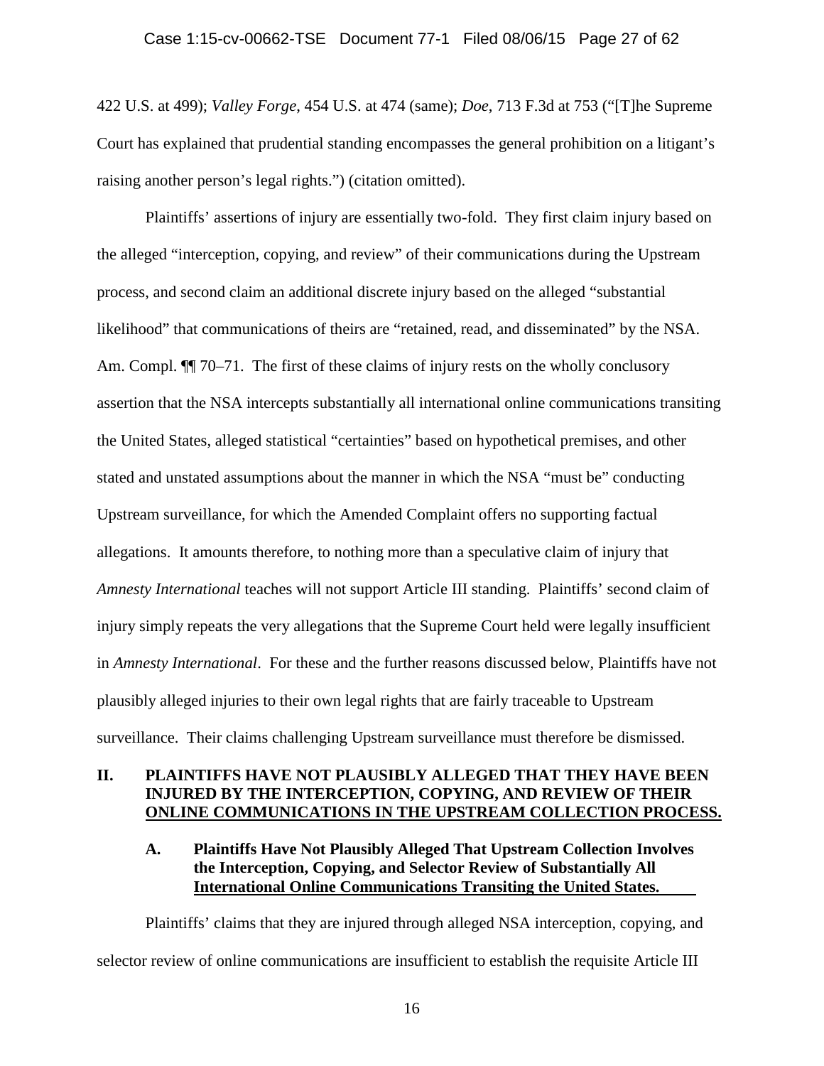422 U.S. at 499); *Valley Forge*, 454 U.S. at 474 (same); *Doe*, 713 F.3d at 753 ("[T]he Supreme Court has explained that prudential standing encompasses the general prohibition on a litigant's raising another person's legal rights.") (citation omitted).

Plaintiffs' assertions of injury are essentially two-fold. They first claim injury based on the alleged "interception, copying, and review" of their communications during the Upstream process, and second claim an additional discrete injury based on the alleged "substantial likelihood" that communications of theirs are "retained, read, and disseminated" by the NSA. Am. Compl. ¶¶ 70–71. The first of these claims of injury rests on the wholly conclusory assertion that the NSA intercepts substantially all international online communications transiting the United States, alleged statistical "certainties" based on hypothetical premises, and other stated and unstated assumptions about the manner in which the NSA "must be" conducting Upstream surveillance, for which the Amended Complaint offers no supporting factual allegations. It amounts therefore, to nothing more than a speculative claim of injury that *Amnesty International* teaches will not support Article III standing. Plaintiffs' second claim of injury simply repeats the very allegations that the Supreme Court held were legally insufficient in *Amnesty International*. For these and the further reasons discussed below, Plaintiffs have not plausibly alleged injuries to their own legal rights that are fairly traceable to Upstream surveillance. Their claims challenging Upstream surveillance must therefore be dismissed.

## II. PLAINTIFFS HAVE NOT PLAUSIBLY ALLEGED THAT THEY HAVE BEEN INJURED BY THE INTERCEPTION, COPYING, AND REVIEW OF THEIR ONLINE COMMUNICATIONS IN THE UPSTREAM COLLECTION PROCESS.

### A. Plaintiffs Have Not Plausibly Alleged That Upstream Collection Involves the Interception, Copying, and Selector Review of Substantially All International Online Communications Transiting the United States.

Plaintiffs' claims that they are injured through alleged NSA interception, copying, and selector review of online communications are insufficient to establish the requisite Article III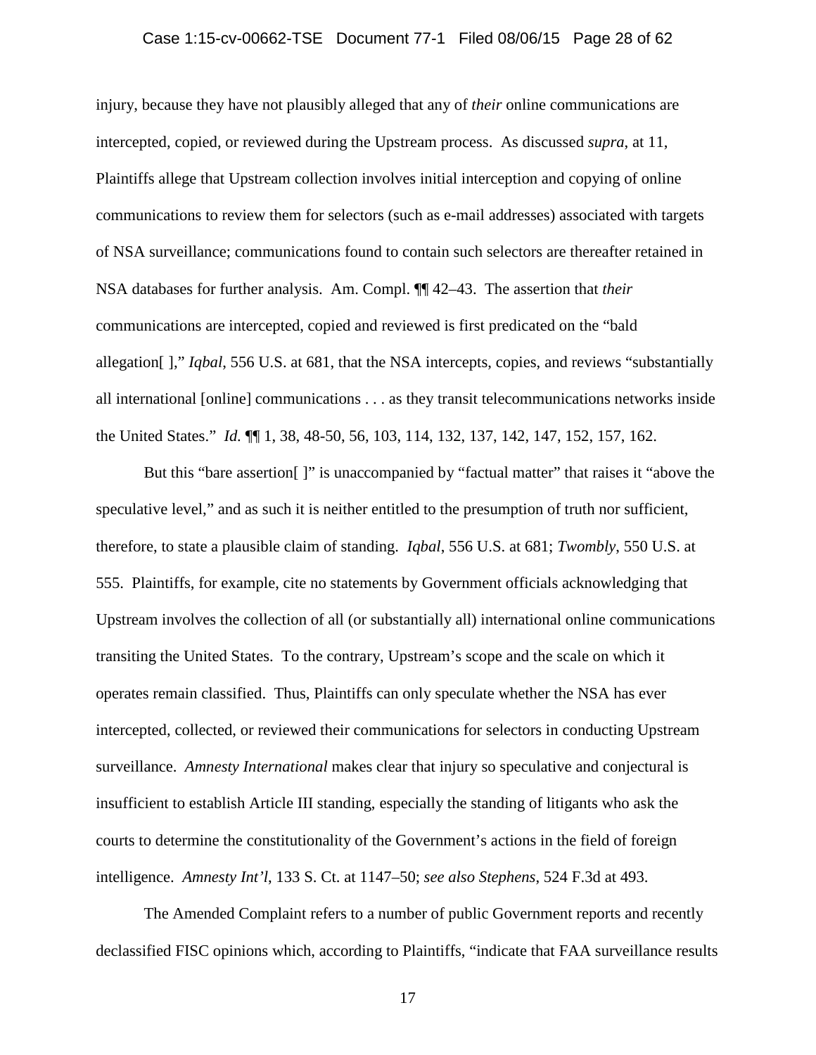injury, because they have not plausibly alleged that any of *their* online communications are intercepted, copied, or reviewed during the Upstream process. As discussed *supra*, at 11, Plaintiffs allege that Upstream collection involves initial interception and copying of online communications to review them for selectors (such as e-mail addresses) associated with targets of NSA surveillance; communications found to contain such selectors are thereafter retained in NSA databases for further analysis. Am. Compl. ¶¶ 42–43. The assertion that *their* communications are intercepted, copied and reviewed is first predicated on the "bald allegation[ ]," *Iqbal*, 556 U.S. at 681, that the NSA intercepts, copies, and reviews "substantially all international [online] communications . . . as they transit telecommunications networks inside the United States." *Id.* ¶¶ 1, 38, 48-50, 56, 103, 114, 132, 137, 142, 147, 152, 157, 162.

But this "bare assertion[ ]" is unaccompanied by "factual matter" that raises it "above the speculative level," and as such it is neither entitled to the presumption of truth nor sufficient, therefore, to state a plausible claim of standing. *Iqbal*, 556 U.S. at 681; *Twombly*, 550 U.S. at 555. Plaintiffs, for example, cite no statements by Government officials acknowledging that Upstream involves the collection of all (or substantially all) international online communications transiting the United States. To the contrary, Upstream's scope and the scale on which it operates remain classified. Thus, Plaintiffs can only speculate whether the NSA has ever intercepted, collected, or reviewed their communications for selectors in conducting Upstream surveillance. *Amnesty International* makes clear that injury so speculative and conjectural is insufficient to establish Article III standing, especially the standing of litigants who ask the courts to determine the constitutionality of the Government's actions in the field of foreign intelligence. *Amnesty Int'l*, 133 S. Ct. at 1147–50; *see also Stephens*, 524 F.3d at 493.

The Amended Complaint refers to a number of public Government reports and recently declassified FISC opinions which, according to Plaintiffs, "indicate that FAA surveillance results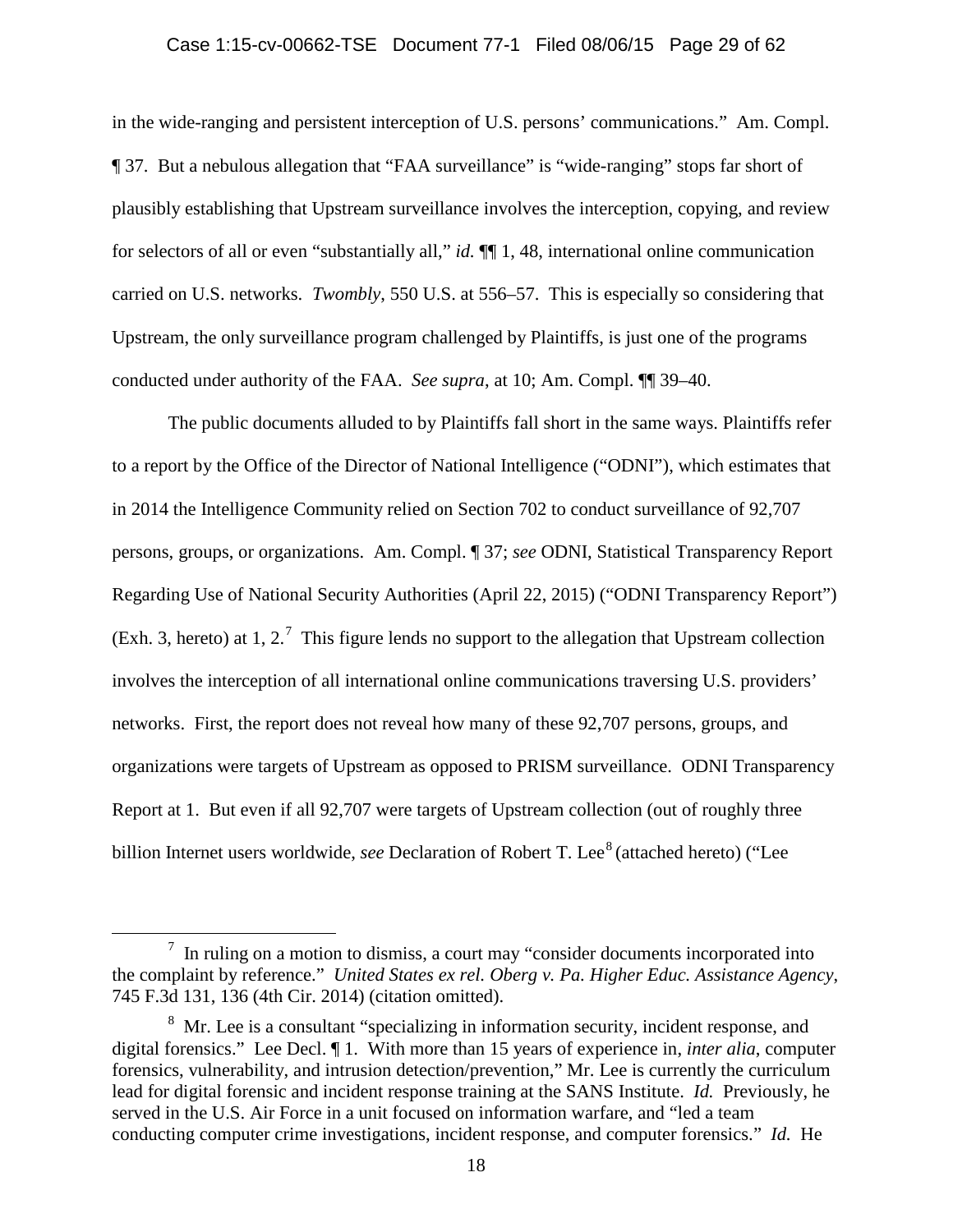in the wide-ranging and persistent interception of U.S. persons' communications." Am. Compl. ¶ 37. But a nebulous allegation that "FAA surveillance" is "wide-ranging" stops far short of plausibly establishing that Upstream surveillance involves the interception, copying, and review for selectors of all or even "substantially all," *id.* ¶¶ 1, 48, international online communication carried on U.S. networks. *Twombly*, 550 U.S. at 556–57. This is especially so considering that Upstream, the only surveillance program challenged by Plaintiffs, is just one of the programs conducted under authority of the FAA. *See supra*, at 10; Am. Compl. ¶¶ 39–40.

The public documents alluded to by Plaintiffs fall short in the same ways. Plaintiffs refer to a report by the Office of the Director of National Intelligence ("ODNI"), which estimates that in 2014 the Intelligence Community relied on Section 702 to conduct surveillance of 92,707 persons, groups, or organizations. Am. Compl. ¶ 37; *see* ODNI, Statistical Transparency Report Regarding Use of National Security Authorities (April 22, 2015) ("ODNI Transparency Report") (Exh. 3, hereto) at 1, 2.[7] This figure lends no support to the allegation that Upstream collection involves the interception of all international online communications traversing U.S. providers' networks. First, the report does not reveal how many of these 92,707 persons, groups, and organizations were targets of Upstream as opposed to PRISM surveillance. ODNI Transparency Report at 1. But even if all 92,707 were targets of Upstream collection (out of roughly three billion Internet users worldwide, *see* Declaration of Robert T. Lee[8] (attached hereto) ("Lee

---

[7] In ruling on a motion to dismiss, a court may "consider documents incorporated into the complaint by reference." *United States ex rel. Oberg v. Pa. Higher Educ. Assistance Agency*, 745 F.3d 131, 136 (4th Cir. 2014) (citation omitted).

[8] Mr. Lee is a consultant "specializing in information security, incident response, and digital forensics." Lee Decl. ¶ 1. With more than 15 years of experience in, *inter alia*, computer forensics, vulnerability, and intrusion detection/prevention," Mr. Lee is currently the curriculum lead for digital forensic and incident response training at the SANS Institute. *Id.* Previously, he served in the U.S. Air Force in a unit focused on information warfare, and "led a team conducting computer crime investigations, incident response, and computer forensics." *Id.* He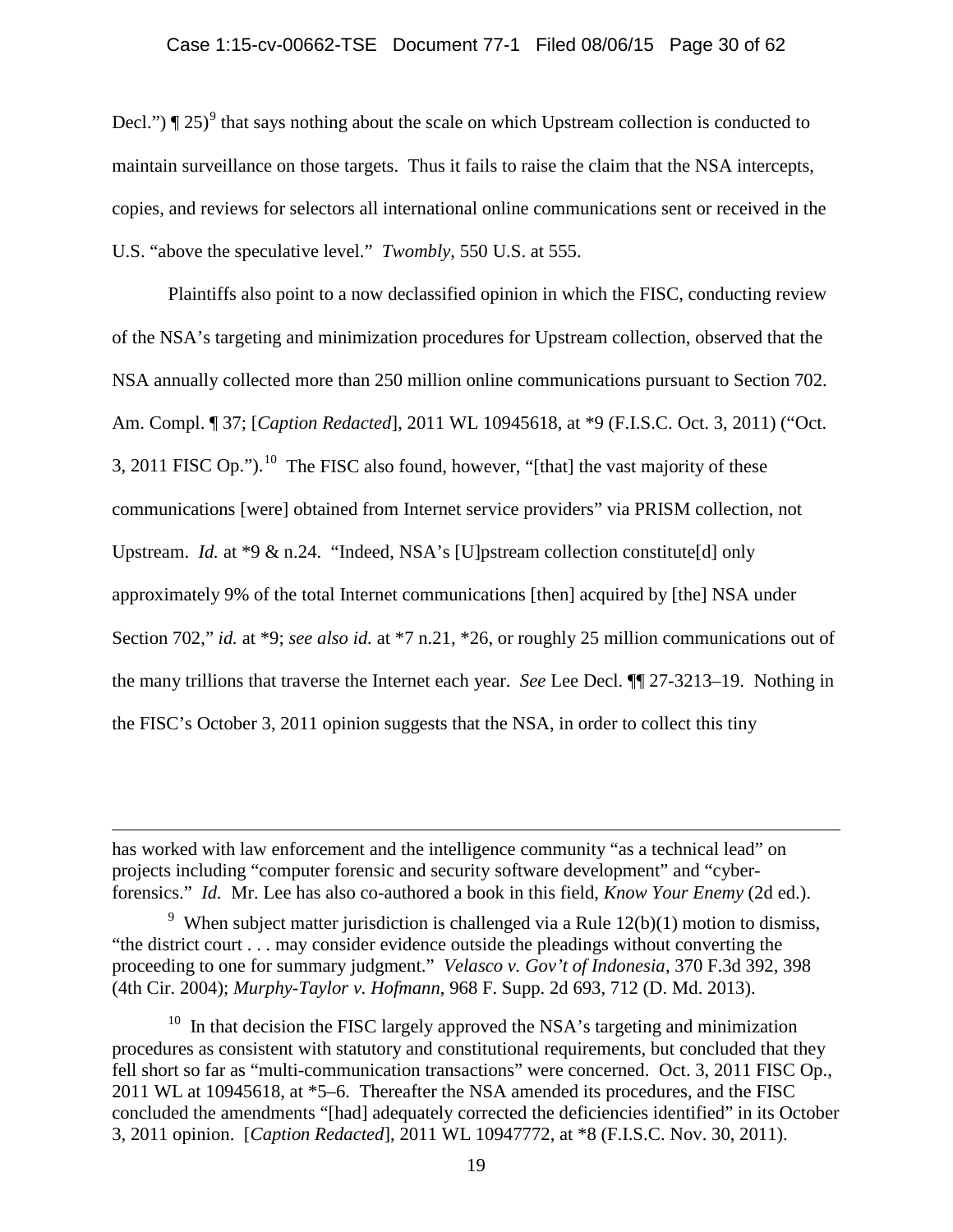Decl.") ¶ 25)[9] that says nothing about the scale on which Upstream collection is conducted to maintain surveillance on those targets. Thus it fails to raise the claim that the NSA intercepts, copies, and reviews for selectors all international online communications sent or received in the U.S. "above the speculative level." *Twombly*, 550 U.S. at 555.

Plaintiffs also point to a now declassified opinion in which the FISC, conducting review of the NSA's targeting and minimization procedures for Upstream collection, observed that the NSA annually collected more than 250 million online communications pursuant to Section 702. Am. Compl. ¶ 37; [*Caption Redacted*], 2011 WL 10945618, at *9 (F.I.S.C. Oct. 3, 2011) ("Oct. 3, 2011 FISC Op.").[10] The FISC also found, however, "[that] the vast majority of these communications [were] obtained from Internet service providers" via PRISM collection, not Upstream. *Id.* at *9 & n.24. "Indeed, NSA's [U]pstream collection constitute[d] only approximately 9% of the total Internet communications [then] acquired by [the] NSA under Section 702," *id.* at *9; *see also id.* at *7 n.21, *26, or roughly 25 million communications out of the many trillions that traverse the Internet each year. *See* Lee Decl. ¶¶ 27-3213–19. Nothing in the FISC's October 3, 2011 opinion suggests that the NSA, in order to collect this tiny

---

has worked with law enforcement and the intelligence community "as a technical lead" on projects including "computer forensic and security software development" and "cyber-forensics." *Id.* Mr. Lee has also co-authored a book in this field, *Know Your Enemy* (2d ed.).

[9] When subject matter jurisdiction is challenged via a Rule 12(b)(1) motion to dismiss, "the district court . . . may consider evidence outside the pleadings without converting the proceeding to one for summary judgment." *Velasco v. Gov't of Indonesia*, 370 F.3d 392, 398 (4th Cir. 2004); *Murphy-Taylor v. Hofmann*, 968 F. Supp. 2d 693, 712 (D. Md. 2013).

[10] In that decision the FISC largely approved the NSA's targeting and minimization procedures as consistent with statutory and constitutional requirements, but concluded that they fell short so far as "multi-communication transactions" were concerned. Oct. 3, 2011 FISC Op., 2011 WL at 10945618, at *5–6. Thereafter the NSA amended its procedures, and the FISC concluded the amendments "[had] adequately corrected the deficiencies identified" in its October 3, 2011 opinion. [*Caption Redacted*], 2011 WL 10947772, at *8 (F.I.S.C. Nov. 30, 2011).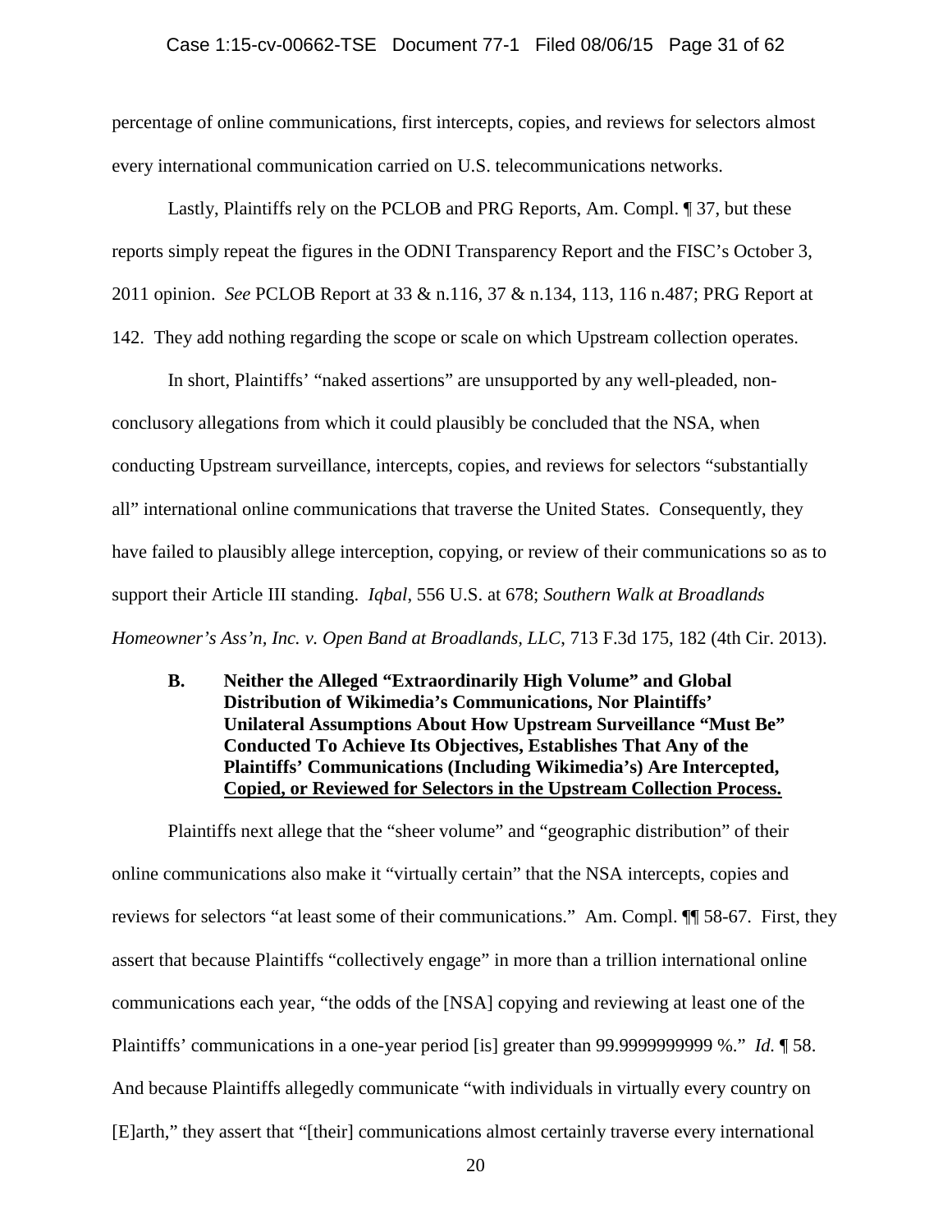percentage of online communications, first intercepts, copies, and reviews for selectors almost every international communication carried on U.S. telecommunications networks.

Lastly, Plaintiffs rely on the PCLOB and PRG Reports, Am. Compl. ¶ 37, but these reports simply repeat the figures in the ODNI Transparency Report and the FISC's October 3, 2011 opinion. *See* PCLOB Report at 33 & n.116, 37 & n.134, 113, 116 n.487; PRG Report at 142. They add nothing regarding the scope or scale on which Upstream collection operates.

In short, Plaintiffs' "naked assertions" are unsupported by any well-pleaded, non-conclusory allegations from which it could plausibly be concluded that the NSA, when conducting Upstream surveillance, intercepts, copies, and reviews for selectors "substantially all" international online communications that traverse the United States. Consequently, they have failed to plausibly allege interception, copying, or review of their communications so as to support their Article III standing. *Iqbal*, 556 U.S. at 678; *Southern Walk at Broadlands Homeowner's Ass'n, Inc. v. Open Band at Broadlands, LLC*, 713 F.3d 175, 182 (4th Cir. 2013).

### B. Neither the Alleged "Extraordinarily High Volume" and Global Distribution of Wikimedia's Communications, Nor Plaintiffs' Unilateral Assumptions About How Upstream Surveillance "Must Be" Conducted To Achieve Its Objectives, Establishes That Any of the Plaintiffs' Communications (Including Wikimedia's) Are Intercepted, Copied, or Reviewed for Selectors in the Upstream Collection Process.

Plaintiffs next allege that the "sheer volume" and "geographic distribution" of their online communications also make it "virtually certain" that the NSA intercepts, copies and reviews for selectors "at least some of their communications." Am. Compl. ¶¶ 58-67. First, they assert that because Plaintiffs "collectively engage" in more than a trillion international online communications each year, "the odds of the [NSA] copying and reviewing at least one of the Plaintiffs' communications in a one-year period [is] greater than 99.9999999999 %." *Id.* ¶ 58. And because Plaintiffs allegedly communicate "with individuals in virtually every country on [E]arth," they assert that "[their] communications almost certainly traverse every international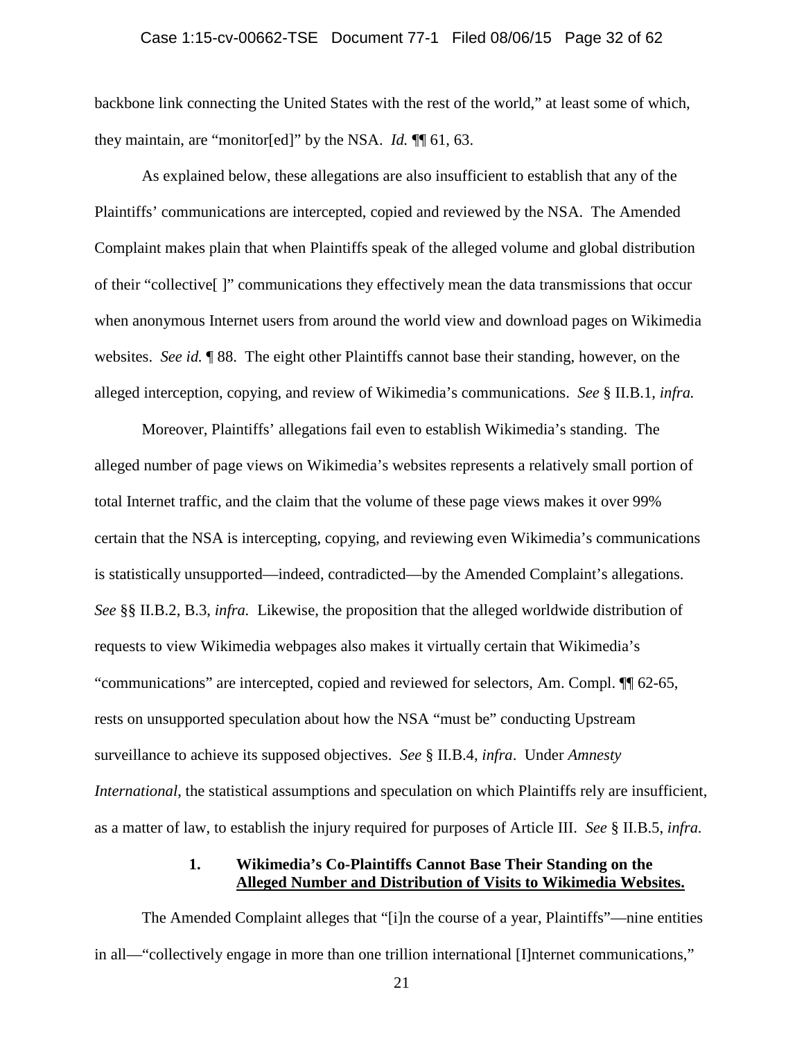backbone link connecting the United States with the rest of the world," at least some of which, they maintain, are "monitor[ed]" by the NSA. *Id.* ¶¶ 61, 63.

As explained below, these allegations are also insufficient to establish that any of the Plaintiffs' communications are intercepted, copied and reviewed by the NSA. The Amended Complaint makes plain that when Plaintiffs speak of the alleged volume and global distribution of their "collective[ ]" communications they effectively mean the data transmissions that occur when anonymous Internet users from around the world view and download pages on Wikimedia websites. *See id.* ¶ 88. The eight other Plaintiffs cannot base their standing, however, on the alleged interception, copying, and review of Wikimedia's communications. *See* § II.B.1, *infra.*

Moreover, Plaintiffs' allegations fail even to establish Wikimedia's standing. The alleged number of page views on Wikimedia's websites represents a relatively small portion of total Internet traffic, and the claim that the volume of these page views makes it over 99% certain that the NSA is intercepting, copying, and reviewing even Wikimedia's communications is statistically unsupported—indeed, contradicted—by the Amended Complaint's allegations. *See* §§ II.B.2, B.3, *infra.* Likewise, the proposition that the alleged worldwide distribution of requests to view Wikimedia webpages also makes it virtually certain that Wikimedia's "communications" are intercepted, copied and reviewed for selectors, Am. Compl. ¶¶ 62-65, rests on unsupported speculation about how the NSA "must be" conducting Upstream surveillance to achieve its supposed objectives. *See* § II.B.4, *infra*. Under *Amnesty International*, the statistical assumptions and speculation on which Plaintiffs rely are insufficient, as a matter of law, to establish the injury required for purposes of Article III. *See* § II.B.5, *infra.*

### 1. Wikimedia's Co-Plaintiffs Cannot Base Their Standing on the Alleged Number and Distribution of Visits to Wikimedia Websites.

The Amended Complaint alleges that "[i]n the course of a year, Plaintiffs"—nine entities in all—"collectively engage in more than one trillion international [I]nternet communications,"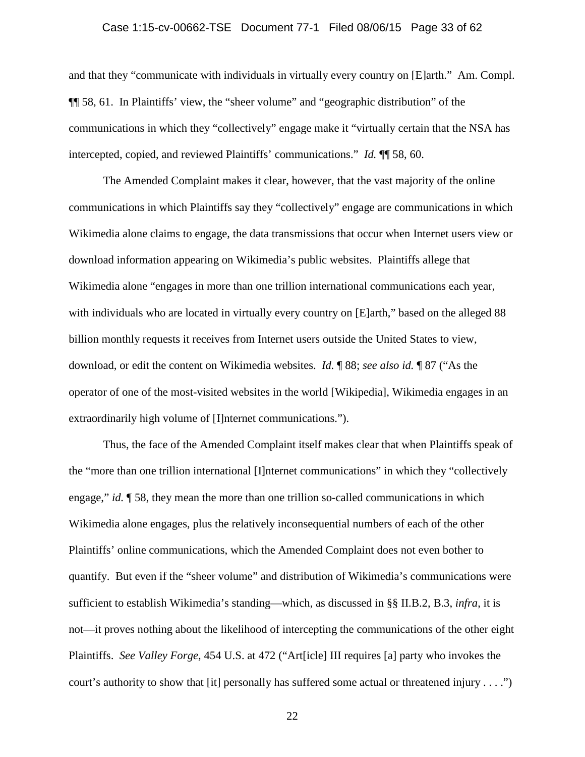and that they "communicate with individuals in virtually every country on [E]arth." Am. Compl. ¶¶ 58, 61. In Plaintiffs' view, the "sheer volume" and "geographic distribution" of the communications in which they "collectively" engage make it "virtually certain that the NSA has intercepted, copied, and reviewed Plaintiffs' communications." *Id.* ¶¶ 58, 60.

The Amended Complaint makes it clear, however, that the vast majority of the online communications in which Plaintiffs say they "collectively" engage are communications in which Wikimedia alone claims to engage, the data transmissions that occur when Internet users view or download information appearing on Wikimedia's public websites. Plaintiffs allege that Wikimedia alone "engages in more than one trillion international communications each year, with individuals who are located in virtually every country on [E]arth," based on the alleged 88 billion monthly requests it receives from Internet users outside the United States to view, download, or edit the content on Wikimedia websites. *Id.* ¶ 88; *see also id.* ¶ 87 ("As the operator of one of the most-visited websites in the world [Wikipedia], Wikimedia engages in an extraordinarily high volume of [I]nternet communications.").

Thus, the face of the Amended Complaint itself makes clear that when Plaintiffs speak of the "more than one trillion international [I]nternet communications" in which they "collectively engage," *id.* ¶ 58, they mean the more than one trillion so-called communications in which Wikimedia alone engages, plus the relatively inconsequential numbers of each of the other Plaintiffs' online communications, which the Amended Complaint does not even bother to quantify. But even if the "sheer volume" and distribution of Wikimedia's communications were sufficient to establish Wikimedia's standing—which, as discussed in §§ II.B.2, B.3, *infra*, it is not—it proves nothing about the likelihood of intercepting the communications of the other eight Plaintiffs. *See Valley Forge*, 454 U.S. at 472 ("Art[icle] III requires [a] party who invokes the court's authority to show that [it] personally has suffered some actual or threatened injury . . . .")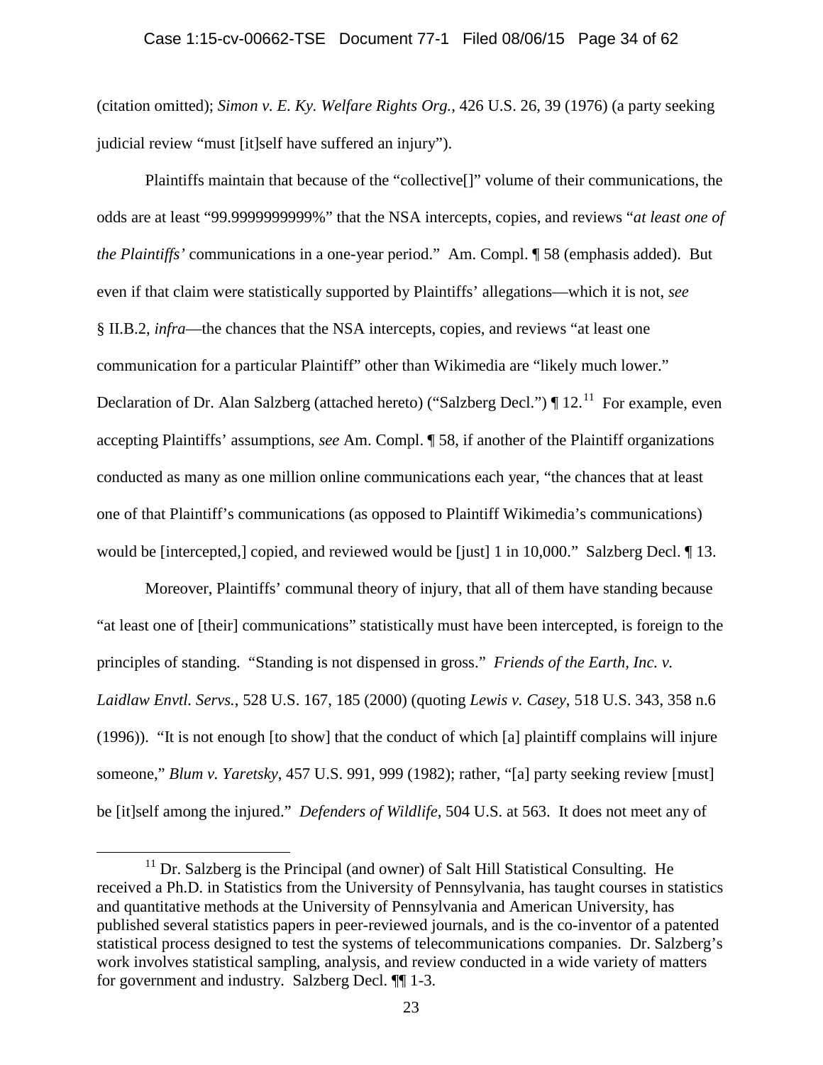(citation omitted); *Simon v. E. Ky. Welfare Rights Org.*, 426 U.S. 26, 39 (1976) (a party seeking judicial review "must [it]self have suffered an injury").

Plaintiffs maintain that because of the "collective[]" volume of their communications, the odds are at least "99.9999999999%" that the NSA intercepts, copies, and reviews "*at least one of the Plaintiffs'* communications in a one-year period." Am. Compl. ¶ 58 (emphasis added). But even if that claim were statistically supported by Plaintiffs' allegations—which it is not, *see* § II.B.2, *infra*—the chances that the NSA intercepts, copies, and reviews "at least one communication for a particular Plaintiff" other than Wikimedia are "likely much lower." Declaration of Dr. Alan Salzberg (attached hereto) ("Salzberg Decl.") ¶ 12.[11] For example, even accepting Plaintiffs' assumptions, *see* Am. Compl. ¶ 58, if another of the Plaintiff organizations conducted as many as one million online communications each year, "the chances that at least one of that Plaintiff's communications (as opposed to Plaintiff Wikimedia's communications) would be [intercepted,] copied, and reviewed would be [just] 1 in 10,000." Salzberg Decl. ¶ 13.

Moreover, Plaintiffs' communal theory of injury, that all of them have standing because "at least one of [their] communications" statistically must have been intercepted, is foreign to the principles of standing. "Standing is not dispensed in gross." *Friends of the Earth, Inc. v. Laidlaw Envtl. Servs.*, 528 U.S. 167, 185 (2000) (quoting *Lewis v. Casey*, 518 U.S. 343, 358 n.6 (1996)). "It is not enough [to show] that the conduct of which [a] plaintiff complains will injure someone," *Blum v. Yaretsky*, 457 U.S. 991, 999 (1982); rather, "[a] party seeking review [must] be [it]self among the injured." *Defenders of Wildlife*, 504 U.S. at 563. It does not meet any of

[11] Dr. Salzberg is the Principal (and owner) of Salt Hill Statistical Consulting. He received a Ph.D. in Statistics from the University of Pennsylvania, has taught courses in statistics and quantitative methods at the University of Pennsylvania and American University, has published several statistics papers in peer-reviewed journals, and is the co-inventor of a patented statistical process designed to test the systems of telecommunications companies. Dr. Salzberg's work involves statistical sampling, analysis, and review conducted in a wide variety of matters for government and industry. Salzberg Decl. ¶¶ 1-3.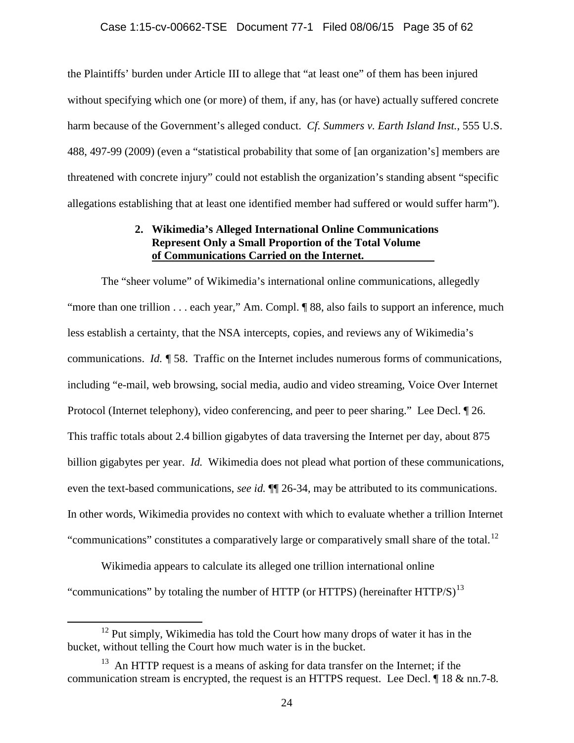the Plaintiffs' burden under Article III to allege that "at least one" of them has been injured without specifying which one (or more) of them, if any, has (or have) actually suffered concrete harm because of the Government's alleged conduct. *Cf. Summers v. Earth Island Inst.*, 555 U.S. 488, 497-99 (2009) (even a "statistical probability that some of [an organization's] members are threatened with concrete injury" could not establish the organization's standing absent "specific allegations establishing that at least one identified member had suffered or would suffer harm").

### 2. Wikimedia's Alleged International Online Communications Represent Only a Small Proportion of the Total Volume of Communications Carried on the Internet.

The "sheer volume" of Wikimedia's international online communications, allegedly "more than one trillion . . . each year," Am. Compl. ¶ 88, also fails to support an inference, much less establish a certainty, that the NSA intercepts, copies, and reviews any of Wikimedia's communications. *Id.* ¶ 58. Traffic on the Internet includes numerous forms of communications, including "e-mail, web browsing, social media, audio and video streaming, Voice Over Internet Protocol (Internet telephony), video conferencing, and peer to peer sharing." Lee Decl. ¶ 26. This traffic totals about 2.4 billion gigabytes of data traversing the Internet per day, about 875 billion gigabytes per year. *Id.* Wikimedia does not plead what portion of these communications, even the text-based communications, *see id.* ¶¶ 26-34, may be attributed to its communications. In other words, Wikimedia provides no context with which to evaluate whether a trillion Internet "communications" constitutes a comparatively large or comparatively small share of the total.[12]

Wikimedia appears to calculate its alleged one trillion international online "communications" by totaling the number of HTTP (or HTTPS) (hereinafter HTTP/S)[13]

---

[12] Put simply, Wikimedia has told the Court how many drops of water it has in the bucket, without telling the Court how much water is in the bucket.

[13] An HTTP request is a means of asking for data transfer on the Internet; if the communication stream is encrypted, the request is an HTTPS request. Lee Decl. ¶ 18 & nn.7-8.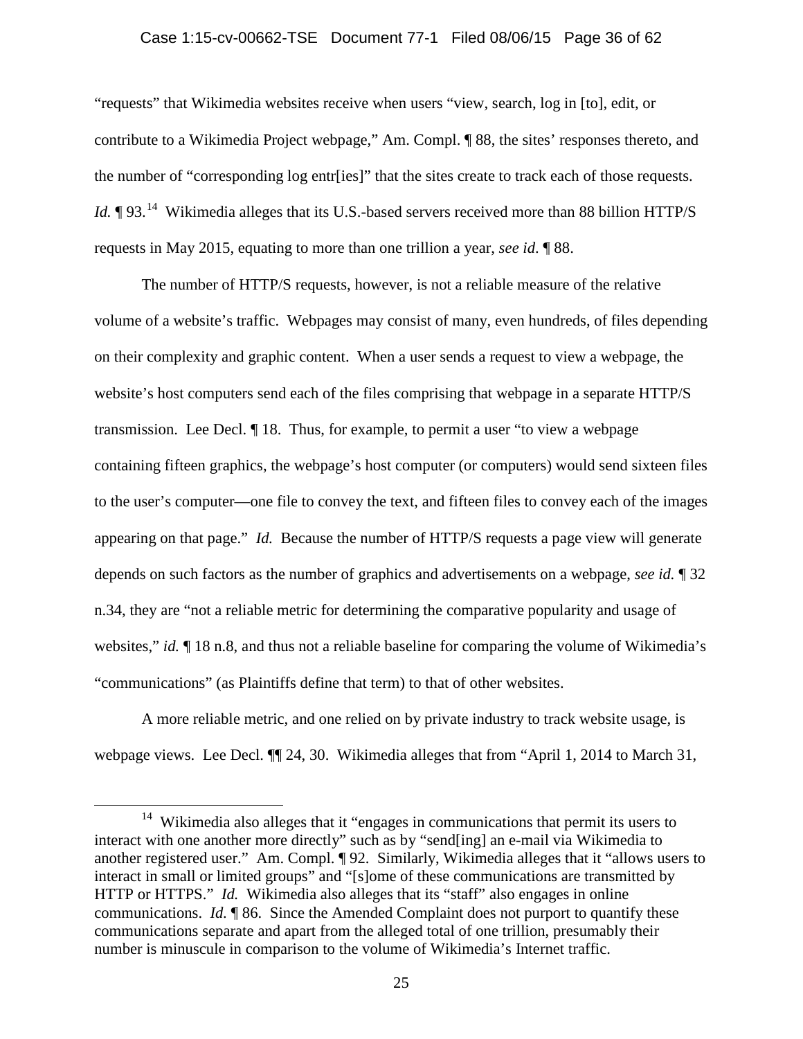"requests" that Wikimedia websites receive when users "view, search, log in [to], edit, or contribute to a Wikimedia Project webpage," Am. Compl. ¶ 88, the sites' responses thereto, and the number of "corresponding log entr[ies]" that the sites create to track each of those requests. *Id.* ¶ 93.[14] Wikimedia alleges that its U.S.-based servers received more than 88 billion HTTP/S requests in May 2015, equating to more than one trillion a year, *see id*. ¶ 88.

The number of HTTP/S requests, however, is not a reliable measure of the relative volume of a website's traffic. Webpages may consist of many, even hundreds, of files depending on their complexity and graphic content. When a user sends a request to view a webpage, the website's host computers send each of the files comprising that webpage in a separate HTTP/S transmission. Lee Decl. ¶ 18. Thus, for example, to permit a user "to view a webpage containing fifteen graphics, the webpage's host computer (or computers) would send sixteen files to the user's computer—one file to convey the text, and fifteen files to convey each of the images appearing on that page." *Id.* Because the number of HTTP/S requests a page view will generate depends on such factors as the number of graphics and advertisements on a webpage, *see id.* ¶ 32 n.34, they are "not a reliable metric for determining the comparative popularity and usage of websites," *id.* ¶ 18 n.8, and thus not a reliable baseline for comparing the volume of Wikimedia's "communications" (as Plaintiffs define that term) to that of other websites.

A more reliable metric, and one relied on by private industry to track website usage, is webpage views. Lee Decl. ¶¶ 24, 30. Wikimedia alleges that from "April 1, 2014 to March 31,

[14] Wikimedia also alleges that it "engages in communications that permit its users to interact with one another more directly" such as by "send[ing] an e-mail via Wikimedia to another registered user." Am. Compl. ¶ 92. Similarly, Wikimedia alleges that it "allows users to interact in small or limited groups" and "[s]ome of these communications are transmitted by HTTP or HTTPS." *Id.* Wikimedia also alleges that its "staff" also engages in online communications. *Id.* ¶ 86. Since the Amended Complaint does not purport to quantify these communications separate and apart from the alleged total of one trillion, presumably their number is minuscule in comparison to the volume of Wikimedia's Internet traffic.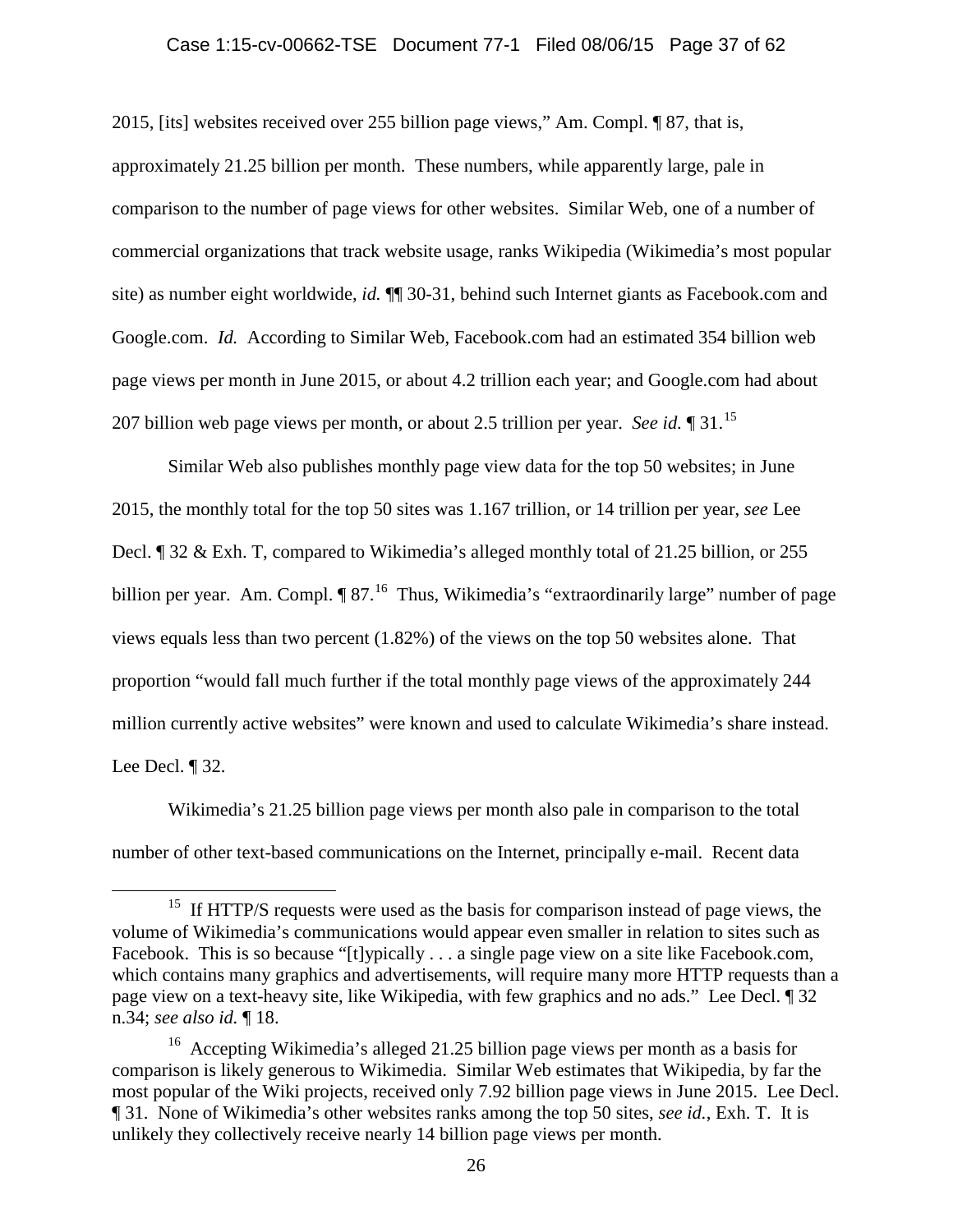2015, [its] websites received over 255 billion page views," Am. Compl. ¶ 87, that is, approximately 21.25 billion per month. These numbers, while apparently large, pale in comparison to the number of page views for other websites. Similar Web, one of a number of commercial organizations that track website usage, ranks Wikipedia (Wikimedia's most popular site) as number eight worldwide, *id.* ¶¶ 30-31, behind such Internet giants as Facebook.com and Google.com. *Id.* According to Similar Web, Facebook.com had an estimated 354 billion web page views per month in June 2015, or about 4.2 trillion each year; and Google.com had about 207 billion web page views per month, or about 2.5 trillion per year. *See id.* ¶ 31.[15]

Similar Web also publishes monthly page view data for the top 50 websites; in June 2015, the monthly total for the top 50 sites was 1.167 trillion, or 14 trillion per year, *see* Lee Decl. ¶ 32 & Exh. T, compared to Wikimedia's alleged monthly total of 21.25 billion, or 255 billion per year. Am. Compl. ¶ 87.[16] Thus, Wikimedia's "extraordinarily large" number of page views equals less than two percent (1.82%) of the views on the top 50 websites alone. That proportion "would fall much further if the total monthly page views of the approximately 244 million currently active websites" were known and used to calculate Wikimedia's share instead. Lee Decl. ¶ 32.

Wikimedia's 21.25 billion page views per month also pale in comparison to the total number of other text-based communications on the Internet, principally e-mail. Recent data

---

[15] If HTTP/S requests were used as the basis for comparison instead of page views, the volume of Wikimedia's communications would appear even smaller in relation to sites such as Facebook. This is so because "[t]ypically . . . a single page view on a site like Facebook.com, which contains many graphics and advertisements, will require many more HTTP requests than a page view on a text-heavy site, like Wikipedia, with few graphics and no ads." Lee Decl. ¶ 32 n.34; *see also id.* ¶ 18.

[16] Accepting Wikimedia's alleged 21.25 billion page views per month as a basis for comparison is likely generous to Wikimedia. Similar Web estimates that Wikipedia, by far the most popular of the Wiki projects, received only 7.92 billion page views in June 2015. Lee Decl. ¶ 31. None of Wikimedia's other websites ranks among the top 50 sites, *see id.*, Exh. T. It is unlikely they collectively receive nearly 14 billion page views per month.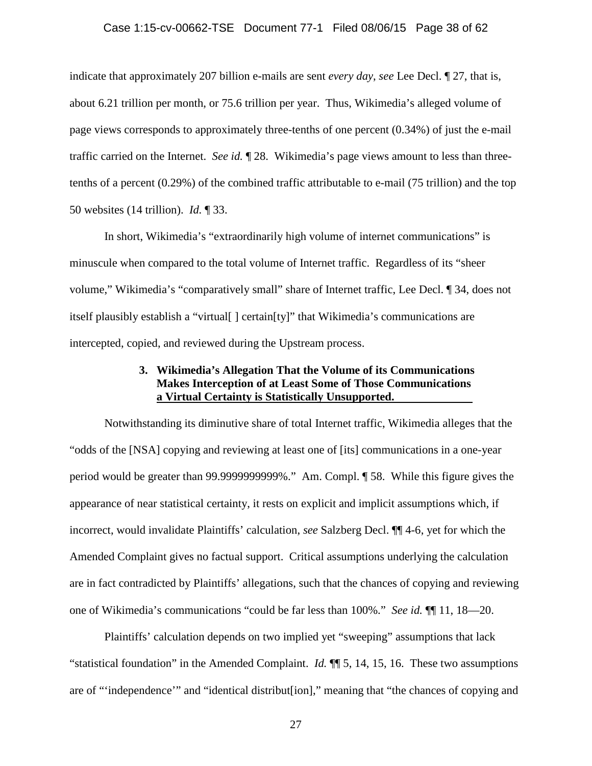indicate that approximately 207 billion e-mails are sent *every day*, *see* Lee Decl. ¶ 27, that is, about 6.21 trillion per month, or 75.6 trillion per year. Thus, Wikimedia's alleged volume of page views corresponds to approximately three-tenths of one percent (0.34%) of just the e-mail traffic carried on the Internet. *See id.* ¶ 28. Wikimedia's page views amount to less than three-tenths of a percent (0.29%) of the combined traffic attributable to e-mail (75 trillion) and the top 50 websites (14 trillion). *Id.* ¶ 33.

In short, Wikimedia's "extraordinarily high volume of internet communications" is minuscule when compared to the total volume of Internet traffic. Regardless of its "sheer volume," Wikimedia's "comparatively small" share of Internet traffic, Lee Decl. ¶ 34, does not itself plausibly establish a "virtual[ ] certain[ty]" that Wikimedia's communications are intercepted, copied, and reviewed during the Upstream process.

### 3. Wikimedia's Allegation That the Volume of its Communications Makes Interception of at Least Some of Those Communications a Virtual Certainty is Statistically Unsupported.

Notwithstanding its diminutive share of total Internet traffic, Wikimedia alleges that the "odds of the [NSA] copying and reviewing at least one of [its] communications in a one-year period would be greater than 99.9999999999%." Am. Compl. ¶ 58. While this figure gives the appearance of near statistical certainty, it rests on explicit and implicit assumptions which, if incorrect, would invalidate Plaintiffs' calculation, *see* Salzberg Decl. ¶¶ 4-6, yet for which the Amended Complaint gives no factual support. Critical assumptions underlying the calculation are in fact contradicted by Plaintiffs' allegations, such that the chances of copying and reviewing one of Wikimedia's communications "could be far less than 100%." *See id.* ¶¶ 11, 18—20.

Plaintiffs' calculation depends on two implied yet "sweeping" assumptions that lack "statistical foundation" in the Amended Complaint. *Id.* ¶¶ 5, 14, 15, 16. These two assumptions are of "'independence'" and "identical distribut[ion]," meaning that "the chances of copying and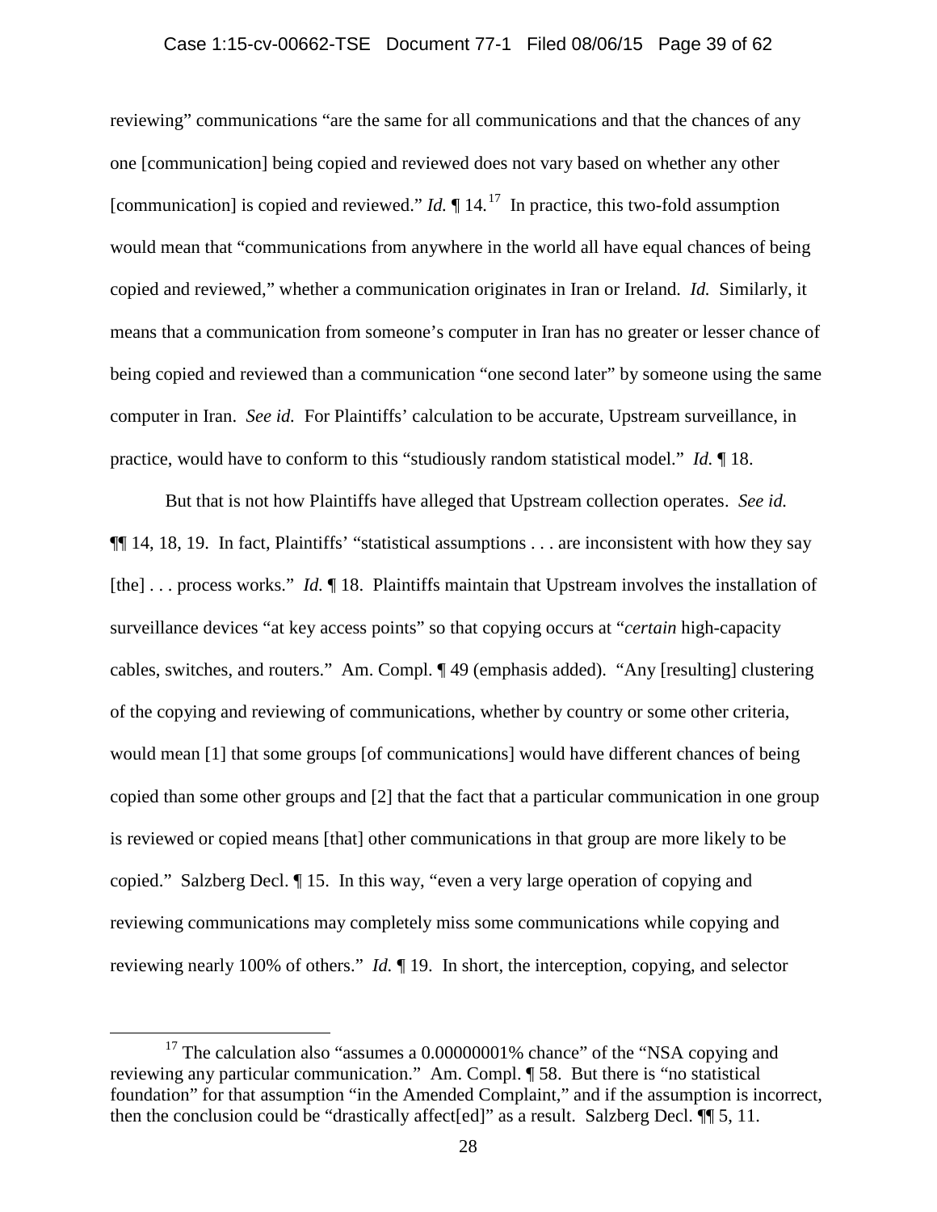reviewing" communications "are the same for all communications and that the chances of any one [communication] being copied and reviewed does not vary based on whether any other [communication] is copied and reviewed." *Id.* ¶ 14.[17] In practice, this two-fold assumption would mean that "communications from anywhere in the world all have equal chances of being copied and reviewed," whether a communication originates in Iran or Ireland. *Id.* Similarly, it means that a communication from someone's computer in Iran has no greater or lesser chance of being copied and reviewed than a communication "one second later" by someone using the same computer in Iran. *See id.* For Plaintiffs' calculation to be accurate, Upstream surveillance, in practice, would have to conform to this "studiously random statistical model." *Id.* ¶ 18.

But that is not how Plaintiffs have alleged that Upstream collection operates. *See id.* ¶¶ 14, 18, 19. In fact, Plaintiffs' "statistical assumptions . . . are inconsistent with how they say [the] . . . process works." *Id.* ¶ 18. Plaintiffs maintain that Upstream involves the installation of surveillance devices "at key access points" so that copying occurs at "*certain* high-capacity cables, switches, and routers." Am. Compl. ¶ 49 (emphasis added). "Any [resulting] clustering of the copying and reviewing of communications, whether by country or some other criteria, would mean [1] that some groups [of communications] would have different chances of being copied than some other groups and [2] that the fact that a particular communication in one group is reviewed or copied means [that] other communications in that group are more likely to be copied." Salzberg Decl. ¶ 15. In this way, "even a very large operation of copying and reviewing communications may completely miss some communications while copying and reviewing nearly 100% of others." *Id.* ¶ 19. In short, the interception, copying, and selector

[17] The calculation also "assumes a 0.00000001% chance" of the "NSA copying and reviewing any particular communication." Am. Compl. ¶ 58. But there is "no statistical foundation" for that assumption "in the Amended Complaint," and if the assumption is incorrect, then the conclusion could be "drastically affect[ed]" as a result. Salzberg Decl. ¶¶ 5, 11.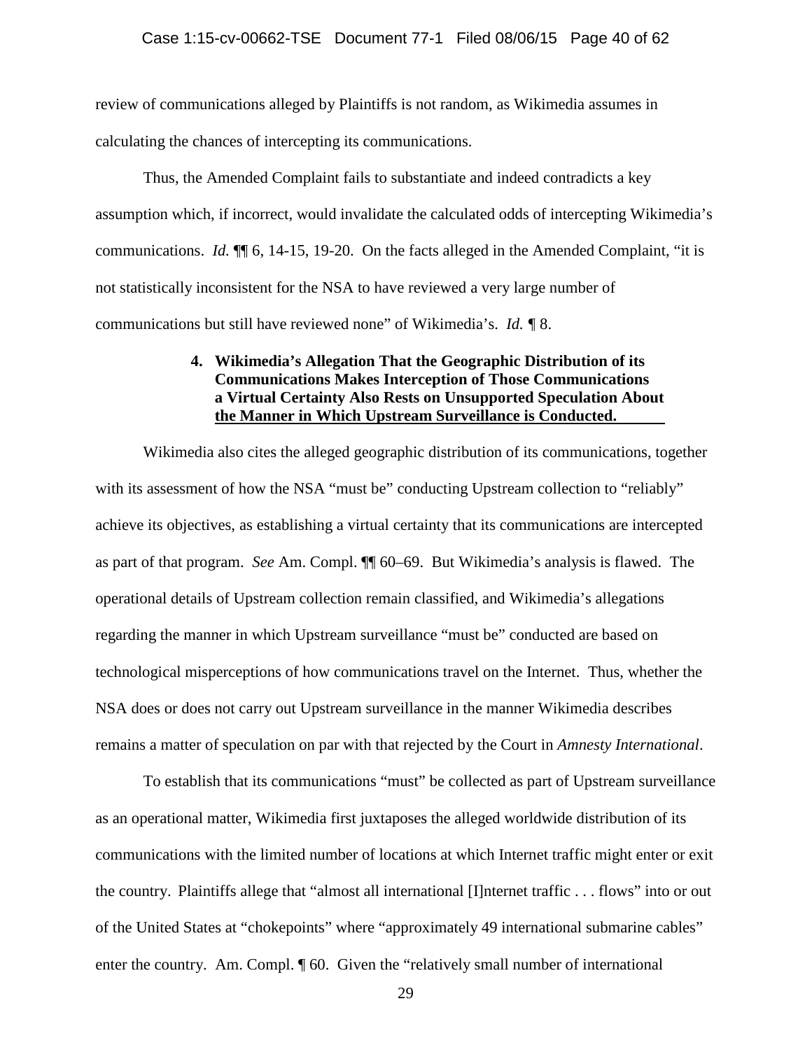review of communications alleged by Plaintiffs is not random, as Wikimedia assumes in calculating the chances of intercepting its communications.

Thus, the Amended Complaint fails to substantiate and indeed contradicts a key assumption which, if incorrect, would invalidate the calculated odds of intercepting Wikimedia's communications. *Id.* ¶¶ 6, 14-15, 19-20. On the facts alleged in the Amended Complaint, "it is not statistically inconsistent for the NSA to have reviewed a very large number of communications but still have reviewed none" of Wikimedia's. *Id.* ¶ 8.

#### 4. Wikimedia's Allegation That the Geographic Distribution of its Communications Makes Interception of Those Communications a Virtual Certainty Also Rests on Unsupported Speculation About the Manner in Which Upstream Surveillance is Conducted.

Wikimedia also cites the alleged geographic distribution of its communications, together with its assessment of how the NSA "must be" conducting Upstream collection to "reliably" achieve its objectives, as establishing a virtual certainty that its communications are intercepted as part of that program. *See* Am. Compl. ¶¶ 60–69. But Wikimedia's analysis is flawed. The operational details of Upstream collection remain classified, and Wikimedia's allegations regarding the manner in which Upstream surveillance "must be" conducted are based on technological misperceptions of how communications travel on the Internet. Thus, whether the NSA does or does not carry out Upstream surveillance in the manner Wikimedia describes remains a matter of speculation on par with that rejected by the Court in *Amnesty International*.

To establish that its communications "must" be collected as part of Upstream surveillance as an operational matter, Wikimedia first juxtaposes the alleged worldwide distribution of its communications with the limited number of locations at which Internet traffic might enter or exit the country. Plaintiffs allege that "almost all international [I]nternet traffic . . . flows" into or out of the United States at "chokepoints" where "approximately 49 international submarine cables" enter the country. Am. Compl. ¶ 60. Given the "relatively small number of international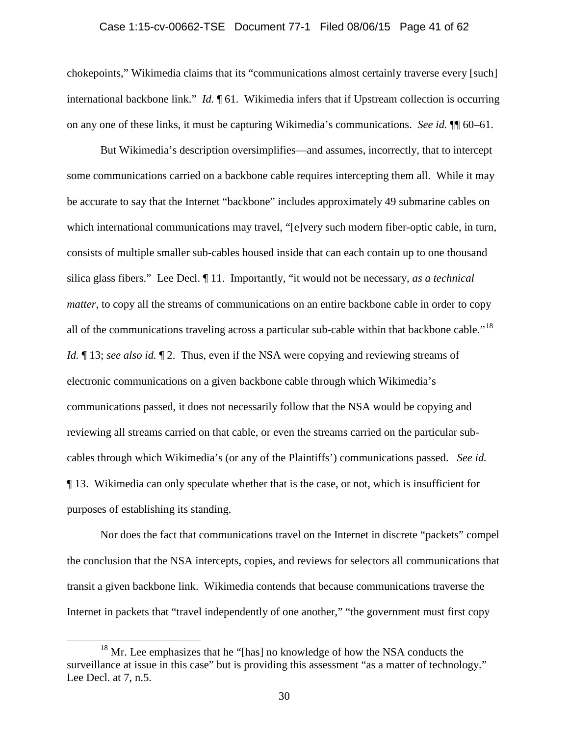chokepoints," Wikimedia claims that its "communications almost certainly traverse every [such] international backbone link." *Id.* ¶ 61. Wikimedia infers that if Upstream collection is occurring on any one of these links, it must be capturing Wikimedia's communications. *See id.* ¶¶ 60–61.

But Wikimedia's description oversimplifies—and assumes, incorrectly, that to intercept some communications carried on a backbone cable requires intercepting them all. While it may be accurate to say that the Internet "backbone" includes approximately 49 submarine cables on which international communications may travel, "[e]very such modern fiber-optic cable, in turn, consists of multiple smaller sub-cables housed inside that can each contain up to one thousand silica glass fibers." Lee Decl. ¶ 11. Importantly, "it would not be necessary, *as a technical matter*, to copy all the streams of communications on an entire backbone cable in order to copy all of the communications traveling across a particular sub-cable within that backbone cable."[18] *Id.* ¶ 13; *see also id.* ¶ 2. Thus, even if the NSA were copying and reviewing streams of electronic communications on a given backbone cable through which Wikimedia's communications passed, it does not necessarily follow that the NSA would be copying and reviewing all streams carried on that cable, or even the streams carried on the particular sub-cables through which Wikimedia's (or any of the Plaintiffs') communications passed. *See id.* ¶ 13. Wikimedia can only speculate whether that is the case, or not, which is insufficient for purposes of establishing its standing.

Nor does the fact that communications travel on the Internet in discrete "packets" compel the conclusion that the NSA intercepts, copies, and reviews for selectors all communications that transit a given backbone link. Wikimedia contends that because communications traverse the Internet in packets that "travel independently of one another," "the government must first copy

[18] Mr. Lee emphasizes that he "[has] no knowledge of how the NSA conducts the surveillance at issue in this case" but is providing this assessment "as a matter of technology." Lee Decl. at 7, n.5.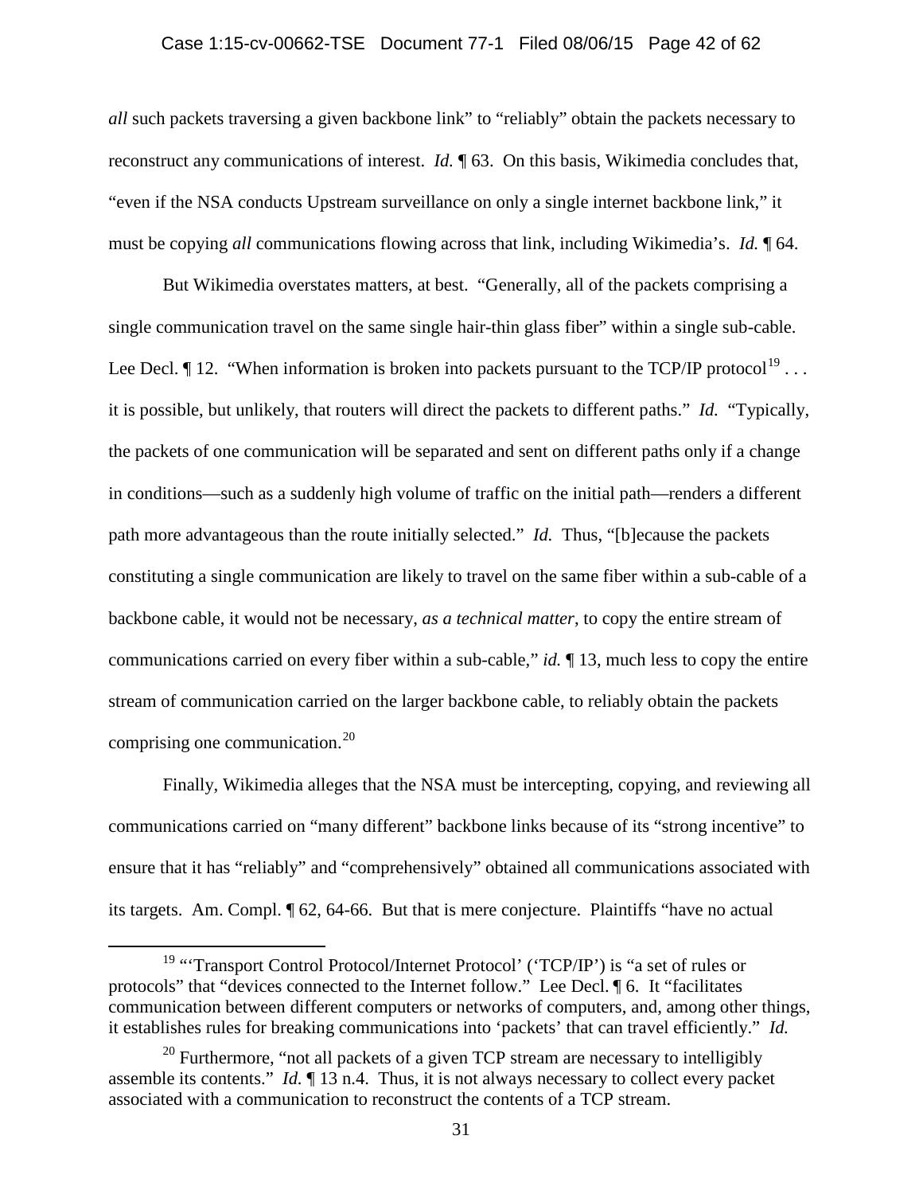*all* such packets traversing a given backbone link" to "reliably" obtain the packets necessary to reconstruct any communications of interest. *Id.* ¶ 63. On this basis, Wikimedia concludes that, "even if the NSA conducts Upstream surveillance on only a single internet backbone link," it must be copying *all* communications flowing across that link, including Wikimedia's. *Id.* ¶ 64.

But Wikimedia overstates matters, at best. "Generally, all of the packets comprising a single communication travel on the same single hair-thin glass fiber" within a single sub-cable. Lee Decl. ¶ 12. "When information is broken into packets pursuant to the TCP/IP protocol[19] . . . it is possible, but unlikely, that routers will direct the packets to different paths." *Id.* "Typically, the packets of one communication will be separated and sent on different paths only if a change in conditions—such as a suddenly high volume of traffic on the initial path—renders a different path more advantageous than the route initially selected." *Id.* Thus, "[b]ecause the packets constituting a single communication are likely to travel on the same fiber within a sub-cable of a backbone cable, it would not be necessary, *as a technical matter*, to copy the entire stream of communications carried on every fiber within a sub-cable," *id.* ¶ 13, much less to copy the entire stream of communication carried on the larger backbone cable, to reliably obtain the packets comprising one communication.[20]

Finally, Wikimedia alleges that the NSA must be intercepting, copying, and reviewing all communications carried on "many different" backbone links because of its "strong incentive" to ensure that it has "reliably" and "comprehensively" obtained all communications associated with its targets. Am. Compl. ¶ 62, 64-66. But that is mere conjecture. Plaintiffs "have no actual

---

[19] "'Transport Control Protocol/Internet Protocol' ('TCP/IP') is "a set of rules or protocols" that "devices connected to the Internet follow." Lee Decl. ¶ 6. It "facilitates communication between different computers or networks of computers, and, among other things, it establishes rules for breaking communications into 'packets' that can travel efficiently." *Id.*

[20] Furthermore, "not all packets of a given TCP stream are necessary to intelligibly assemble its contents." *Id.* ¶ 13 n.4. Thus, it is not always necessary to collect every packet associated with a communication to reconstruct the contents of a TCP stream.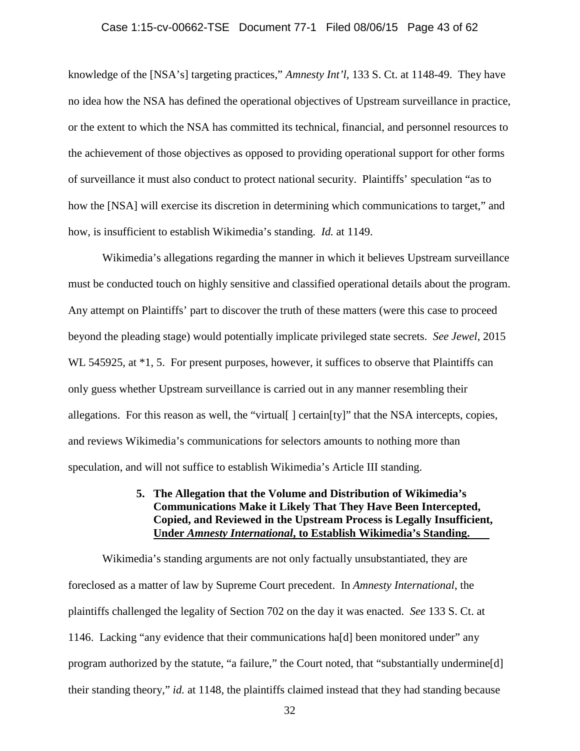knowledge of the [NSA's] targeting practices," *Amnesty Int'l*, 133 S. Ct. at 1148-49. They have no idea how the NSA has defined the operational objectives of Upstream surveillance in practice, or the extent to which the NSA has committed its technical, financial, and personnel resources to the achievement of those objectives as opposed to providing operational support for other forms of surveillance it must also conduct to protect national security. Plaintiffs' speculation "as to how the [NSA] will exercise its discretion in determining which communications to target," and how, is insufficient to establish Wikimedia's standing. *Id.* at 1149.

Wikimedia's allegations regarding the manner in which it believes Upstream surveillance must be conducted touch on highly sensitive and classified operational details about the program. Any attempt on Plaintiffs' part to discover the truth of these matters (were this case to proceed beyond the pleading stage) would potentially implicate privileged state secrets. *See Jewel*, 2015 WL 545925, at *1, 5. For present purposes, however, it suffices to observe that Plaintiffs can only guess whether Upstream surveillance is carried out in any manner resembling their allegations. For this reason as well, the "virtual[ ] certain[ty]" that the NSA intercepts, copies, and reviews Wikimedia's communications for selectors amounts to nothing more than speculation, and will not suffice to establish Wikimedia's Article III standing.

**5. The Allegation that the Volume and Distribution of Wikimedia's Communications Make it Likely That They Have Been Intercepted, Copied, and Reviewed in the Upstream Process is Legally Insufficient, Under *Amnesty International*, to Establish Wikimedia's Standing.**

Wikimedia's standing arguments are not only factually unsubstantiated, they are foreclosed as a matter of law by Supreme Court precedent. In *Amnesty International*, the plaintiffs challenged the legality of Section 702 on the day it was enacted. *See* 133 S. Ct. at 1146. Lacking "any evidence that their communications ha[d] been monitored under" any program authorized by the statute, "a failure," the Court noted, that "substantially undermine[d] their standing theory," *id.* at 1148, the plaintiffs claimed instead that they had standing because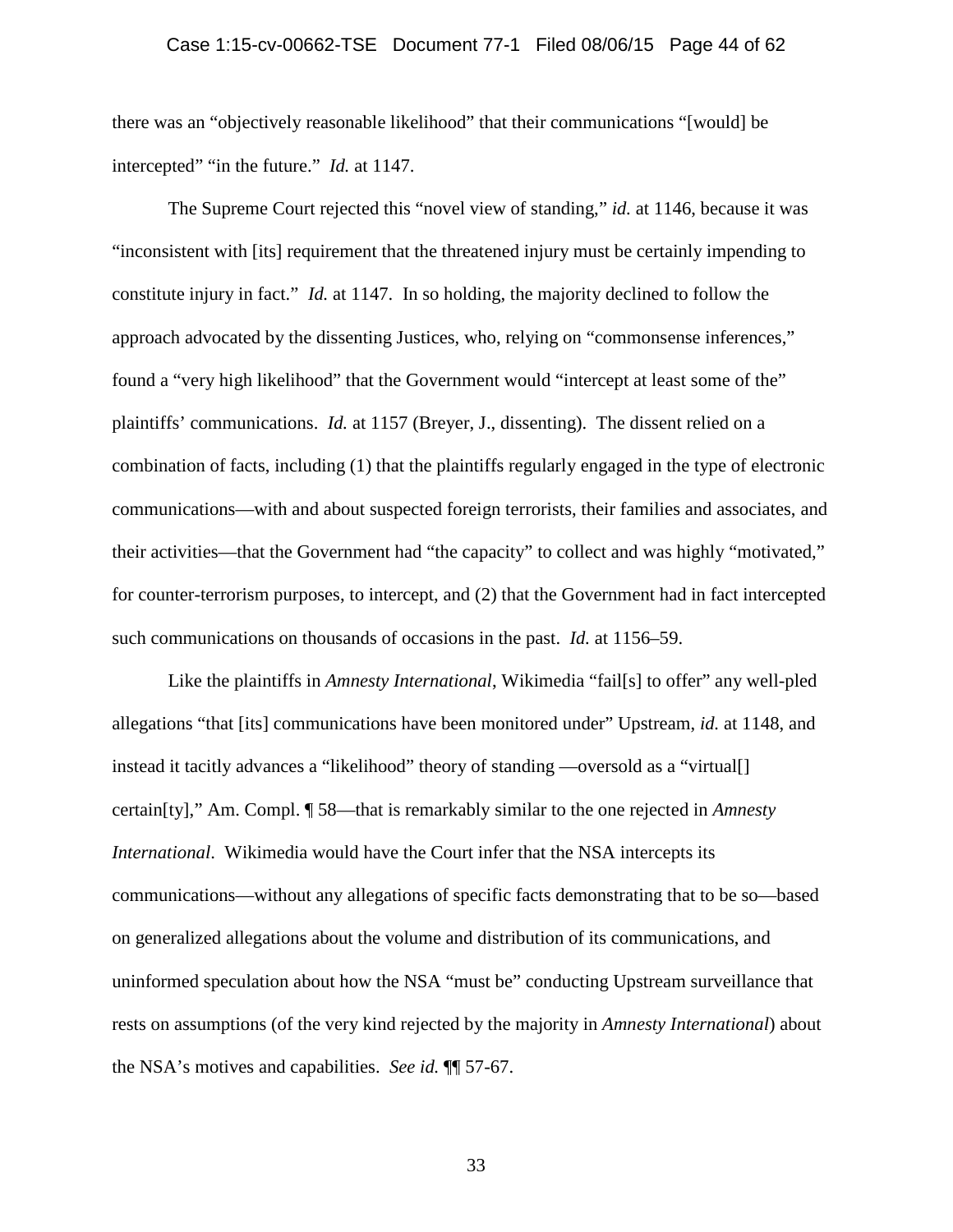there was an "objectively reasonable likelihood" that their communications "[would] be intercepted" "in the future." *Id.* at 1147.

The Supreme Court rejected this "novel view of standing," *id.* at 1146, because it was "inconsistent with [its] requirement that the threatened injury must be certainly impending to constitute injury in fact." *Id.* at 1147. In so holding, the majority declined to follow the approach advocated by the dissenting Justices, who, relying on "commonsense inferences," found a "very high likelihood" that the Government would "intercept at least some of the" plaintiffs' communications. *Id.* at 1157 (Breyer, J., dissenting). The dissent relied on a combination of facts, including (1) that the plaintiffs regularly engaged in the type of electronic communications—with and about suspected foreign terrorists, their families and associates, and their activities—that the Government had "the capacity" to collect and was highly "motivated," for counter-terrorism purposes, to intercept, and (2) that the Government had in fact intercepted such communications on thousands of occasions in the past. *Id.* at 1156–59.

Like the plaintiffs in *Amnesty International*, Wikimedia "fail[s] to offer" any well-pled allegations "that [its] communications have been monitored under" Upstream, *id.* at 1148, and instead it tacitly advances a "likelihood" theory of standing —oversold as a "virtual[] certain[ty]," Am. Compl. ¶ 58—that is remarkably similar to the one rejected in *Amnesty International*. Wikimedia would have the Court infer that the NSA intercepts its communications—without any allegations of specific facts demonstrating that to be so—based on generalized allegations about the volume and distribution of its communications, and uninformed speculation about how the NSA "must be" conducting Upstream surveillance that rests on assumptions (of the very kind rejected by the majority in *Amnesty International*) about the NSA's motives and capabilities. *See id.* ¶¶ 57-67.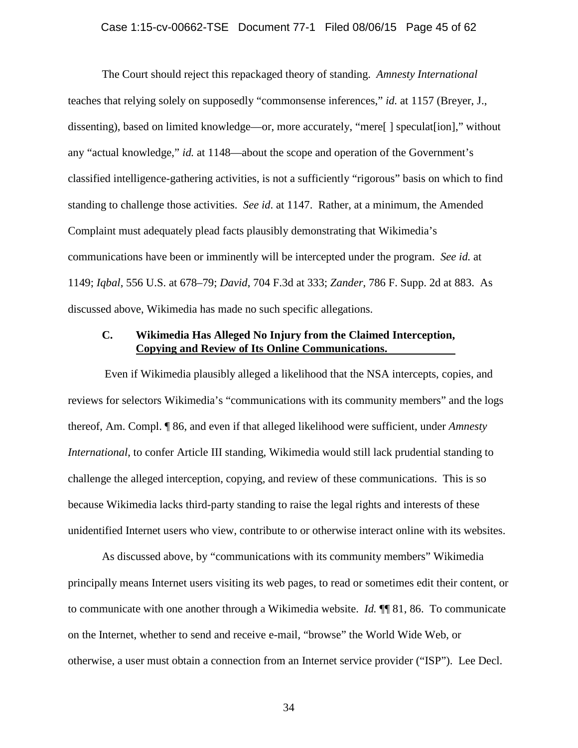The Court should reject this repackaged theory of standing. *Amnesty International* teaches that relying solely on supposedly "commonsense inferences," *id.* at 1157 (Breyer, J., dissenting), based on limited knowledge—or, more accurately, "mere[ ] speculat[ion]," without any "actual knowledge," *id.* at 1148—about the scope and operation of the Government's classified intelligence-gathering activities, is not a sufficiently "rigorous" basis on which to find standing to challenge those activities. *See id.* at 1147. Rather, at a minimum, the Amended Complaint must adequately plead facts plausibly demonstrating that Wikimedia's communications have been or imminently will be intercepted under the program. *See id.* at 1149; *Iqbal*, 556 U.S. at 678–79; *David*, 704 F.3d at 333; *Zander*, 786 F. Supp. 2d at 883. As discussed above, Wikimedia has made no such specific allegations.

### C. Wikimedia Has Alleged No Injury from the Claimed Interception, Copying and Review of Its Online Communications.

Even if Wikimedia plausibly alleged a likelihood that the NSA intercepts, copies, and reviews for selectors Wikimedia's "communications with its community members" and the logs thereof, Am. Compl. ¶ 86, and even if that alleged likelihood were sufficient, under *Amnesty International*, to confer Article III standing, Wikimedia would still lack prudential standing to challenge the alleged interception, copying, and review of these communications. This is so because Wikimedia lacks third-party standing to raise the legal rights and interests of these unidentified Internet users who view, contribute to or otherwise interact online with its websites.

As discussed above, by "communications with its community members" Wikimedia principally means Internet users visiting its web pages, to read or sometimes edit their content, or to communicate with one another through a Wikimedia website. *Id.* ¶¶ 81, 86. To communicate on the Internet, whether to send and receive e-mail, "browse" the World Wide Web, or otherwise, a user must obtain a connection from an Internet service provider ("ISP"). Lee Decl.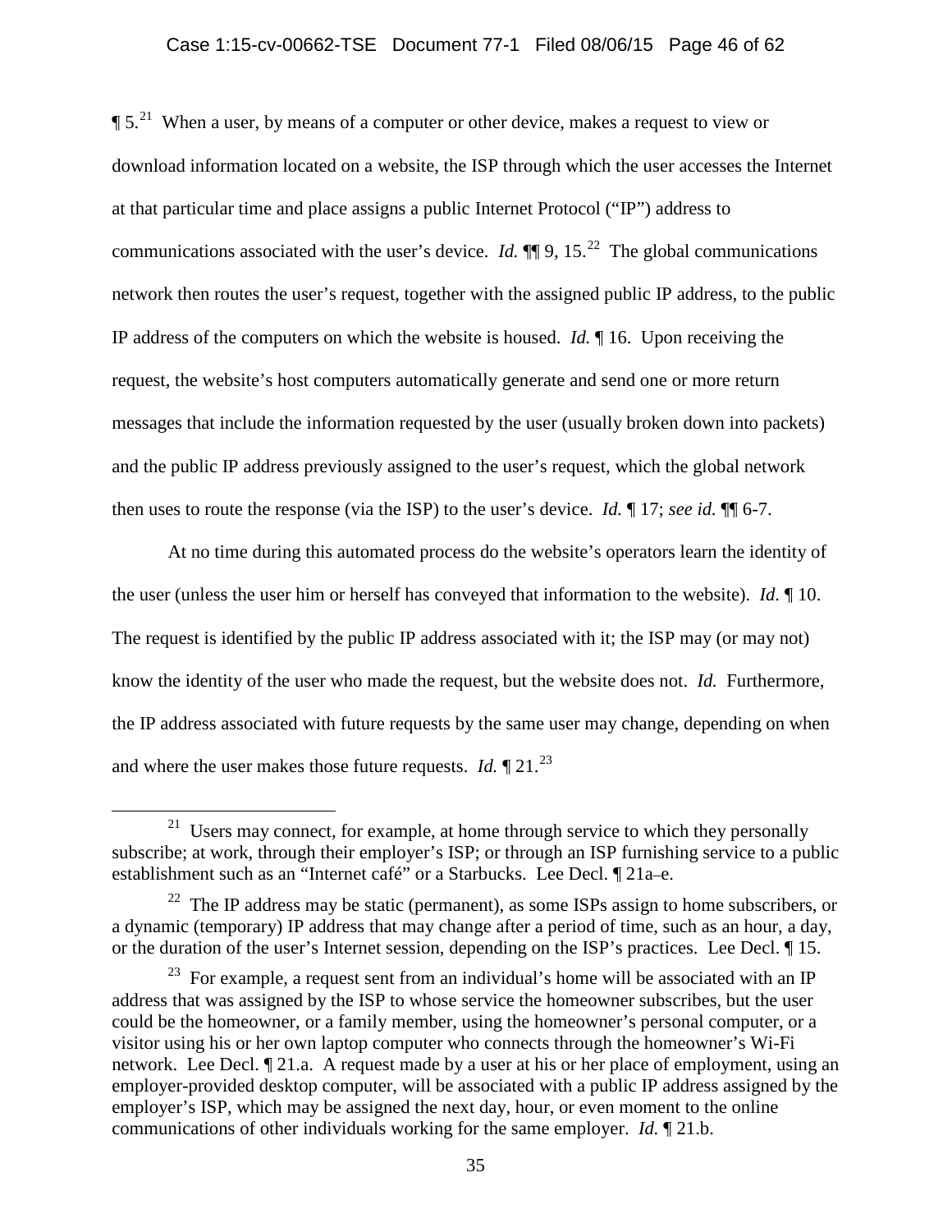¶ 5.[21] When a user, by means of a computer or other device, makes a request to view or download information located on a website, the ISP through which the user accesses the Internet at that particular time and place assigns a public Internet Protocol ("IP") address to communications associated with the user's device. *Id.* ¶¶ 9, 15.[22] The global communications network then routes the user's request, together with the assigned public IP address, to the public IP address of the computers on which the website is housed. *Id.* ¶ 16. Upon receiving the request, the website's host computers automatically generate and send one or more return messages that include the information requested by the user (usually broken down into packets) and the public IP address previously assigned to the user's request, which the global network then uses to route the response (via the ISP) to the user's device. *Id.* ¶ 17; *see id.* ¶¶ 6-7.

At no time during this automated process do the website's operators learn the identity of the user (unless the user him or herself has conveyed that information to the website). *Id*. ¶ 10. The request is identified by the public IP address associated with it; the ISP may (or may not) know the identity of the user who made the request, but the website does not. *Id.* Furthermore, the IP address associated with future requests by the same user may change, depending on when and where the user makes those future requests. *Id.* ¶ 21.[23]

---

[21] Users may connect, for example, at home through service to which they personally subscribe; at work, through their employer's ISP; or through an ISP furnishing service to a public establishment such as an "Internet café" or a Starbucks. Lee Decl. ¶ 21a–e.

[22] The IP address may be static (permanent), as some ISPs assign to home subscribers, or a dynamic (temporary) IP address that may change after a period of time, such as an hour, a day, or the duration of the user's Internet session, depending on the ISP's practices. Lee Decl. ¶ 15.

[23] For example, a request sent from an individual's home will be associated with an IP address that was assigned by the ISP to whose service the homeowner subscribes, but the user could be the homeowner, or a family member, using the homeowner's personal computer, or a visitor using his or her own laptop computer who connects through the homeowner's Wi-Fi network. Lee Decl. ¶ 21.a. A request made by a user at his or her place of employment, using an employer-provided desktop computer, will be associated with a public IP address assigned by the employer's ISP, which may be assigned the next day, hour, or even moment to the online communications of other individuals working for the same employer. *Id.* ¶ 21.b.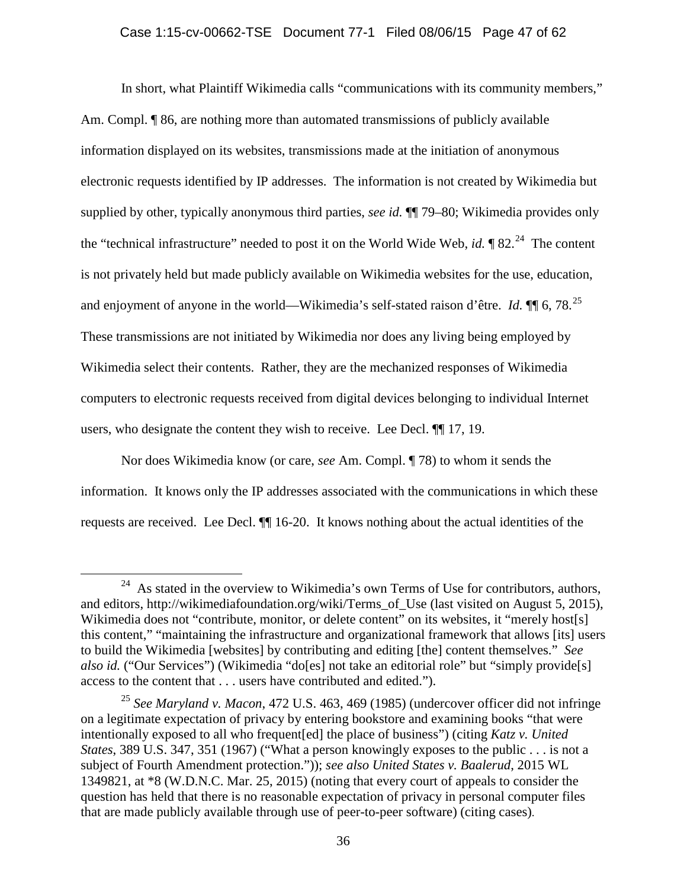In short, what Plaintiff Wikimedia calls "communications with its community members," Am. Compl. ¶ 86, are nothing more than automated transmissions of publicly available information displayed on its websites, transmissions made at the initiation of anonymous electronic requests identified by IP addresses. The information is not created by Wikimedia but supplied by other, typically anonymous third parties, *see id.* ¶¶ 79–80; Wikimedia provides only the "technical infrastructure" needed to post it on the World Wide Web, *id.* ¶ 82.[24] The content is not privately held but made publicly available on Wikimedia websites for the use, education, and enjoyment of anyone in the world—Wikimedia's self-stated raison d'être. *Id.* ¶¶ 6, 78.[25] These transmissions are not initiated by Wikimedia nor does any living being employed by Wikimedia select their contents. Rather, they are the mechanized responses of Wikimedia computers to electronic requests received from digital devices belonging to individual Internet users, who designate the content they wish to receive. Lee Decl. ¶¶ 17, 19.

Nor does Wikimedia know (or care, *see* Am. Compl. ¶ 78) to whom it sends the information. It knows only the IP addresses associated with the communications in which these requests are received. Lee Decl. ¶¶ 16-20. It knows nothing about the actual identities of the

---

[24] As stated in the overview to Wikimedia's own Terms of Use for contributors, authors, and editors, http://wikimediafoundation.org/wiki/Terms_of_Use (last visited on August 5, 2015), Wikimedia does not "contribute, monitor, or delete content" on its websites, it "merely host[s] this content," "maintaining the infrastructure and organizational framework that allows [its] users to build the Wikimedia [websites] by contributing and editing [the] content themselves." *See also id.* ("Our Services") (Wikimedia "do[es] not take an editorial role" but "simply provide[s] access to the content that . . . users have contributed and edited.").

[25] *See Maryland v. Macon*, 472 U.S. 463, 469 (1985) (undercover officer did not infringe on a legitimate expectation of privacy by entering bookstore and examining books "that were intentionally exposed to all who frequent[ed] the place of business") (citing *Katz v. United States*, 389 U.S. 347, 351 (1967) ("What a person knowingly exposes to the public . . . is not a subject of Fourth Amendment protection.")); *see also United States v. Baalerud*, 2015 WL 1349821, at *8 (W.D.N.C. Mar. 25, 2015) (noting that every court of appeals to consider the question has held that there is no reasonable expectation of privacy in personal computer files that are made publicly available through use of peer-to-peer software) (citing cases).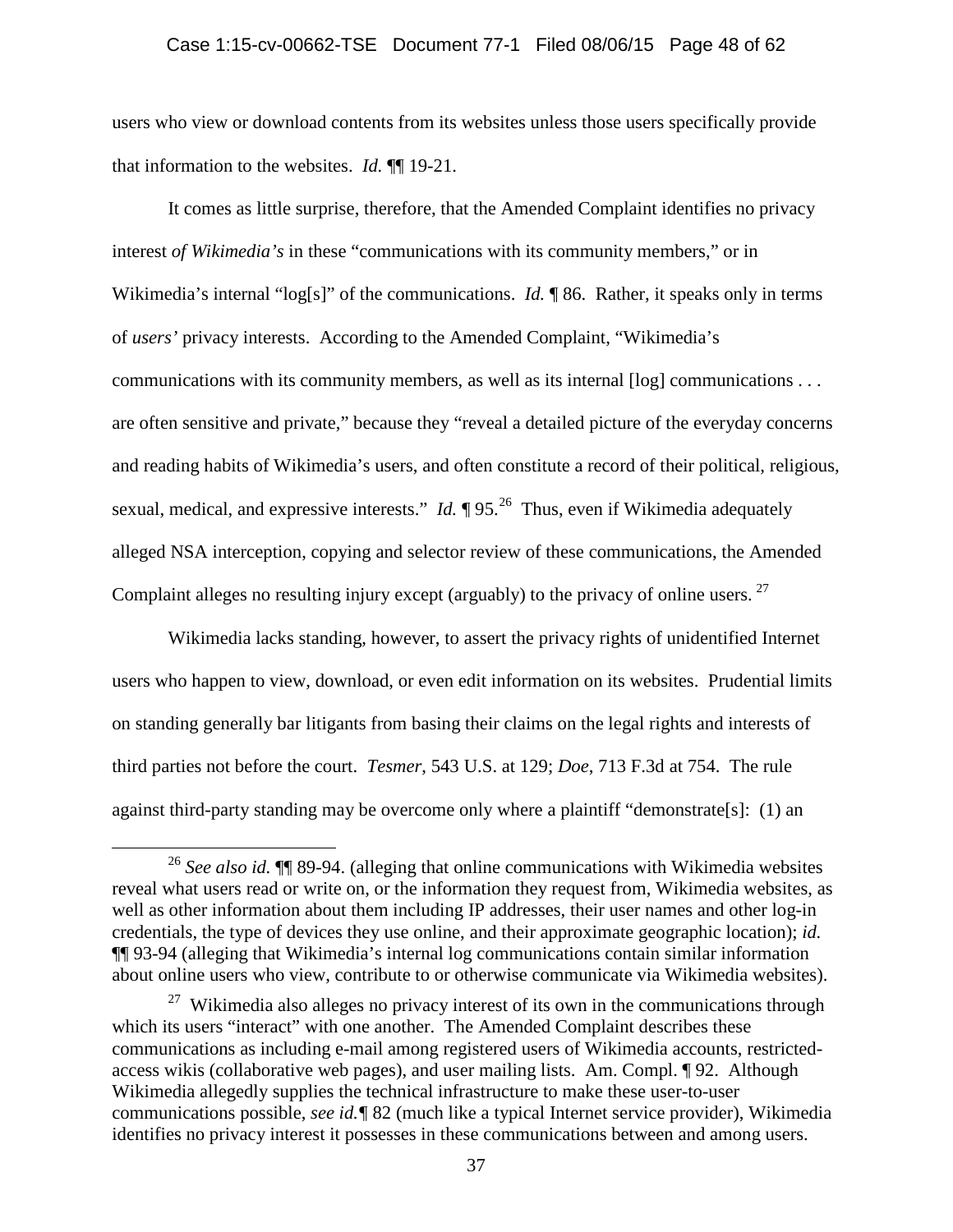users who view or download contents from its websites unless those users specifically provide that information to the websites. *Id.* ¶¶ 19-21.

It comes as little surprise, therefore, that the Amended Complaint identifies no privacy interest *of Wikimedia's* in these "communications with its community members," or in Wikimedia's internal "log[s]" of the communications. *Id.* ¶ 86. Rather, it speaks only in terms of *users'* privacy interests. According to the Amended Complaint, "Wikimedia's communications with its community members, as well as its internal [log] communications . . . are often sensitive and private," because they "reveal a detailed picture of the everyday concerns and reading habits of Wikimedia's users, and often constitute a record of their political, religious, sexual, medical, and expressive interests." *Id.* ¶ 95.[26] Thus, even if Wikimedia adequately alleged NSA interception, copying and selector review of these communications, the Amended Complaint alleges no resulting injury except (arguably) to the privacy of online users.[27]

Wikimedia lacks standing, however, to assert the privacy rights of unidentified Internet users who happen to view, download, or even edit information on its websites. Prudential limits on standing generally bar litigants from basing their claims on the legal rights and interests of third parties not before the court. *Tesmer*, 543 U.S. at 129; *Doe*, 713 F.3d at 754. The rule against third-party standing may be overcome only where a plaintiff "demonstrate[s]: (1) an

---

[26] *See also id.* ¶¶ 89-94. (alleging that online communications with Wikimedia websites reveal what users read or write on, or the information they request from, Wikimedia websites, as well as other information about them including IP addresses, their user names and other log-in credentials, the type of devices they use online, and their approximate geographic location); *id.* ¶¶ 93-94 (alleging that Wikimedia's internal log communications contain similar information about online users who view, contribute to or otherwise communicate via Wikimedia websites).

[27] Wikimedia also alleges no privacy interest of its own in the communications through which its users "interact" with one another. The Amended Complaint describes these communications as including e-mail among registered users of Wikimedia accounts, restricted-access wikis (collaborative web pages), and user mailing lists. Am. Compl. ¶ 92. Although Wikimedia allegedly supplies the technical infrastructure to make these user-to-user communications possible, *see id.*¶ 82 (much like a typical Internet service provider), Wikimedia identifies no privacy interest it possesses in these communications between and among users.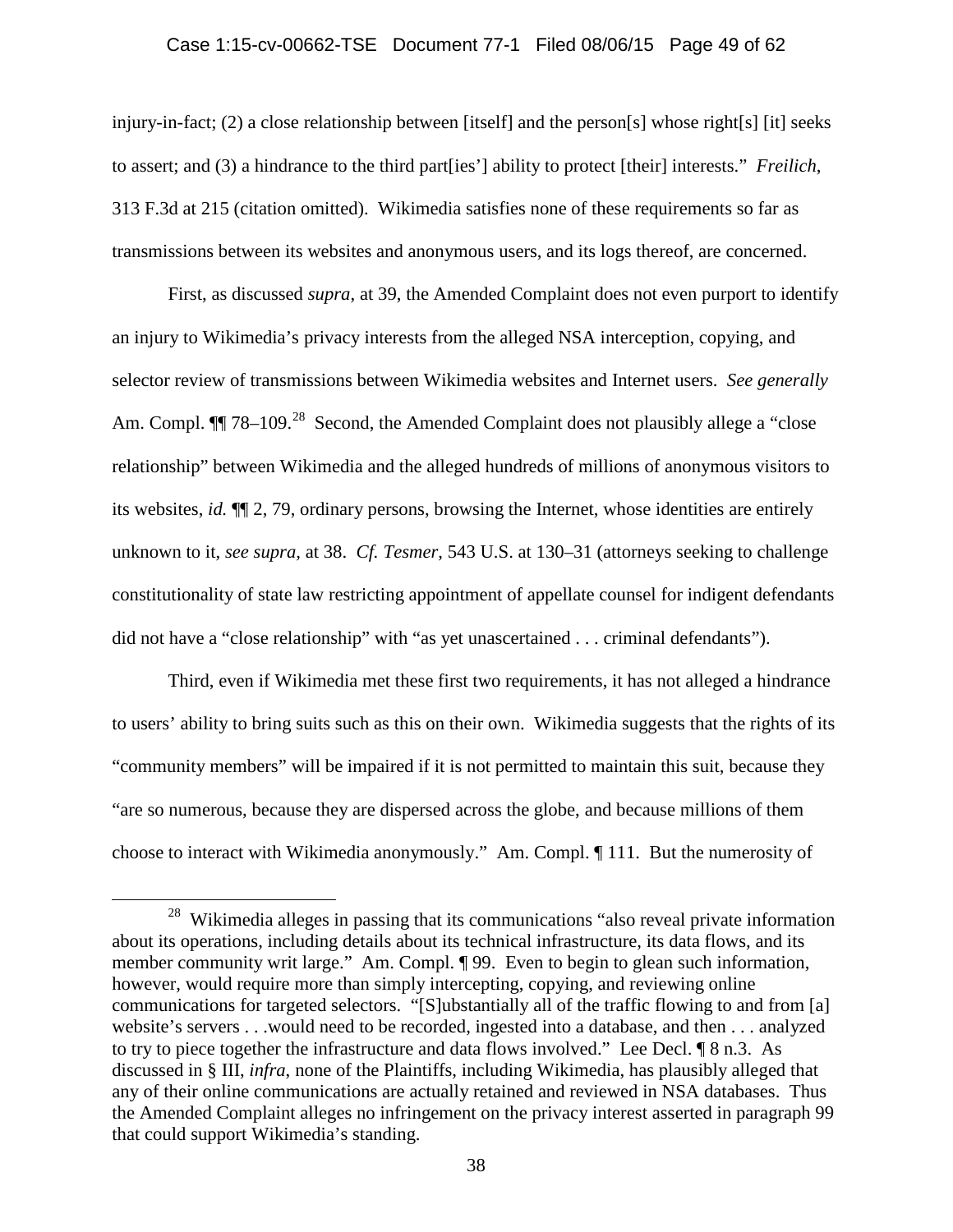injury-in-fact; (2) a close relationship between [itself] and the person[s] whose right[s] [it] seeks to assert; and (3) a hindrance to the third part[ies'] ability to protect [their] interests." *Freilich*, 313 F.3d at 215 (citation omitted). Wikimedia satisfies none of these requirements so far as transmissions between its websites and anonymous users, and its logs thereof, are concerned.

First, as discussed *supra*, at 39, the Amended Complaint does not even purport to identify an injury to Wikimedia's privacy interests from the alleged NSA interception, copying, and selector review of transmissions between Wikimedia websites and Internet users. *See generally* Am. Compl. ¶¶ 78–109.[28] Second, the Amended Complaint does not plausibly allege a "close relationship" between Wikimedia and the alleged hundreds of millions of anonymous visitors to its websites, *id.* ¶¶ 2, 79, ordinary persons, browsing the Internet, whose identities are entirely unknown to it, *see supra*, at 38. *Cf. Tesmer*, 543 U.S. at 130–31 (attorneys seeking to challenge constitutionality of state law restricting appointment of appellate counsel for indigent defendants did not have a "close relationship" with "as yet unascertained . . . criminal defendants").

Third, even if Wikimedia met these first two requirements, it has not alleged a hindrance to users' ability to bring suits such as this on their own. Wikimedia suggests that the rights of its "community members" will be impaired if it is not permitted to maintain this suit, because they "are so numerous, because they are dispersed across the globe, and because millions of them choose to interact with Wikimedia anonymously." Am. Compl. ¶ 111. But the numerosity of

---

[28] Wikimedia alleges in passing that its communications "also reveal private information about its operations, including details about its technical infrastructure, its data flows, and its member community writ large." Am. Compl. ¶ 99. Even to begin to glean such information, however, would require more than simply intercepting, copying, and reviewing online communications for targeted selectors. "[S]ubstantially all of the traffic flowing to and from [a] website's servers . . .would need to be recorded, ingested into a database, and then . . . analyzed to try to piece together the infrastructure and data flows involved." Lee Decl. ¶ 8 n.3. As discussed in § III, *infra*, none of the Plaintiffs, including Wikimedia, has plausibly alleged that any of their online communications are actually retained and reviewed in NSA databases. Thus the Amended Complaint alleges no infringement on the privacy interest asserted in paragraph 99 that could support Wikimedia's standing.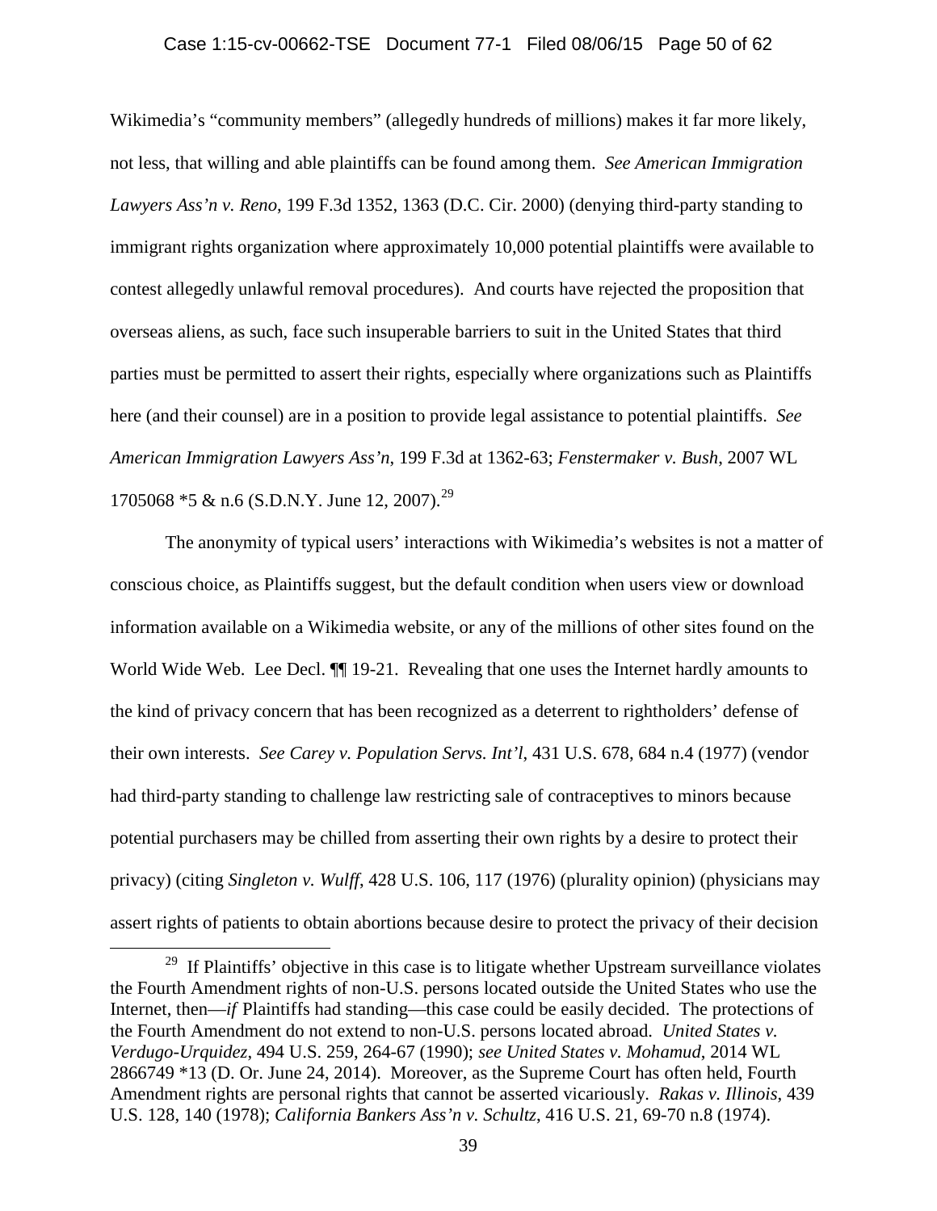Wikimedia's "community members" (allegedly hundreds of millions) makes it far more likely, not less, that willing and able plaintiffs can be found among them. *See American Immigration Lawyers Ass'n v. Reno*, 199 F.3d 1352, 1363 (D.C. Cir. 2000) (denying third-party standing to immigrant rights organization where approximately 10,000 potential plaintiffs were available to contest allegedly unlawful removal procedures). And courts have rejected the proposition that overseas aliens, as such, face such insuperable barriers to suit in the United States that third parties must be permitted to assert their rights, especially where organizations such as Plaintiffs here (and their counsel) are in a position to provide legal assistance to potential plaintiffs. *See American Immigration Lawyers Ass'n*, 199 F.3d at 1362-63; *Fenstermaker v. Bush*, 2007 WL 1705068 *5 & n.6 (S.D.N.Y. June 12, 2007).[29]

The anonymity of typical users' interactions with Wikimedia's websites is not a matter of conscious choice, as Plaintiffs suggest, but the default condition when users view or download information available on a Wikimedia website, or any of the millions of other sites found on the World Wide Web. Lee Decl. ¶¶ 19-21. Revealing that one uses the Internet hardly amounts to the kind of privacy concern that has been recognized as a deterrent to rightholders' defense of their own interests. *See Carey v. Population Servs. Int'l*, 431 U.S. 678, 684 n.4 (1977) (vendor had third-party standing to challenge law restricting sale of contraceptives to minors because potential purchasers may be chilled from asserting their own rights by a desire to protect their privacy) (citing *Singleton v. Wulff*, 428 U.S. 106, 117 (1976) (plurality opinion) (physicians may assert rights of patients to obtain abortions because desire to protect the privacy of their decision

---

[29] If Plaintiffs' objective in this case is to litigate whether Upstream surveillance violates the Fourth Amendment rights of non-U.S. persons located outside the United States who use the Internet, then—*if* Plaintiffs had standing—this case could be easily decided. The protections of the Fourth Amendment do not extend to non-U.S. persons located abroad. *United States v. Verdugo-Urquidez*, 494 U.S. 259, 264-67 (1990); *see United States v. Mohamud*, 2014 WL 2866749 *13 (D. Or. June 24, 2014). Moreover, as the Supreme Court has often held, Fourth Amendment rights are personal rights that cannot be asserted vicariously. *Rakas v. Illinois*, 439 U.S. 128, 140 (1978); *California Bankers Ass'n v. Schultz*, 416 U.S. 21, 69-70 n.8 (1974).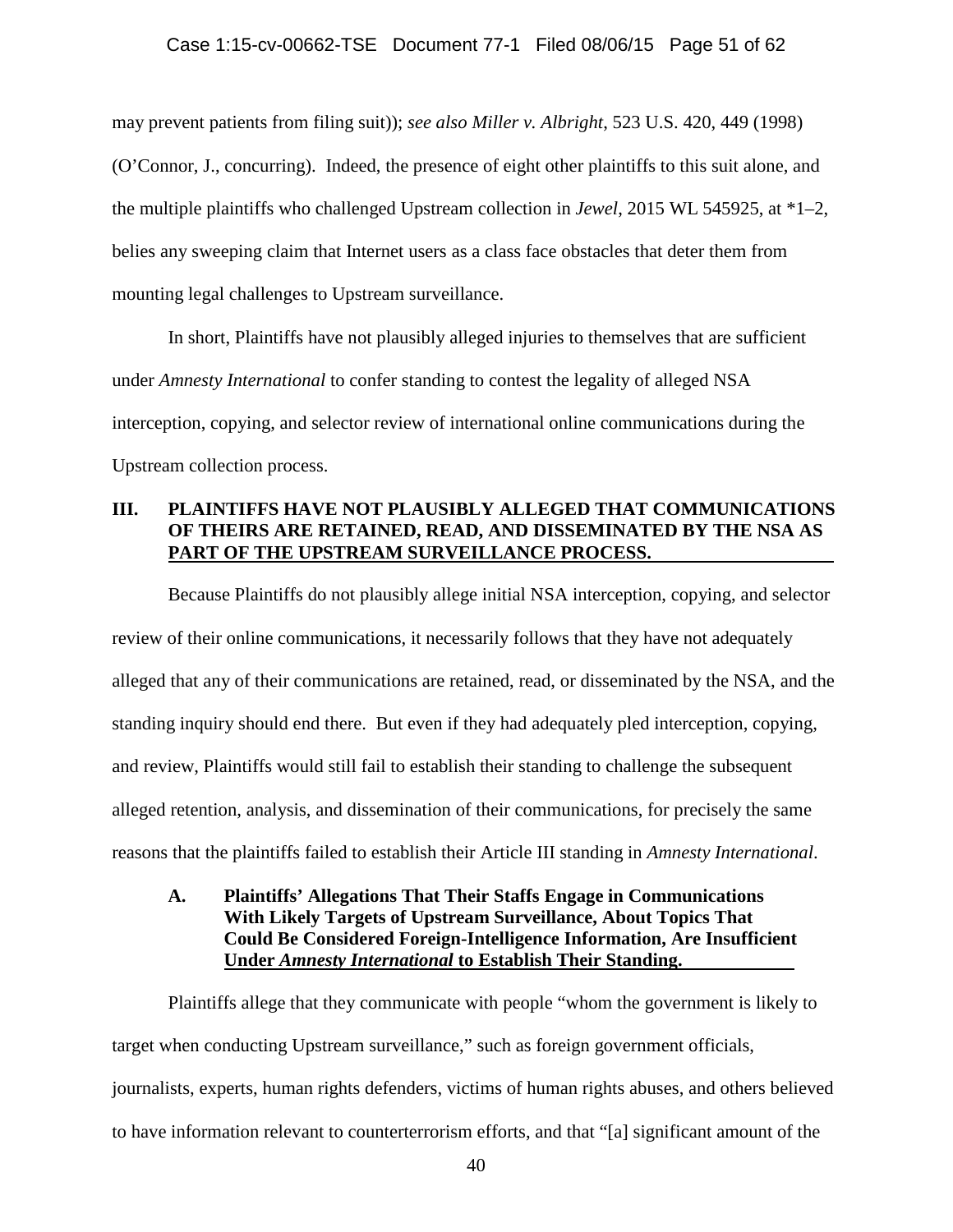may prevent patients from filing suit)); *see also Miller v. Albright*, 523 U.S. 420, 449 (1998) (O'Connor, J., concurring). Indeed, the presence of eight other plaintiffs to this suit alone, and the multiple plaintiffs who challenged Upstream collection in *Jewel*, 2015 WL 545925, at *1–2, belies any sweeping claim that Internet users as a class face obstacles that deter them from mounting legal challenges to Upstream surveillance.

In short, Plaintiffs have not plausibly alleged injuries to themselves that are sufficient under *Amnesty International* to confer standing to contest the legality of alleged NSA interception, copying, and selector review of international online communications during the Upstream collection process.

## III. PLAINTIFFS HAVE NOT PLAUSIBLY ALLEGED THAT COMMUNICATIONS OF THEIRS ARE RETAINED, READ, AND DISSEMINATED BY THE NSA AS PART OF THE UPSTREAM SURVEILLANCE PROCESS.

Because Plaintiffs do not plausibly allege initial NSA interception, copying, and selector review of their online communications, it necessarily follows that they have not adequately alleged that any of their communications are retained, read, or disseminated by the NSA, and the standing inquiry should end there. But even if they had adequately pled interception, copying, and review, Plaintiffs would still fail to establish their standing to challenge the subsequent alleged retention, analysis, and dissemination of their communications, for precisely the same reasons that the plaintiffs failed to establish their Article III standing in *Amnesty International*.

### A. Plaintiffs' Allegations That Their Staffs Engage in Communications With Likely Targets of Upstream Surveillance, About Topics That Could Be Considered Foreign-Intelligence Information, Are Insufficient Under *Amnesty International* to Establish Their Standing.

Plaintiffs allege that they communicate with people "whom the government is likely to target when conducting Upstream surveillance," such as foreign government officials, journalists, experts, human rights defenders, victims of human rights abuses, and others believed to have information relevant to counterterrorism efforts, and that "[a] significant amount of the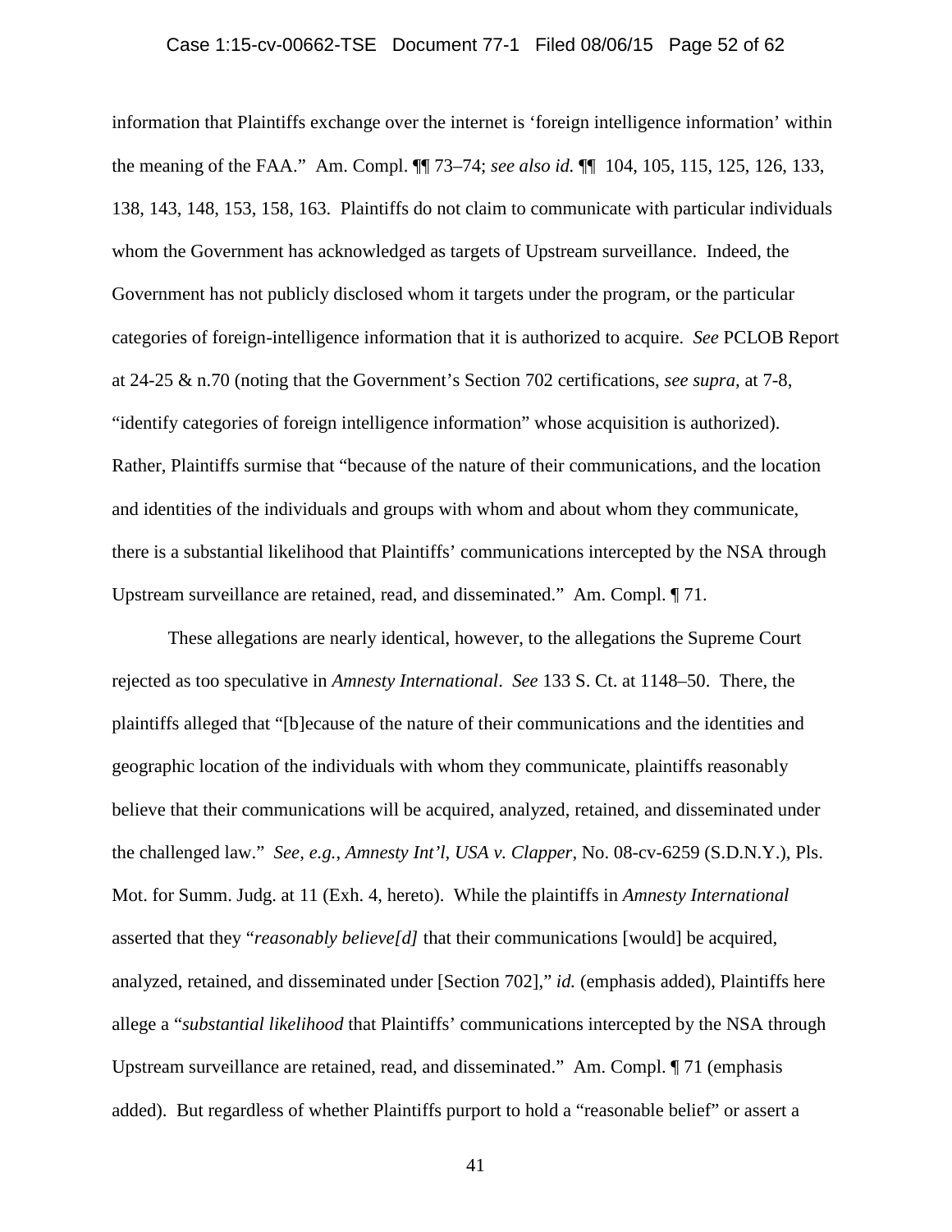information that Plaintiffs exchange over the internet is 'foreign intelligence information' within the meaning of the FAA." Am. Compl. ¶¶ 73–74; *see also id.* ¶¶ 104, 105, 115, 125, 126, 133, 138, 143, 148, 153, 158, 163. Plaintiffs do not claim to communicate with particular individuals whom the Government has acknowledged as targets of Upstream surveillance. Indeed, the Government has not publicly disclosed whom it targets under the program, or the particular categories of foreign-intelligence information that it is authorized to acquire. *See* PCLOB Report at 24-25 & n.70 (noting that the Government's Section 702 certifications, *see supra*, at 7-8, "identify categories of foreign intelligence information" whose acquisition is authorized). Rather, Plaintiffs surmise that "because of the nature of their communications, and the location and identities of the individuals and groups with whom and about whom they communicate, there is a substantial likelihood that Plaintiffs' communications intercepted by the NSA through Upstream surveillance are retained, read, and disseminated." Am. Compl. ¶ 71.

These allegations are nearly identical, however, to the allegations the Supreme Court rejected as too speculative in *Amnesty International*. *See* 133 S. Ct. at 1148–50. There, the plaintiffs alleged that "[b]ecause of the nature of their communications and the identities and geographic location of the individuals with whom they communicate, plaintiffs reasonably believe that their communications will be acquired, analyzed, retained, and disseminated under the challenged law." *See, e.g.*, *Amnesty Int'l, USA v. Clapper*, No. 08-cv-6259 (S.D.N.Y.), Pls. Mot. for Summ. Judg. at 11 (Exh. 4, hereto). While the plaintiffs in *Amnesty International* asserted that they "*reasonably believe[d]* that their communications [would] be acquired, analyzed, retained, and disseminated under [Section 702]," *id.* (emphasis added), Plaintiffs here allege a "*substantial likelihood* that Plaintiffs' communications intercepted by the NSA through Upstream surveillance are retained, read, and disseminated." Am. Compl. ¶ 71 (emphasis added). But regardless of whether Plaintiffs purport to hold a "reasonable belief" or assert a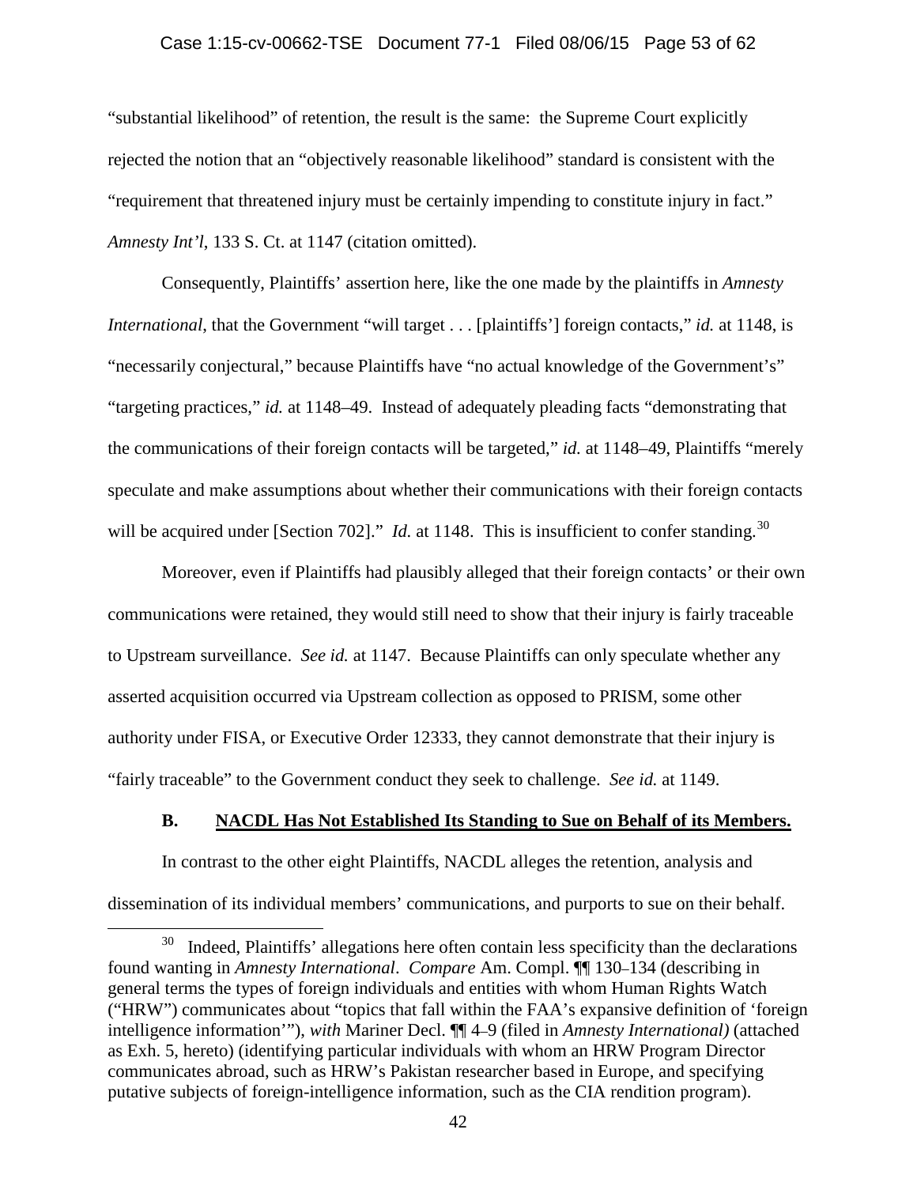"substantial likelihood" of retention, the result is the same: the Supreme Court explicitly rejected the notion that an "objectively reasonable likelihood" standard is consistent with the "requirement that threatened injury must be certainly impending to constitute injury in fact." *Amnesty Int'l*, 133 S. Ct. at 1147 (citation omitted).

Consequently, Plaintiffs' assertion here, like the one made by the plaintiffs in *Amnesty International*, that the Government "will target . . . [plaintiffs'] foreign contacts," *id.* at 1148, is "necessarily conjectural," because Plaintiffs have "no actual knowledge of the Government's" "targeting practices," *id.* at 1148–49. Instead of adequately pleading facts "demonstrating that the communications of their foreign contacts will be targeted," *id.* at 1148–49, Plaintiffs "merely speculate and make assumptions about whether their communications with their foreign contacts will be acquired under [Section 702]." *Id.* at 1148. This is insufficient to confer standing.[30]

Moreover, even if Plaintiffs had plausibly alleged that their foreign contacts' or their own communications were retained, they would still need to show that their injury is fairly traceable to Upstream surveillance. *See id.* at 1147. Because Plaintiffs can only speculate whether any asserted acquisition occurred via Upstream collection as opposed to PRISM, some other authority under FISA, or Executive Order 12333, they cannot demonstrate that their injury is "fairly traceable" to the Government conduct they seek to challenge. *See id.* at 1149.

### B. NACDL Has Not Established Its Standing to Sue on Behalf of its Members.

In contrast to the other eight Plaintiffs, NACDL alleges the retention, analysis and dissemination of its individual members' communications, and purports to sue on their behalf.

[30] Indeed, Plaintiffs' allegations here often contain less specificity than the declarations found wanting in *Amnesty International*. *Compare* Am. Compl. ¶¶ 130–134 (describing in general terms the types of foreign individuals and entities with whom Human Rights Watch ("HRW") communicates about "topics that fall within the FAA's expansive definition of 'foreign intelligence information'"), *with* Mariner Decl. ¶¶ 4–9 (filed in *Amnesty International)* (attached as Exh. 5, hereto) (identifying particular individuals with whom an HRW Program Director communicates abroad, such as HRW's Pakistan researcher based in Europe, and specifying putative subjects of foreign-intelligence information, such as the CIA rendition program).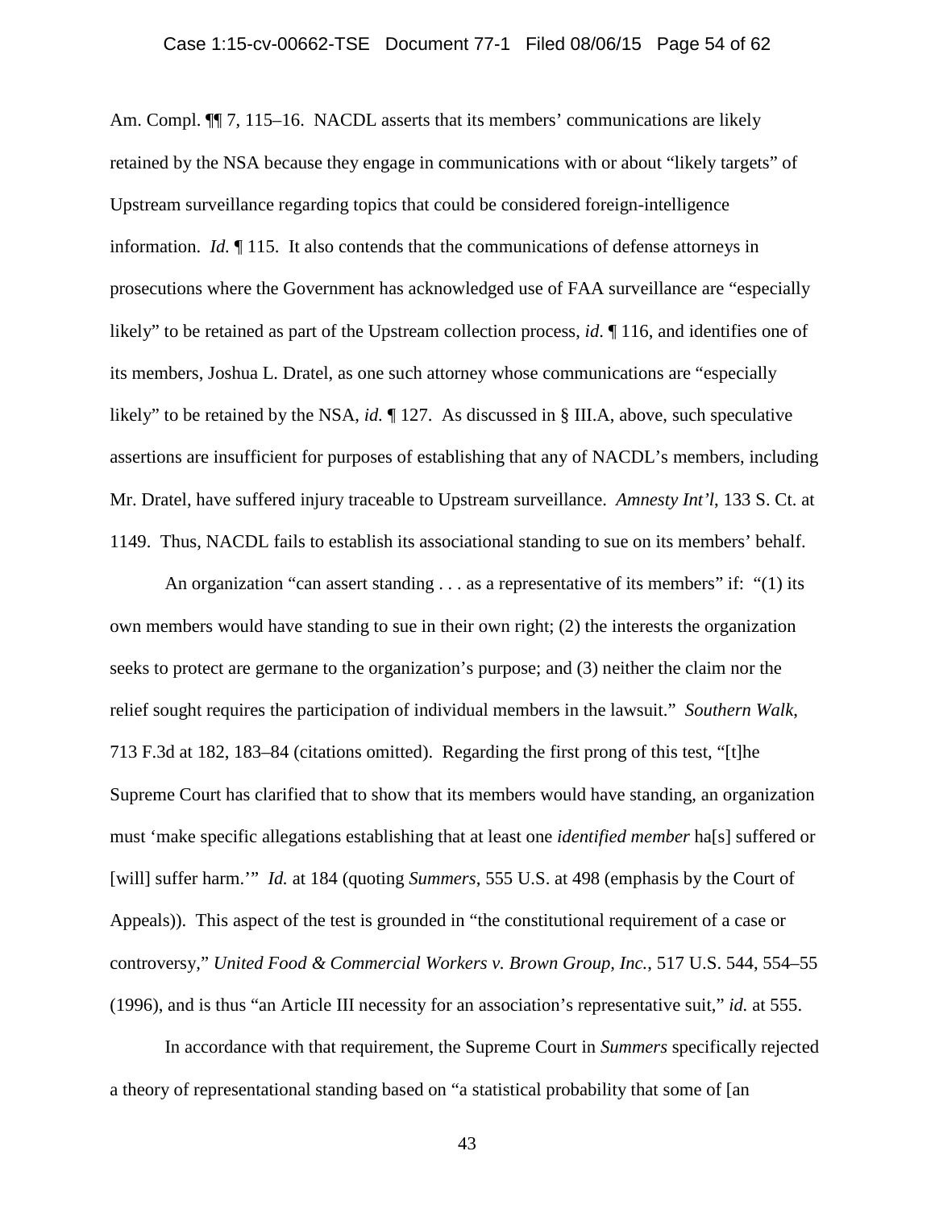Am. Compl. ¶¶ 7, 115–16. NACDL asserts that its members' communications are likely retained by the NSA because they engage in communications with or about "likely targets" of Upstream surveillance regarding topics that could be considered foreign-intelligence information. *Id.* ¶ 115. It also contends that the communications of defense attorneys in prosecutions where the Government has acknowledged use of FAA surveillance are "especially likely" to be retained as part of the Upstream collection process, *id*. ¶ 116, and identifies one of its members, Joshua L. Dratel, as one such attorney whose communications are "especially likely" to be retained by the NSA, *id.* ¶ 127. As discussed in § III.A, above, such speculative assertions are insufficient for purposes of establishing that any of NACDL's members, including Mr. Dratel, have suffered injury traceable to Upstream surveillance. *Amnesty Int'l*, 133 S. Ct. at 1149. Thus, NACDL fails to establish its associational standing to sue on its members' behalf.

An organization "can assert standing . . . as a representative of its members" if: "(1) its own members would have standing to sue in their own right; (2) the interests the organization seeks to protect are germane to the organization's purpose; and (3) neither the claim nor the relief sought requires the participation of individual members in the lawsuit." *Southern Walk*, 713 F.3d at 182, 183–84 (citations omitted). Regarding the first prong of this test, "[t]he Supreme Court has clarified that to show that its members would have standing, an organization must 'make specific allegations establishing that at least one *identified member* ha[s] suffered or [will] suffer harm.'" *Id.* at 184 (quoting *Summers*, 555 U.S. at 498 (emphasis by the Court of Appeals)). This aspect of the test is grounded in "the constitutional requirement of a case or controversy," *United Food & Commercial Workers v. Brown Group, Inc.*, 517 U.S. 544, 554–55 (1996), and is thus "an Article III necessity for an association's representative suit," *id.* at 555.

In accordance with that requirement, the Supreme Court in *Summers* specifically rejected a theory of representational standing based on "a statistical probability that some of [an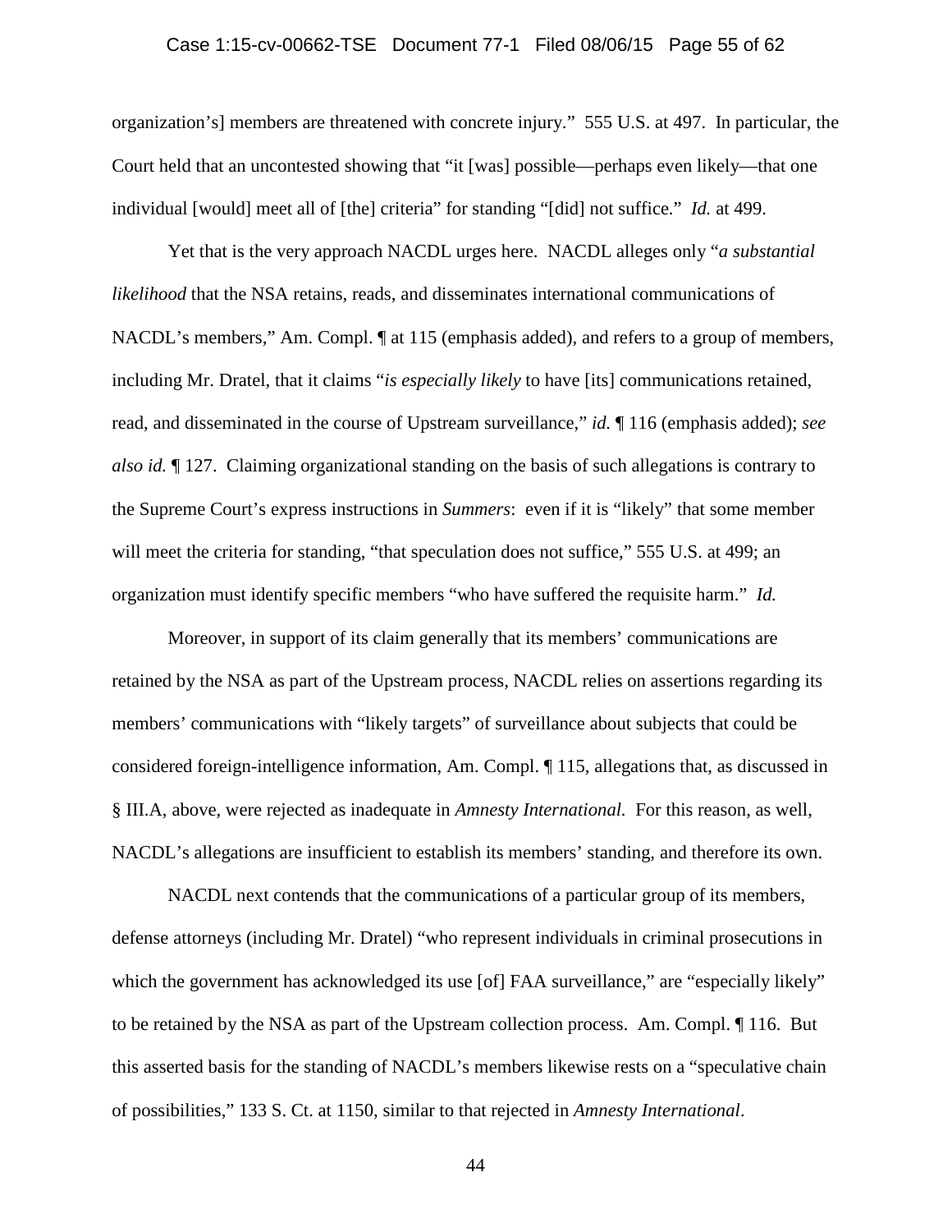organization's] members are threatened with concrete injury." 555 U.S. at 497. In particular, the Court held that an uncontested showing that "it [was] possible—perhaps even likely—that one individual [would] meet all of [the] criteria" for standing "[did] not suffice." *Id.* at 499.

Yet that is the very approach NACDL urges here. NACDL alleges only "*a substantial likelihood* that the NSA retains, reads, and disseminates international communications of NACDL's members," Am. Compl. ¶ at 115 (emphasis added), and refers to a group of members, including Mr. Dratel, that it claims "*is especially likely* to have [its] communications retained, read, and disseminated in the course of Upstream surveillance," *id.* ¶ 116 (emphasis added); *see also id.* ¶ 127. Claiming organizational standing on the basis of such allegations is contrary to the Supreme Court's express instructions in *Summers*: even if it is "likely" that some member will meet the criteria for standing, "that speculation does not suffice," 555 U.S. at 499; an organization must identify specific members "who have suffered the requisite harm." *Id.*

Moreover, in support of its claim generally that its members' communications are retained by the NSA as part of the Upstream process, NACDL relies on assertions regarding its members' communications with "likely targets" of surveillance about subjects that could be considered foreign-intelligence information, Am. Compl. ¶ 115, allegations that, as discussed in § III.A, above, were rejected as inadequate in *Amnesty International.* For this reason, as well, NACDL's allegations are insufficient to establish its members' standing, and therefore its own.

NACDL next contends that the communications of a particular group of its members, defense attorneys (including Mr. Dratel) "who represent individuals in criminal prosecutions in which the government has acknowledged its use [of] FAA surveillance," are "especially likely" to be retained by the NSA as part of the Upstream collection process. Am. Compl. ¶ 116. But this asserted basis for the standing of NACDL's members likewise rests on a "speculative chain of possibilities," 133 S. Ct. at 1150, similar to that rejected in *Amnesty International*.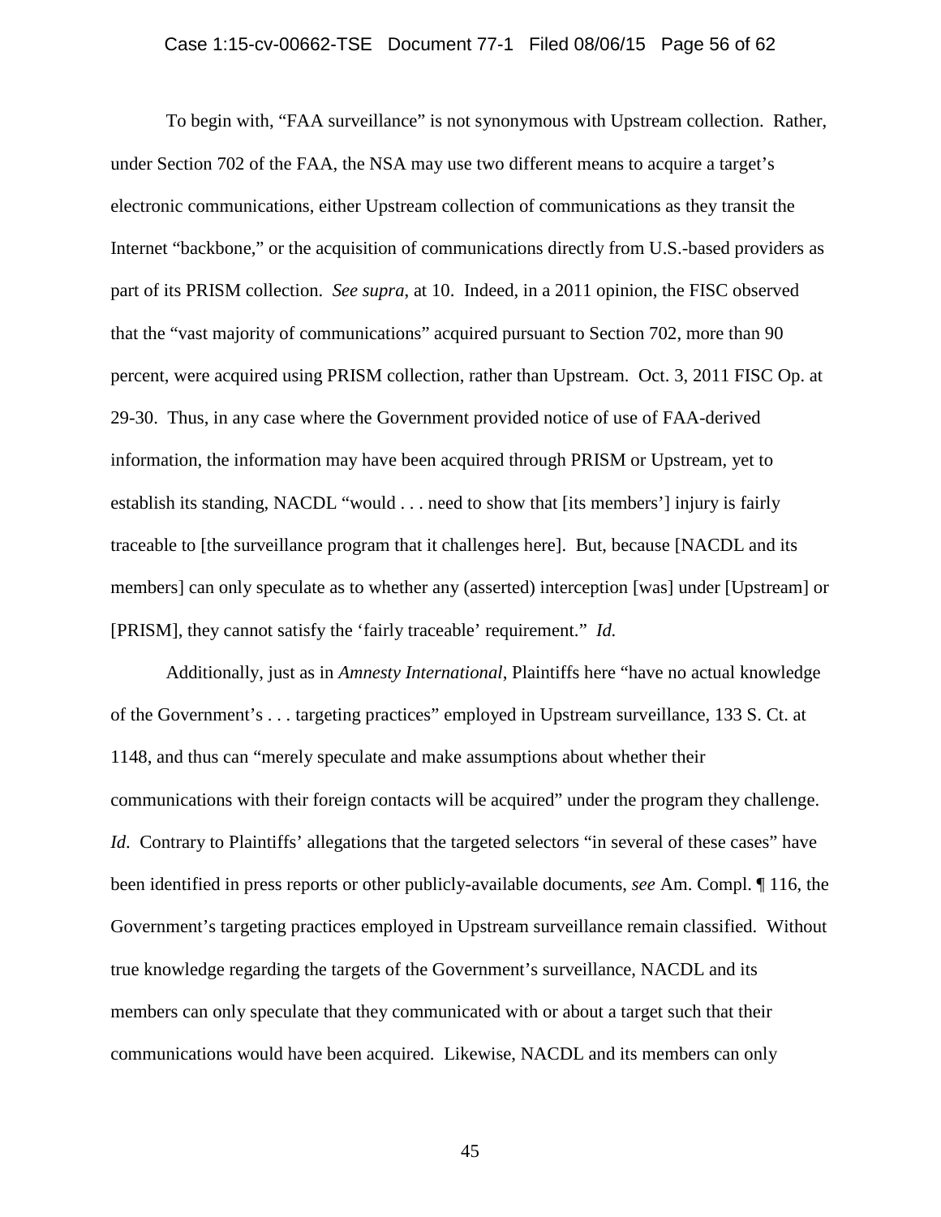To begin with, "FAA surveillance" is not synonymous with Upstream collection. Rather, under Section 702 of the FAA, the NSA may use two different means to acquire a target's electronic communications, either Upstream collection of communications as they transit the Internet "backbone," or the acquisition of communications directly from U.S.-based providers as part of its PRISM collection. *See supra*, at 10. Indeed, in a 2011 opinion, the FISC observed that the "vast majority of communications" acquired pursuant to Section 702, more than 90 percent, were acquired using PRISM collection, rather than Upstream. Oct. 3, 2011 FISC Op. at 29-30. Thus, in any case where the Government provided notice of use of FAA-derived information, the information may have been acquired through PRISM or Upstream, yet to establish its standing, NACDL "would . . . need to show that [its members'] injury is fairly traceable to [the surveillance program that it challenges here]. But, because [NACDL and its members] can only speculate as to whether any (asserted) interception [was] under [Upstream] or [PRISM], they cannot satisfy the 'fairly traceable' requirement." *Id.*

Additionally, just as in *Amnesty International*, Plaintiffs here "have no actual knowledge of the Government's . . . targeting practices" employed in Upstream surveillance, 133 S. Ct. at 1148, and thus can "merely speculate and make assumptions about whether their communications with their foreign contacts will be acquired" under the program they challenge. *Id.* Contrary to Plaintiffs' allegations that the targeted selectors "in several of these cases" have been identified in press reports or other publicly-available documents, *see* Am. Compl. ¶ 116, the Government's targeting practices employed in Upstream surveillance remain classified. Without true knowledge regarding the targets of the Government's surveillance, NACDL and its members can only speculate that they communicated with or about a target such that their communications would have been acquired. Likewise, NACDL and its members can only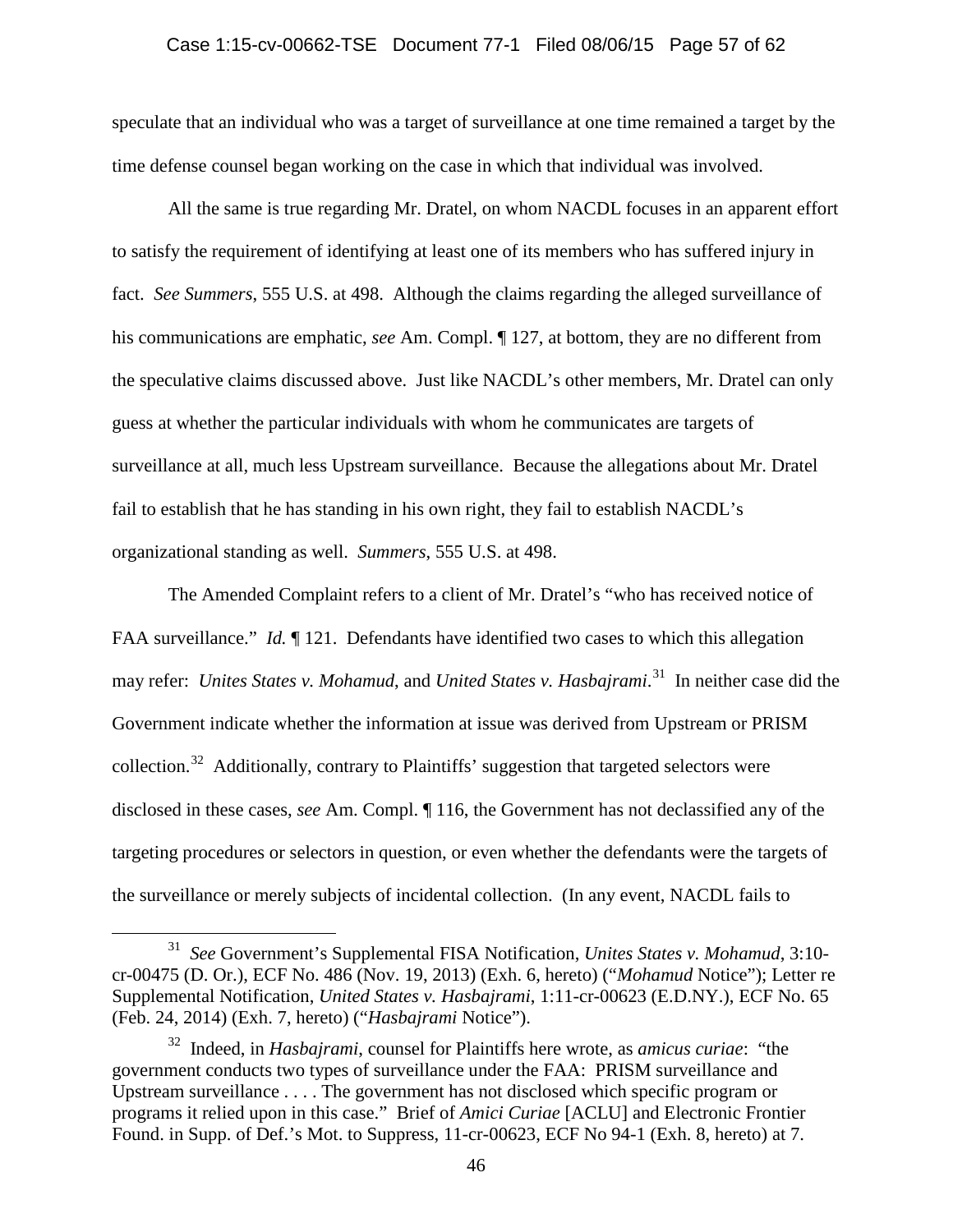speculate that an individual who was a target of surveillance at one time remained a target by the time defense counsel began working on the case in which that individual was involved.

All the same is true regarding Mr. Dratel, on whom NACDL focuses in an apparent effort to satisfy the requirement of identifying at least one of its members who has suffered injury in fact. *See Summers*, 555 U.S. at 498. Although the claims regarding the alleged surveillance of his communications are emphatic, *see* Am. Compl. ¶ 127, at bottom, they are no different from the speculative claims discussed above. Just like NACDL's other members, Mr. Dratel can only guess at whether the particular individuals with whom he communicates are targets of surveillance at all, much less Upstream surveillance. Because the allegations about Mr. Dratel fail to establish that he has standing in his own right, they fail to establish NACDL's organizational standing as well. *Summers*, 555 U.S. at 498.

The Amended Complaint refers to a client of Mr. Dratel's "who has received notice of FAA surveillance." *Id.* ¶ 121. Defendants have identified two cases to which this allegation may refer: *Unites States v. Mohamud*, and *United States v. Hasbajrami*.[31] In neither case did the Government indicate whether the information at issue was derived from Upstream or PRISM collection.[32] Additionally, contrary to Plaintiffs' suggestion that targeted selectors were disclosed in these cases, *see* Am. Compl. ¶ 116, the Government has not declassified any of the targeting procedures or selectors in question, or even whether the defendants were the targets of the surveillance or merely subjects of incidental collection. (In any event, NACDL fails to

---

[31] *See* Government's Supplemental FISA Notification, *Unites States v. Mohamud*, 3:10-cr-00475 (D. Or.), ECF No. 486 (Nov. 19, 2013) (Exh. 6, hereto) ("*Mohamud* Notice"); Letter re Supplemental Notification, *United States v. Hasbajrami*, 1:11-cr-00623 (E.D.NY.), ECF No. 65 (Feb. 24, 2014) (Exh. 7, hereto) ("*Hasbajrami* Notice").

[32] Indeed, in *Hasbajrami*, counsel for Plaintiffs here wrote, as *amicus curiae*: "the government conducts two types of surveillance under the FAA: PRISM surveillance and Upstream surveillance . . . . The government has not disclosed which specific program or programs it relied upon in this case." Brief of *Amici Curiae* [ACLU] and Electronic Frontier Found. in Supp. of Def.'s Mot. to Suppress, 11-cr-00623, ECF No 94-1 (Exh. 8, hereto) at 7.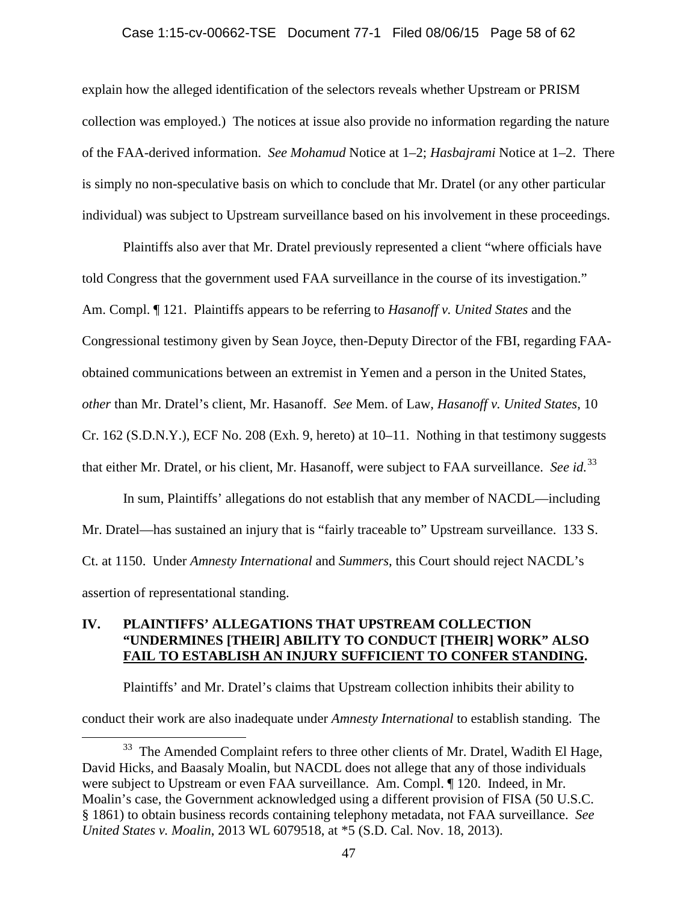explain how the alleged identification of the selectors reveals whether Upstream or PRISM collection was employed.) The notices at issue also provide no information regarding the nature of the FAA-derived information. *See Mohamud* Notice at 1–2; *Hasbajrami* Notice at 1–2. There is simply no non-speculative basis on which to conclude that Mr. Dratel (or any other particular individual) was subject to Upstream surveillance based on his involvement in these proceedings.

Plaintiffs also aver that Mr. Dratel previously represented a client "where officials have told Congress that the government used FAA surveillance in the course of its investigation." Am. Compl. ¶ 121. Plaintiffs appears to be referring to *Hasanoff v. United States* and the Congressional testimony given by Sean Joyce, then-Deputy Director of the FBI, regarding FAA-obtained communications between an extremist in Yemen and a person in the United States, *other* than Mr. Dratel's client, Mr. Hasanoff. *See* Mem. of Law, *Hasanoff v. United States*, 10 Cr. 162 (S.D.N.Y.), ECF No. 208 (Exh. 9, hereto) at 10–11. Nothing in that testimony suggests that either Mr. Dratel, or his client, Mr. Hasanoff, were subject to FAA surveillance. *See id.*[33]

In sum, Plaintiffs' allegations do not establish that any member of NACDL—including Mr. Dratel—has sustained an injury that is "fairly traceable to" Upstream surveillance. 133 S. Ct. at 1150. Under *Amnesty International* and *Summers*, this Court should reject NACDL's assertion of representational standing.

## IV. PLAINTIFFS' ALLEGATIONS THAT UPSTREAM COLLECTION "UNDERMINES [THEIR] ABILITY TO CONDUCT [THEIR] WORK" ALSO FAIL TO ESTABLISH AN INJURY SUFFICIENT TO CONFER STANDING.

Plaintiffs' and Mr. Dratel's claims that Upstream collection inhibits their ability to conduct their work are also inadequate under *Amnesty International* to establish standing. The

[33] The Amended Complaint refers to three other clients of Mr. Dratel, Wadith El Hage, David Hicks, and Baasaly Moalin, but NACDL does not allege that any of those individuals were subject to Upstream or even FAA surveillance. Am. Compl. ¶ 120. Indeed, in Mr. Moalin's case, the Government acknowledged using a different provision of FISA (50 U.S.C. § 1861) to obtain business records containing telephony metadata, not FAA surveillance. *See United States v. Moalin*, 2013 WL 6079518, at *5 (S.D. Cal. Nov. 18, 2013).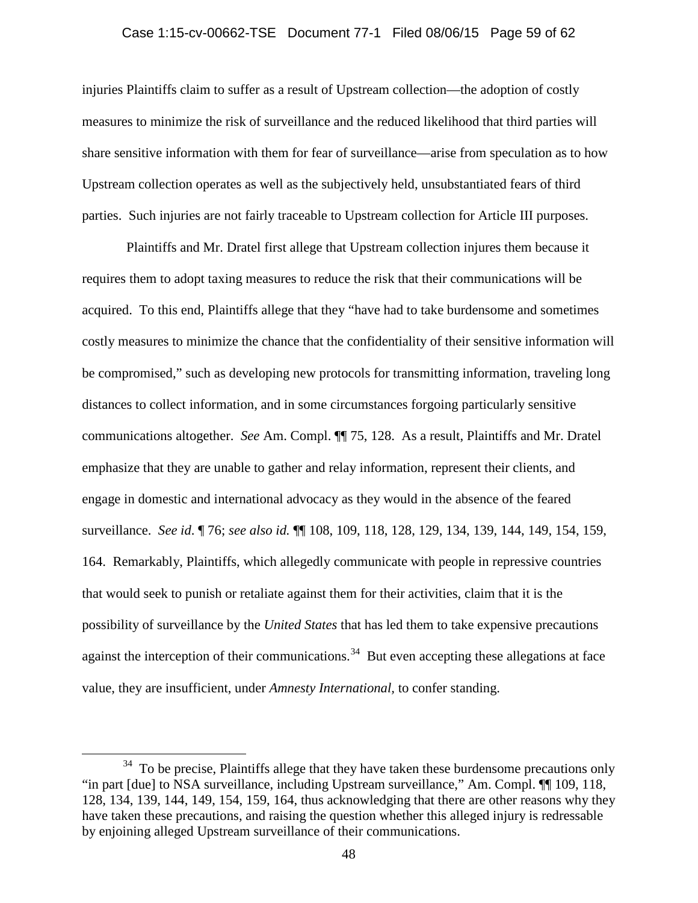injuries Plaintiffs claim to suffer as a result of Upstream collection—the adoption of costly measures to minimize the risk of surveillance and the reduced likelihood that third parties will share sensitive information with them for fear of surveillance—arise from speculation as to how Upstream collection operates as well as the subjectively held, unsubstantiated fears of third parties. Such injuries are not fairly traceable to Upstream collection for Article III purposes.

Plaintiffs and Mr. Dratel first allege that Upstream collection injures them because it requires them to adopt taxing measures to reduce the risk that their communications will be acquired. To this end, Plaintiffs allege that they "have had to take burdensome and sometimes costly measures to minimize the chance that the confidentiality of their sensitive information will be compromised," such as developing new protocols for transmitting information, traveling long distances to collect information, and in some circumstances forgoing particularly sensitive communications altogether. *See* Am. Compl. ¶¶ 75, 128. As a result, Plaintiffs and Mr. Dratel emphasize that they are unable to gather and relay information, represent their clients, and engage in domestic and international advocacy as they would in the absence of the feared surveillance. *See id.* ¶ 76; *see also id.* ¶¶ 108, 109, 118, 128, 129, 134, 139, 144, 149, 154, 159, 164. Remarkably, Plaintiffs, which allegedly communicate with people in repressive countries that would seek to punish or retaliate against them for their activities, claim that it is the possibility of surveillance by the *United States* that has led them to take expensive precautions against the interception of their communications.[34] But even accepting these allegations at face value, they are insufficient, under *Amnesty International,* to confer standing.

[34] To be precise, Plaintiffs allege that they have taken these burdensome precautions only "in part [due] to NSA surveillance, including Upstream surveillance," Am. Compl. ¶¶ 109, 118, 128, 134, 139, 144, 149, 154, 159, 164, thus acknowledging that there are other reasons why they have taken these precautions, and raising the question whether this alleged injury is redressable by enjoining alleged Upstream surveillance of their communications.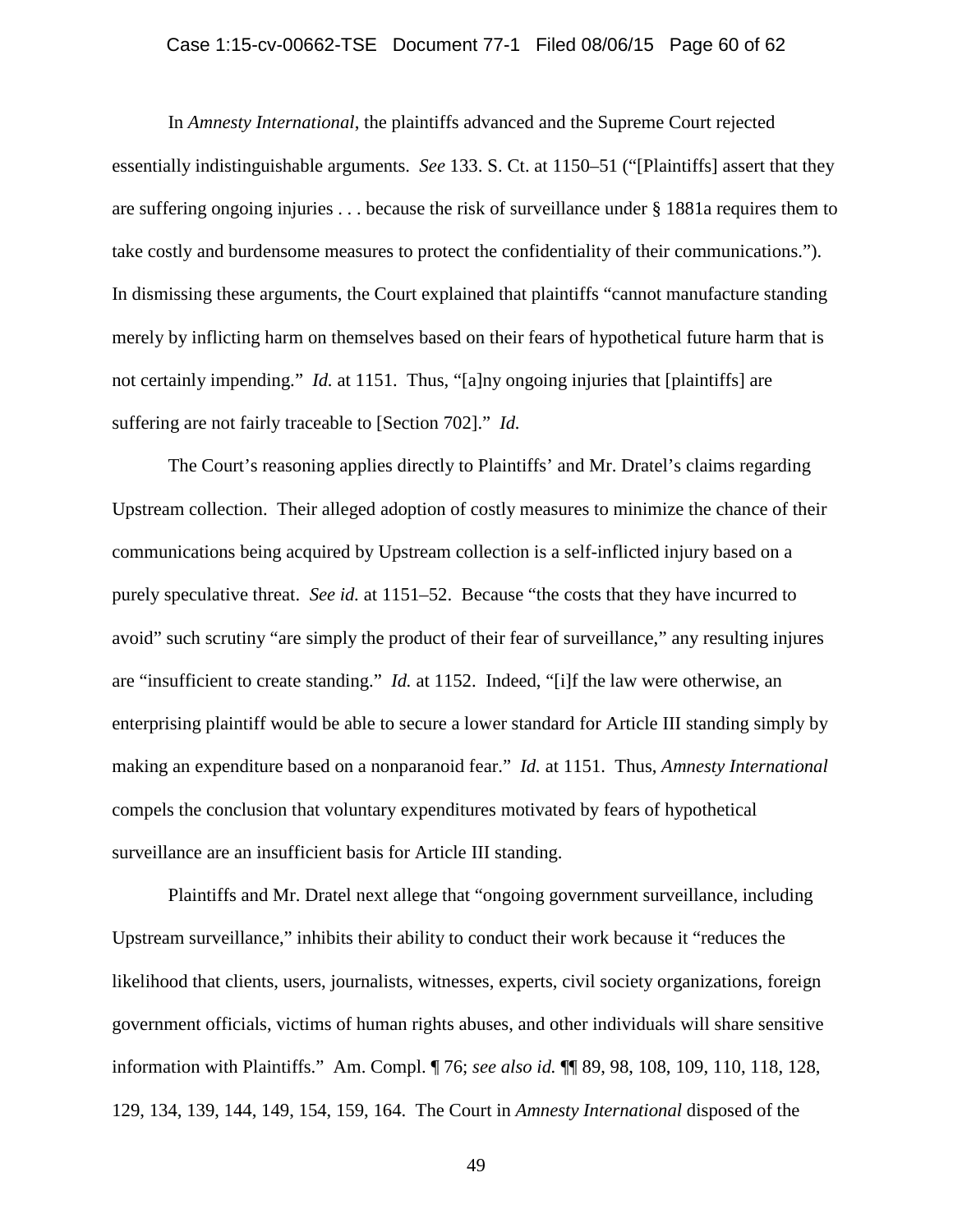In *Amnesty International*, the plaintiffs advanced and the Supreme Court rejected essentially indistinguishable arguments. *See* 133. S. Ct. at 1150–51 ("[Plaintiffs] assert that they are suffering ongoing injuries . . . because the risk of surveillance under § 1881a requires them to take costly and burdensome measures to protect the confidentiality of their communications."). In dismissing these arguments, the Court explained that plaintiffs "cannot manufacture standing merely by inflicting harm on themselves based on their fears of hypothetical future harm that is not certainly impending." *Id.* at 1151. Thus, "[a]ny ongoing injuries that [plaintiffs] are suffering are not fairly traceable to [Section 702]." *Id.*

The Court's reasoning applies directly to Plaintiffs' and Mr. Dratel's claims regarding Upstream collection. Their alleged adoption of costly measures to minimize the chance of their communications being acquired by Upstream collection is a self-inflicted injury based on a purely speculative threat. *See id.* at 1151–52. Because "the costs that they have incurred to avoid" such scrutiny "are simply the product of their fear of surveillance," any resulting injures are "insufficient to create standing." *Id.* at 1152. Indeed, "[i]f the law were otherwise, an enterprising plaintiff would be able to secure a lower standard for Article III standing simply by making an expenditure based on a nonparanoid fear." *Id.* at 1151. Thus, *Amnesty International* compels the conclusion that voluntary expenditures motivated by fears of hypothetical surveillance are an insufficient basis for Article III standing.

Plaintiffs and Mr. Dratel next allege that "ongoing government surveillance, including Upstream surveillance," inhibits their ability to conduct their work because it "reduces the likelihood that clients, users, journalists, witnesses, experts, civil society organizations, foreign government officials, victims of human rights abuses, and other individuals will share sensitive information with Plaintiffs." Am. Compl. ¶ 76; *see also id.* ¶¶ 89, 98, 108, 109, 110, 118, 128, 129, 134, 139, 144, 149, 154, 159, 164. The Court in *Amnesty International* disposed of the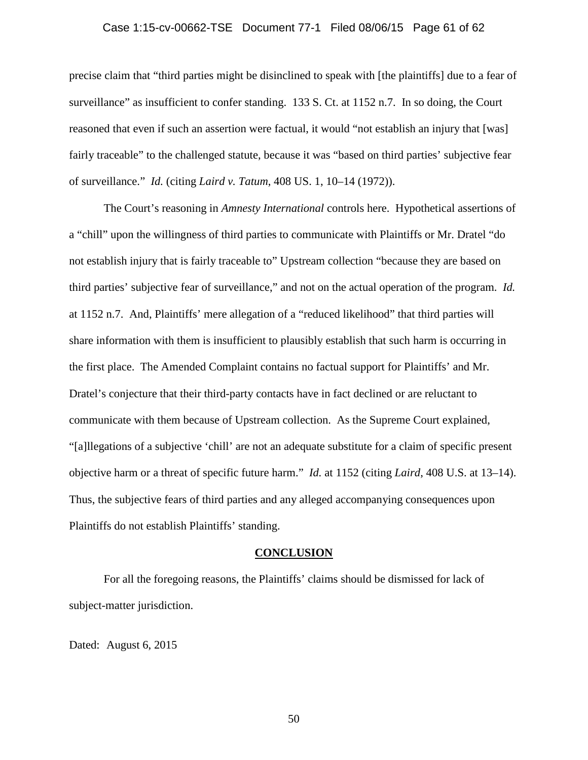precise claim that "third parties might be disinclined to speak with [the plaintiffs] due to a fear of surveillance" as insufficient to confer standing. 133 S. Ct. at 1152 n.7. In so doing, the Court reasoned that even if such an assertion were factual, it would "not establish an injury that [was] fairly traceable" to the challenged statute, because it was "based on third parties' subjective fear of surveillance." *Id.* (citing *Laird v. Tatum*, 408 US. 1, 10–14 (1972)).

The Court's reasoning in *Amnesty International* controls here. Hypothetical assertions of a "chill" upon the willingness of third parties to communicate with Plaintiffs or Mr. Dratel "do not establish injury that is fairly traceable to" Upstream collection "because they are based on third parties' subjective fear of surveillance," and not on the actual operation of the program. *Id.* at 1152 n.7. And, Plaintiffs' mere allegation of a "reduced likelihood" that third parties will share information with them is insufficient to plausibly establish that such harm is occurring in the first place. The Amended Complaint contains no factual support for Plaintiffs' and Mr. Dratel's conjecture that their third-party contacts have in fact declined or are reluctant to communicate with them because of Upstream collection. As the Supreme Court explained, "[a]llegations of a subjective 'chill' are not an adequate substitute for a claim of specific present objective harm or a threat of specific future harm." *Id.* at 1152 (citing *Laird*, 408 U.S. at 13–14). Thus, the subjective fears of third parties and any alleged accompanying consequences upon Plaintiffs do not establish Plaintiffs' standing.

## CONCLUSION

For all the foregoing reasons, the Plaintiffs' claims should be dismissed for lack of subject-matter jurisdiction.

Dated: August 6, 2015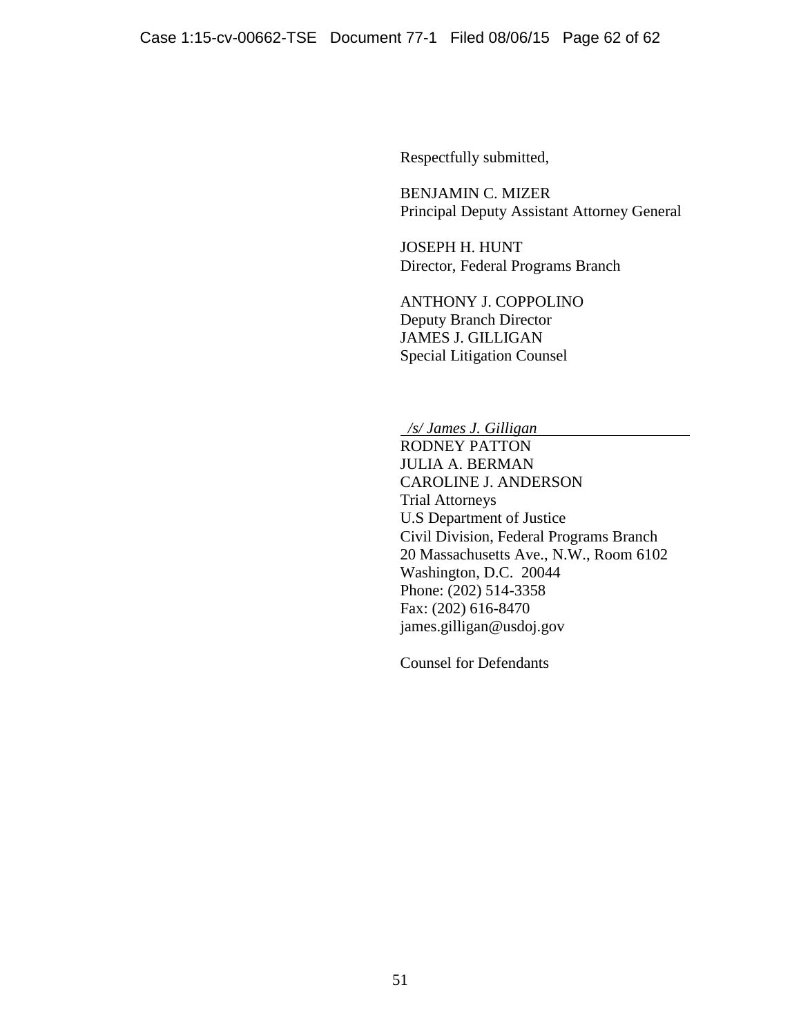Respectfully submitted,

BENJAMIN C. MIZER
Principal Deputy Assistant Attorney General

JOSEPH H. HUNT
Director, Federal Programs Branch

ANTHONY J. COPPOLINO
Deputy Branch Director
JAMES J. GILLIGAN
Special Litigation Counsel

*/s/ James J. Gilligan*
RODNEY PATTON
JULIA A. BERMAN
CAROLINE J. ANDERSON
Trial Attorneys
U.S Department of Justice
Civil Division, Federal Programs Branch
20 Massachusetts Ave., N.W., Room 6102
Washington, D.C. 20044
Phone: (202) 514-3358
Fax: (202) 616-8470
james.gilligan@usdoj.gov

Counsel for Defendants